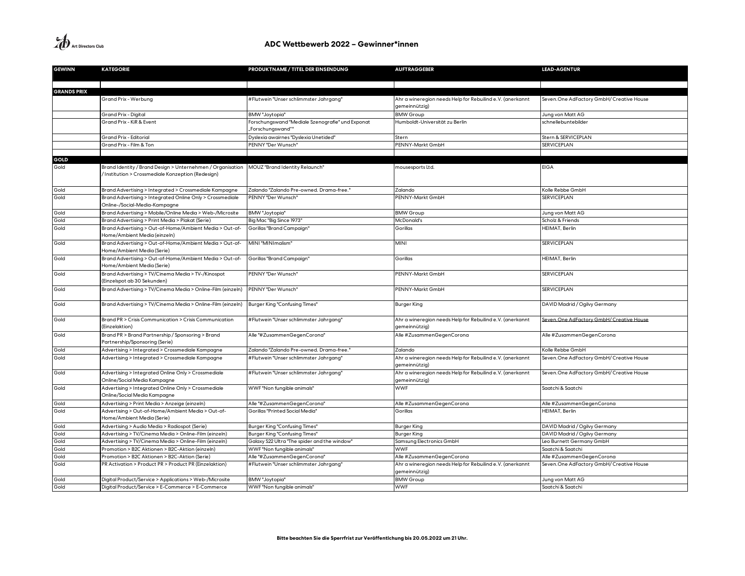# ADC Wettbewerb 2022 – Gewinner*innen

| GEWINN | KATEGORIE | PRODUKTNAME / TITEL DER EINSENDUNG | AUFTRAGGEBER | LEAD-AGENTUR |
|---|---|---|---|---|
| | | | | |
| **GRANDS PRIX** | | | | |
| | Grand Prix - Werbung | #Flutwein "Unser schlimmster Jahrgang" | Ahr a wineregion needs Help for Rebuilind e.V. (anerkannt gemeinnützig) | Seven.One AdFactory GmbH/ Creative House |
| | Grand Prix - Digital | BMW "Joytopia" | BMW Group | Jung von Matt AG |
| | Grand Prix - KiR & Event | Forschungswand "Mediale Szenografie" und Exponat „Forschungswand"" | Humboldt-Universität zu Berlin | schnellebuntebilder |
| | Grand Prix - Editorial | Dyslexia awairnes "Dyslexia Unetided" | Stern | Stern & SERVICEPLAN |
| | Grand Prix - Film & Ton | PENNY "Der Wunsch" | PENNY-Markt GmbH | SERVICEPLAN |
| | | | | |
| **GOLD** | | | | |
| Gold | Brand Identity / Brand Design > Unternehmen / Organisation / Institution > Crossmediale Konzeption (Redesign) | MOUZ "Brand Identity Relaunch" | mousesports Ltd. | EIGA |
| Gold | Brand Advertising > Integrated > Crossmediale Kampagne | Zalando "Zalando Pre-owned. Drama-free." | Zalando | Kolle Rebbe GmbH |
| Gold | Brand Advertising > Integrated Online Only > Crossmediale Online-/Social-Media-Kampagne | PENNY "Der Wunsch" | PENNY-Markt GmbH | SERVICEPLAN |
| Gold | Brand Advertising > Mobile/Online Media > Web-/Microsite | BMW "Joytopia" | BMW Group | Jung von Matt AG |
| Gold | Brand Advertising > Print Media > Plakat (Serie) | Big Mac "Big Since 1973" | McDonald's | Scholz & Friends |
| Gold | Brand Advertising > Out-of-Home/Ambient Media > Out-of-Home/Ambient Media (einzeln) | Gorillas "Brand Campaign" | Gorillas | HEIMAT, Berlin |
| Gold | Brand Advertising > Out-of-Home/Ambient Media > Out-of-Home/Ambient Media (Serie) | MINI "MINImalism" | MINI | SERVICEPLAN |
| Gold | Brand Advertising > Out-of-Home/Ambient Media > Out-of-Home/Ambient Media (Serie) | Gorillas "Brand Campaign" | Gorillas | HEIMAT, Berlin |
| Gold | Brand Advertising > TV/Cinema Media > TV-/Kinospot (Einzelspot ab 30 Sekunden) | PENNY "Der Wunsch" | PENNY-Markt GmbH | SERVICEPLAN |
| Gold | Brand Advertising > TV/Cinema Media > Online-Film (einzeln) | PENNY "Der Wunsch" | PENNY-Markt GmbH | SERVICEPLAN |
| Gold | Brand Advertising > TV/Cinema Media > Online-Film (einzeln) | Burger King "Confusing Times" | Burger King | DAVID Madrid / Ogilvy Germany |
| Gold | Brand PR > Crisis Communication > Crisis Communication (Einzelaktion) | #Flutwein "Unser schlimmster Jahrgang" | Ahr a wineregion needs Help for Rebuilind e.V. (anerkannt gemeinnützig) | Seven.One AdFactory GmbH/ Creative House |
| Gold | Brand PR > Brand Partnership / Sponsoring > Brand Partnership/Sponsoring (Serie) | Alle "#ZusammenGegenCorona" | Alle #ZusammenGegenCorona | Alle #ZusammenGegenCorona |
| Gold | Advertising > Integrated > Crossmediale Kampagne | Zalando "Zalando Pre-owned. Drama-free." | Zalando | Kolle Rebbe GmbH |
| Gold | Advertising > Integrated > Crossmediale Kampagne | #Flutwein "Unser schlimmster Jahrgang" | Ahr a wineregion needs Help for Rebuilind e.V. (anerkannt gemeinnützig) | Seven.One AdFactory GmbH/ Creative House |
| Gold | Advertising > Integrated Online Only > Crossmediale Online/Social Media Kampagne | #Flutwein "Unser schlimmster Jahrgang" | Ahr a wineregion needs Help for Rebuilind e.V. (anerkannt gemeinnützig) | Seven.One AdFactory GmbH/ Creative House |
| Gold | Advertising > Integrated Online Only > Crossmediale Online/Social Media Kampagne | WWF "Non fungible animals" | WWF | Saatchi & Saatchi |
| Gold | Advertising > Print Media > Anzeige (einzeln) | Alle "#ZusammenGegenCorona" | Alle #ZusammenGegenCorona | Alle #ZusammenGegenCorona |
| Gold | Advertising > Out-of-Home/Ambient Media > Out-of-Home/Ambient Media (Serie) | Gorillas "Printed Social Media" | Gorillas | HEIMAT, Berlin |
| Gold | Advertising > Audio Media > Radiospot (Serie) | Burger King "Confusing Times" | Burger King | DAVID Madrid / Ogilvy Germany |
| Gold | Advertising > TV/Cinema Media > Online-Film (einzeln) | Burger King "Confusing Times" | Burger King | DAVID Madrid / Ogilvy Germany |
| Gold | Advertising > TV/Cinema Media > Online-Film (einzeln) | Galaxy S22 Ultra "The spider and the window" | Samsung Electronics GmbH | Leo Burnett Germany GmbH |
| Gold | Promotion > B2C Aktionen > B2C-Aktion (einzeln) | WWF "Non fungible animals" | WWF | Saatchi & Saatchi |
| Gold | Promotion > B2C Aktionen > B2C-Aktion (Serie) | Alle "#ZusammenGegenCorona" | Alle #ZusammenGegenCorona | Alle #ZusammenGegenCorona |
| Gold | PR Activation > Product PR > Product PR (Einzelaktion) | #Flutwein "Unser schlimmster Jahrgang" | Ahr a wineregion needs Help for Rebuilind e.V. (anerkannt gemeinnützig) | Seven.One AdFactory GmbH/ Creative House |
| Gold | Digital Product/Service > Applications > Web-/Microsite | BMW "Joytopia" | BMW Group | Jung von Matt AG |
| Gold | Digital Product/Service > E-Commerce > E-Commerce | WWF "Non fungible animals" | WWF | Saatchi & Saatchi |

**Bitte beachten Sie die Sperrfrist zur Veröffentlichung bis 20.05.2022 um 21 Uhr.**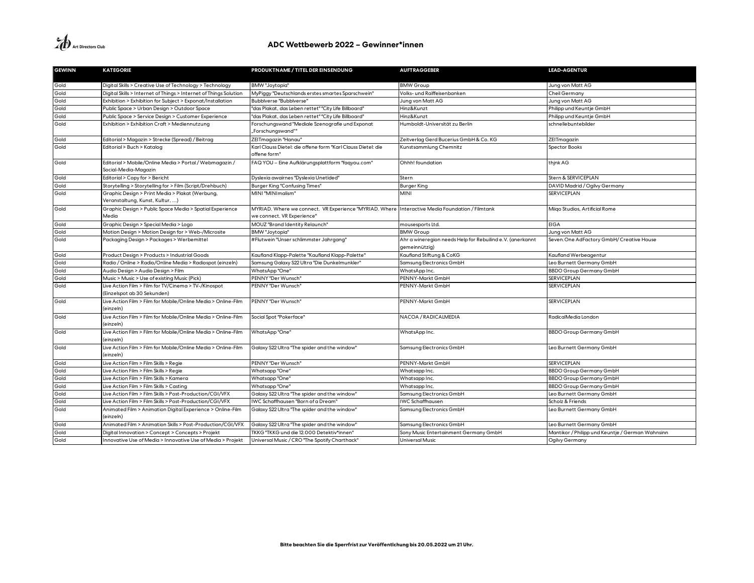## ADC Wettbewerb 2022 – Gewinner*innen

| GEWINN | KATEGORIE | PRODUKTNAME / TITEL DER EINSENDUNG | AUFTRAGGEBER | LEAD-AGENTUR |
|---|---|---|---|---|
| Gold | Digital Skills > Creative Use of Technology > Technology | BMW "Joytopia" | BMW Group | Jung von Matt AG |
| Gold | Digital Skills > Internet of Things > Internet of Things Solution | MyPiggy "Deutschlands erstes smartes Sparschwein" | Volks- und Raiffeisenbanken | Cheil Germany |
| Gold | Exhibition > Exhibition for Subject > Exponat/Installation | Bubblverse "Bubblverse" | Jung von Matt AG | Jung von Matt AG |
| Gold | Public Space > Urban Design > Outdoor Space | "das Plakat, das Leben rettet" "City Life Billboard" | Hinz&Kunzt | Philipp und Keuntje GmbH |
| Gold | Public Space > Service Design > Customer Experience | "das Plakat, das Leben rettet" "City Life Billboard" | Hinz&Kunzt | Philipp und Keuntje GmbH |
| Gold | Exhibition > Exhibition Craft > Mediennutzung | Forschungswand "Mediale Szenografie und Exponat „Forschungswand"" | Humboldt-Universität zu Berlin | schnellebuntebilder |
| Gold | Editorial > Magazin > Strecke (Spread) / Beitrag | ZEITmagazin "Hanau" | Zeitverlag Gerd Bucerius GmbH & Co. KG | ZEITmagazin |
| Gold | Editorial > Buch > Katalog | Karl Clauss Dietel: die offene form "Karl Clauss Dietel: die offene form" | Kunstsammlung Chemnitz | Spector Books |
| Gold | Editorial > Mobile/Online Media > Portal / Webmagazin / Social-Media-Magazin | FAQ YOU – Eine Aufklärungsplattform "faqyou.com" | Ohhh! foundation | thjnk AG |
| Gold | Editorial > Copy for > Bericht | Dyslexia awairnes "Dyslexia Unetided" | Stern | Stern & SERVICEPLAN |
| Gold | Storytelling > Storytelling for > Film (Script/Drehbuch) | Burger King "Confusing Times" | Burger King | DAVID Madrid / Ogilvy Germany |
| Gold | Graphic Design > Print Media > Plakat (Werbung, Veranstaltung, Kunst, Kultur, ...) | MINI "MINImalism" | MINI | SERVICEPLAN |
| Gold | Graphic Design > Public Space Media > Spatial Experience Media | MYRIAD. Where we connect. VR Experience "MYRIAD. Where we connect. VR Experience" | Interactive Media Foundation / Filmtank | Miiqo Studios, Artificial Rome |
| Gold | Graphic Design > Special Media > Logo | MOUZ "Brand Identity Relaunch" | mousesports Ltd. | EIGA |
| Gold | Motion Design > Motion Design for > Web-/Microsite | BMW "Joytopia" | BMW Group | Jung von Matt AG |
| Gold | Packaging Design > Packages > Werbemittel | #Flutwein "Unser schlimmster Jahrgang" | Ahr a wineregion needs Help for Rebuilind e.V. (anerkannt gemeinnützig) | Seven.One AdFactory GmbH/ Creative House |
| Gold | Product Design > Products > Industrial Goods | Kaufland Klapp-Palette "Kaufland Klapp-Palette" | Kaufland Stiftung & CoKG | Kaufland Werbeagentur |
| Gold | Radio / Online > Radio/Online Media > Radiospot (einzeln) | Samsung Galaxy S22 Ultra "Die Dunkelmunkler" | Samsung Electronics GmbH | Leo Burnett Germany GmbH |
| Gold | Audio Design > Audio Design > Film | WhatsApp "One" | WhatsApp Inc. | BBDO Group Germany GmbH |
| Gold | Music > Music > Use of existing Music (Pick) | PENNY "Der Wunsch" | PENNY-Markt GmbH | SERVICEPLAN |
| Gold | Live Action Film > Film for TV/Cinema > TV-/Kinospot (Einzelspot ab 30 Sekunden) | PENNY "Der Wunsch" | PENNY-Markt GmbH | SERVICEPLAN |
| Gold | Live Action Film > Film for Mobile/Online Media > Online-Film (einzeln) | PENNY "Der Wunsch" | PENNY-Markt GmbH | SERVICEPLAN |
| Gold | Live Action Film > Film for Mobile/Online Media > Online-Film (einzeln) | Social Spot "Pokerface" | NACOA / RADICALMEDIA | RadicalMedia London |
| Gold | Live Action Film > Film for Mobile/Online Media > Online-Film (einzeln) | WhatsApp "One" | WhatsApp Inc. | BBDO Group Germany GmbH |
| Gold | Live Action Film > Film for Mobile/Online Media > Online-Film (einzeln) | Galaxy S22 Ultra "The spider and the window" | Samsung Electronics GmbH | Leo Burnett Germany GmbH |
| Gold | Live Action Film > Film Skills > Regie | PENNY "Der Wunsch" | PENNY-Markt GmbH | SERVICEPLAN |
| Gold | Live Action Film > Film Skills > Regie | Whatsapp "One" | Whatsapp Inc. | BBDO Group Germany GmbH |
| Gold | Live Action Film > Film Skills > Kamera | Whatsapp "One" | Whatsapp Inc. | BBDO Group Germany GmbH |
| Gold | Live Action Film > Film Skills > Casting | Whatsapp "One" | Whatsapp Inc. | BBDO Group Germany GmbH |
| Gold | Live Action Film > Film Skills > Post-Production/CGI/VFX | Galaxy S22 Ultra "The spider and the window" | Samsung Electronics GmbH | Leo Burnett Germany GmbH |
| Gold | Live Action Film > Film Skills > Post-Production/CGI/VFX | IWC Schaffhausen "Born of a Dream" | IWC Schaffhausen | Scholz & Friends |
| Gold | Animated Film > Animation Digital Experience > Online-Film (einzeln) | Galaxy S22 Ultra "The spider and the window" | Samsung Electronics GmbH | Leo Burnett Germany GmbH |
| Gold | Animated Film > Animation Skills > Post-Production/CGI/VFX | Galaxy S22 Ultra "The spider and the window" | Samsung Electronics GmbH | Leo Burnett Germany GmbH |
| Gold | Digital Innovation > Concept > Concepts > Projekt | TKKG "TKKG und die 12.000 Detektiv*innen" | Sony Music Entertainment Germany GmbH | Mantikor / Philipp und Keuntje / German Wahnsinn |
| Gold | Innovative Use of Media > Innovative Use of Media > Projekt | Universal Music / CRO "The Spotify Charthack" | Universal Music | Ogilvy Germany |

**Bitte beachten Sie die Sperrfrist zur Veröffentlichung bis 20.05.2022 um 21 Uhr.**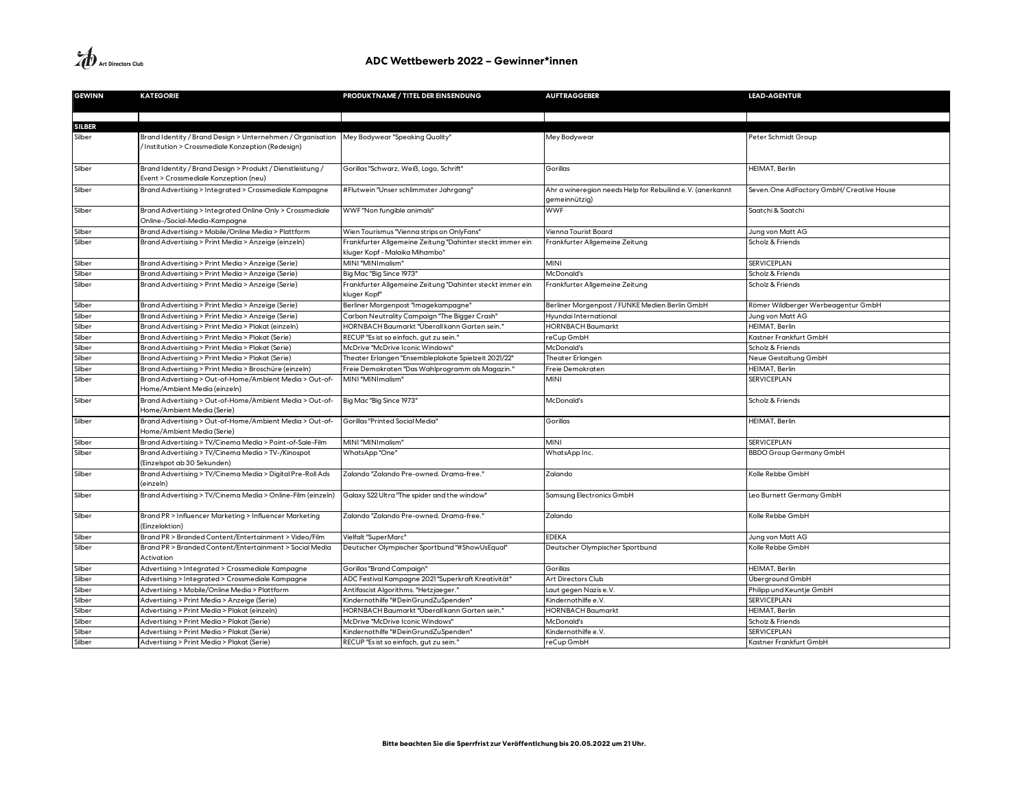## ADC Wettbewerb 2022 – Gewinner*innen

| GEWINN | KATEGORIE | PRODUKTNAME / TITEL DER EINSENDUNG | AUFTRAGGEBER | LEAD-AGENTUR |
|---|---|---|---|---|
| | | | | |
| **SILBER** | | | | |
| Silber | Brand Identity / Brand Design > Unternehmen / Organisation / Institution > Crossmediale Konzeption (Redesign) | Mey Bodywear "Speaking Quality" | Mey Bodywear | Peter Schmidt Group |
| Silber | Brand Identity / Brand Design > Produkt / Dienstleistung / Event > Crossmediale Konzeption (neu) | Gorillas "Schwarz, Weiß, Logo, Schrift" | Gorillas | HEIMAT, Berlin |
| Silber | Brand Advertising > Integrated > Crossmediale Kampagne | #Flutwein "Unser schlimmster Jahrgang" | Ahr a wineregion needs Help for Rebuilind e.V. (anerkannt gemeinnützig) | Seven.One AdFactory GmbH/ Creative House |
| Silber | Brand Advertising > Integrated Online Only > Crossmediale Online-/Social-Media-Kampagne | WWF "Non fungible animals" | WWF | Saatchi & Saatchi |
| Silber | Brand Advertising > Mobile/Online Media > Plattform | Wien Tourismus "Vienna strips on OnlyFans" | Vienna Tourist Board | Jung von Matt AG |
| Silber | Brand Advertising > Print Media > Anzeige (einzeln) | Frankfurter Allgemeine Zeitung "Dahinter steckt immer ein kluger Kopf - Malaika Mihambo" | Frankfurter Allgemeine Zeitung | Scholz & Friends |
| Silber | Brand Advertising > Print Media > Anzeige (Serie) | MINI "MINImalism" | MINI | SERVICEPLAN |
| Silber | Brand Advertising > Print Media > Anzeige (Serie) | Big Mac "Big Since 1973" | McDonald's | Scholz & Friends |
| Silber | Brand Advertising > Print Media > Anzeige (Serie) | Frankfurter Allgemeine Zeitung "Dahinter steckt immer ein kluger Kopf" | Frankfurter Allgemeine Zeitung | Scholz & Friends |
| Silber | Brand Advertising > Print Media > Anzeige (Serie) | Berliner Morgenpost "Imagekampagne" | Berliner Morgenpost / FUNKE Medien Berlin GmbH | Römer Wildberger Werbeagentur GmbH |
| Silber | Brand Advertising > Print Media > Anzeige (Serie) | Carbon Neutrality Campaign "The Bigger Crash" | Hyundai International | Jung von Matt AG |
| Silber | Brand Advertising > Print Media > Plakat (einzeln) | HORNBACH Baumarkt "Überall kann Garten sein." | HORNBACH Baumarkt | HEIMAT, Berlin |
| Silber | Brand Advertising > Print Media > Plakat (Serie) | RECUP "Es ist so einfach, gut zu sein." | reCup GmbH | Kastner Frankfurt GmbH |
| Silber | Brand Advertising > Print Media > Plakat (Serie) | McDrive "McDrive Iconic Windows" | McDonald's | Scholz & Friends |
| Silber | Brand Advertising > Print Media > Plakat (Serie) | Theater Erlangen "Ensembleplakate Spielzeit 2021/22" | Theater Erlangen | Neue Gestaltung GmbH |
| Silber | Brand Advertising > Print Media > Broschüre (einzeln) | Freie Demokraten "Das Wahlprogramm als Magazin." | Freie Demokraten | HEIMAT, Berlin |
| Silber | Brand Advertising > Out-of-Home/Ambient Media > Out-of-Home/Ambient Media (einzeln) | MINI "MINImalism" | MINI | SERVICEPLAN |
| Silber | Brand Advertising > Out-of-Home/Ambient Media > Out-of-Home/Ambient Media (Serie) | Big Mac "Big Since 1973" | McDonald's | Scholz & Friends |
| Silber | Brand Advertising > Out-of-Home/Ambient Media > Out-of-Home/Ambient Media (Serie) | Gorillas "Printed Social Media" | Gorillas | HEIMAT, Berlin |
| Silber | Brand Advertising > TV/Cinema Media > Point-of-Sale-Film | MINI "MINImalism" | MINI | SERVICEPLAN |
| Silber | Brand Advertising > TV/Cinema Media > TV-/Kinospot (Einzelspot ab 30 Sekunden) | WhatsApp "One" | WhatsApp Inc. | BBDO Group Germany GmbH |
| Silber | Brand Advertising > TV/Cinema Media > Digital Pre-Roll Ads (einzeln) | Zalando "Zalando Pre-owned. Drama-free." | Zalando | Kolle Rebbe GmbH |
| Silber | Brand Advertising > TV/Cinema Media > Online-Film (einzeln) | Galaxy S22 Ultra "The spider and the window" | Samsung Electronics GmbH | Leo Burnett Germany GmbH |
| Silber | Brand PR > Influencer Marketing > Influencer Marketing (Einzelaktion) | Zalando "Zalando Pre-owned. Drama-free." | Zalando | Kolle Rebbe GmbH |
| Silber | Brand PR > Branded Content/Entertainment > Video/Film | Vielfalt "SuperMarc" | EDEKA | Jung von Matt AG |
| Silber | Brand PR > Branded Content/Entertainment > Social Media Activation | Deutscher Olympischer Sportbund "#ShowUsEqual" | Deutscher Olympischer Sportbund | Kolle Rebbe GmbH |
| Silber | Advertising > Integrated > Crossmediale Kampagne | Gorillas "Brand Campaign" | Gorillas | HEIMAT, Berlin |
| Silber | Advertising > Integrated > Crossmediale Kampagne | ADC Festival Kampagne 2021 "Superkraft Kreativität" | Art Directors Club | Überground GmbH |
| Silber | Advertising > Mobile/Online Media > Plattform | Antifascist Algorithms. "Hetzjaeger." | Laut gegen Nazis e.V. | Philipp und Keuntje GmbH |
| Silber | Advertising > Print Media > Anzeige (Serie) | Kindernothilfe "#DeinGrundZuSpenden" | Kindernothilfe e.V. | SERVICEPLAN |
| Silber | Advertising > Print Media > Plakat (einzeln) | HORNBACH Baumarkt "Überall kann Garten sein." | HORNBACH Baumarkt | HEIMAT, Berlin |
| Silber | Advertising > Print Media > Plakat (Serie) | McDrive "McDrive Iconic Windows" | McDonald's | Scholz & Friends |
| Silber | Advertising > Print Media > Plakat (Serie) | Kindernothilfe "#DeinGrundZuSpenden" | Kindernothilfe e.V. | SERVICEPLAN |
| Silber | Advertising > Print Media > Plakat (Serie) | RECUP "Es ist so einfach, gut zu sein." | reCup GmbH | Kastner Frankfurt GmbH |

**Bitte beachten Sie die Sperrfrist zur Veröffentlichung bis 20.05.2022 um 21 Uhr.**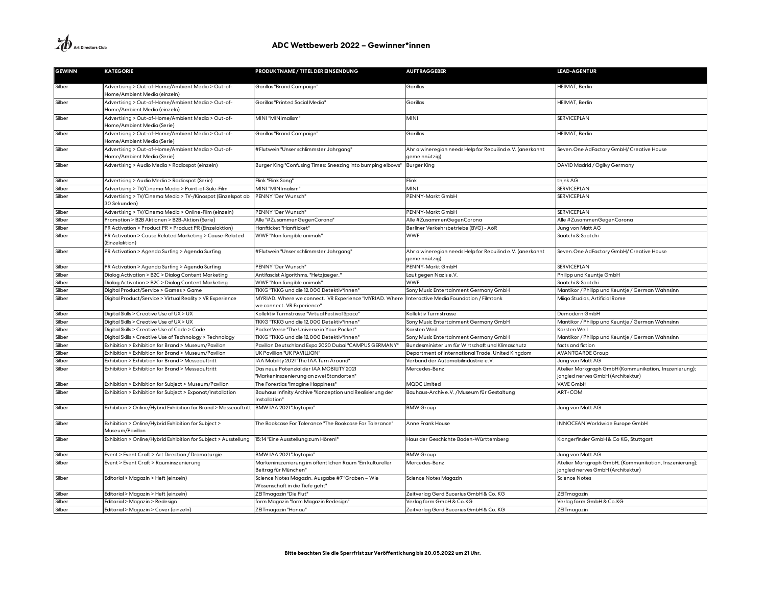## ADC Wettbewerb 2022 – Gewinner*innen

| GEWINN | KATEGORIE | PRODUKTNAME / TITEL DER EINSENDUNG | AUFTRAGGEBER | LEAD-AGENTUR |
|---|---|---|---|---|
| Silber | Advertising > Out-of-Home/Ambient Media > Out-of-Home/Ambient Media (einzeln) | Gorillas "Brand Campaign" | Gorillas | HEIMAT, Berlin |
| Silber | Advertising > Out-of-Home/Ambient Media > Out-of-Home/Ambient Media (einzeln) | Gorillas "Printed Social Media" | Gorillas | HEIMAT, Berlin |
| Silber | Advertising > Out-of-Home/Ambient Media > Out-of-Home/Ambient Media (Serie) | MINI "MINImalism" | MINI | SERVICEPLAN |
| Silber | Advertising > Out-of-Home/Ambient Media > Out-of-Home/Ambient Media (Serie) | Gorillas "Brand Campaign" | Gorillas | HEIMAT, Berlin |
| Silber | Advertising > Out-of-Home/Ambient Media > Out-of-Home/Ambient Media (Serie) | #Flutwein "Unser schlimmster Jahrgang" | Ahr a wineregion needs Help for Rebuilind e.V. (anerkannt gemeinnützig) | Seven.One AdFactory GmbH/ Creative House |
| Silber | Advertising > Audio Media > Radiospot (einzeln) | Burger King "Confusing Times: Sneezing into bumping elbows" | Burger King | DAVID Madrid / Ogilvy Germany |
| Silber | Advertising > Audio Media > Radiospot (Serie) | Flink "Flink Song" | Flink | thjnk AG |
| Silber | Advertising > TV/Cinema Media > Point-of-Sale-Film | MINI "MINImalism" | MINI | SERVICEPLAN |
| Silber | Advertising > TV/Cinema Media > TV-/Kinospot (Einzelspot ab 30 Sekunden) | PENNY "Der Wunsch" | PENNY-Markt GmbH | SERVICEPLAN |
| Silber | Advertising > TV/Cinema Media > Online-Film (einzeln) | PENNY "Der Wunsch" | PENNY-Markt GmbH | SERVICEPLAN |
| Silber | Promotion > B2B Aktionen > B2B-Aktion (Serie) | Alle "#ZusammenGegenCorona" | Alle #ZusammenGegenCorona | Alle #ZusammenGegenCorona |
| Silber | PR Activation > Product PR > Product PR (Einzelaktion) | Hanfticket "Hanfticket" | Berliner Verkehrsbetriebe (BVG) - AöR | Jung von Matt AG |
| Silber | PR Activation > Cause Related Marketing > Cause-Related (Einzelaktion) | WWF "Non fungible animals" | WWF | Saatchi & Saatchi |
| Silber | PR Activation > Agenda Surfing > Agenda Surfing | #Flutwein "Unser schlimmster Jahrgang" | Ahr a wineregion needs Help for Rebuilind e.V. (anerkannt gemeinnützig) | Seven.One AdFactory GmbH/ Creative House |
| Silber | PR Activation > Agenda Surfing > Agenda Surfing | PENNY "Der Wunsch" | PENNY-Markt GmbH | SERVICEPLAN |
| Silber | Dialog Activation > B2C > Dialog Content Marketing | Antifascist Algorithms. "Hetzjaeger." | Laut gegen Nazis e.V. | Philipp und Keuntje GmbH |
| Silber | Dialog Activation > B2C > Dialog Content Marketing | WWF "Non fungible animals" | WWF | Saatchi & Saatchi |
| Silber | Digital Product/Service > Games > Game | TKKG "TKKG und die 12.000 Detektiv*innen" | Sony Music Entertainment Germany GmbH | Mantikor / Philipp und Keuntje / German Wahnsinn |
| Silber | Digital Product/Service > Virtual Reality > VR Experience | MYRIAD. Where we connect. VR Experience "MYRIAD. Where we connect. VR Experience" | Interactive Media Foundation / Filmtank | Miiqo Studios, Artificial Rome |
| Silber | Digital Skills > Creative Use of UX > UX | Kollektiv Turmstrasse "Virtual Festival Space" | Kollektiv Turmstrasse | Demodern GmbH |
| Silber | Digital Skills > Creative Use of UX > UX | TKKG "TKKG und die 12.000 Detektiv*innen" | Sony Music Entertainment Germany GmbH | Mantikor / Philipp und Keuntje / German Wahnsinn |
| Silber | Digital Skills > Creative Use of Code > Code | PocketVerse "The Universe in Your Pocket" | Karsten Weil | Karsten Weil |
| Silber | Digital Skills > Creative Use of Technology > Technology | TKKG "TKKG und die 12.000 Detektiv*innen" | Sony Music Entertainment Germany GmbH | Mantikor / Philipp und Keuntje / German Wahnsinn |
| Silber | Exhibition > Exhibition for Brand > Museum/Pavillon | Pavillon Deutschland Expo 2020 Dubai "CAMPUS GERMANY" | Bundesministerium für Wirtschaft und Klimaschutz | facts and fiction |
| Silber | Exhibition > Exhibition for Brand > Museum/Pavillon | UK Pavillion "UK PAVILLION" | Department of International Trade, United Kingdom | AVANTGARDE Group |
| Silber | Exhibition > Exhibition for Brand > Messeauftritt | IAA Mobility 2021 "The IAA Turn Around" | Verband der Automobilindustrie e.V. | Jung von Matt AG |
| Silber | Exhibition > Exhibition for Brand > Messeauftritt | Das neue Potenzial der IAA MOBILITY 2021 "Markeninszenierung an zwei Standorten" | Mercedes-Benz | Atelier Markgraph GmbH (Kommunikation, Inszenierung); jangled nerves GmbH (Architektur) |
| Silber | Exhibition > Exhibition for Subject > Museum/Pavillon | The Forestias "Imagine Happiness" | MQDC Limited | VAVE GmbH |
| Silber | Exhibition > Exhibition for Subject > Exponat/Installation | Bauhaus Infinity Archive "Konzeption und Realisierung der Installation" | Bauhaus-Archive.V. / Museum für Gestaltung | ART+COM |
| Silber | Exhibition > Online/Hybrid Exhibition for Brand > Messeauftritt | BMW IAA 2021 "Joytopia" | BMW Group | Jung von Matt AG |
| Silber | Exhibition > Online/Hybrid Exhibition for Subject > Museum/Pavillon | The Bookcase For Tolerance "The Bookcase For Tolerance" | Anne Frank House | INNOCEAN Worldwide Europe GmbH |
| Silber | Exhibition > Online/Hybrid Exhibition for Subject > Ausstellung | 15:14 "Eine Ausstellung zum Hören!" | Haus der Geschichte Baden-Württemberg | Klangerfinder GmbH & Co KG, Stuttgart |
| Silber | Event > Event Craft > Art Direction / Dramaturgie | BMW IAA 2021 "Joytopia" | BMW Group | Jung von Matt AG |
| Silber | Event > Event Craft > Rauminszenierung | Markeninszenierung im öffentlichen Raum "Ein kultureller Beitrag für München" | Mercedes-Benz | Atelier Markgraph GmbH, (Kommunikation, Inszenierung); jangled nerves GmbH (Architektur) |
| Silber | Editorial > Magazin > Heft (einzeln) | Science Notes Magazin, Ausgabe #7 "Graben – Wie Wissenschaft in die Tiefe geht" | Science Notes Magazin | Science Notes |
| Silber | Editorial > Magazin > Heft (einzeln) | ZEITmagazin "Die Flut" | Zeitverlag Gerd Bucerius GmbH & Co. KG | ZEITmagazin |
| Silber | Editorial > Magazin > Redesign | form Magazin "form Magazin Redesign" | Verlag form GmbH & Co.KG | Verlag form GmbH & Co.KG |
| Silber | Editorial > Magazin > Cover (einzeln) | ZEITmagazin "Hanau" | Zeitverlag Gerd Bucerius GmbH & Co. KG | ZEITmagazin |

**Bitte beachten Sie die Sperrfrist zur Veröffentlichung bis 20.05.2022 um 21 Uhr.**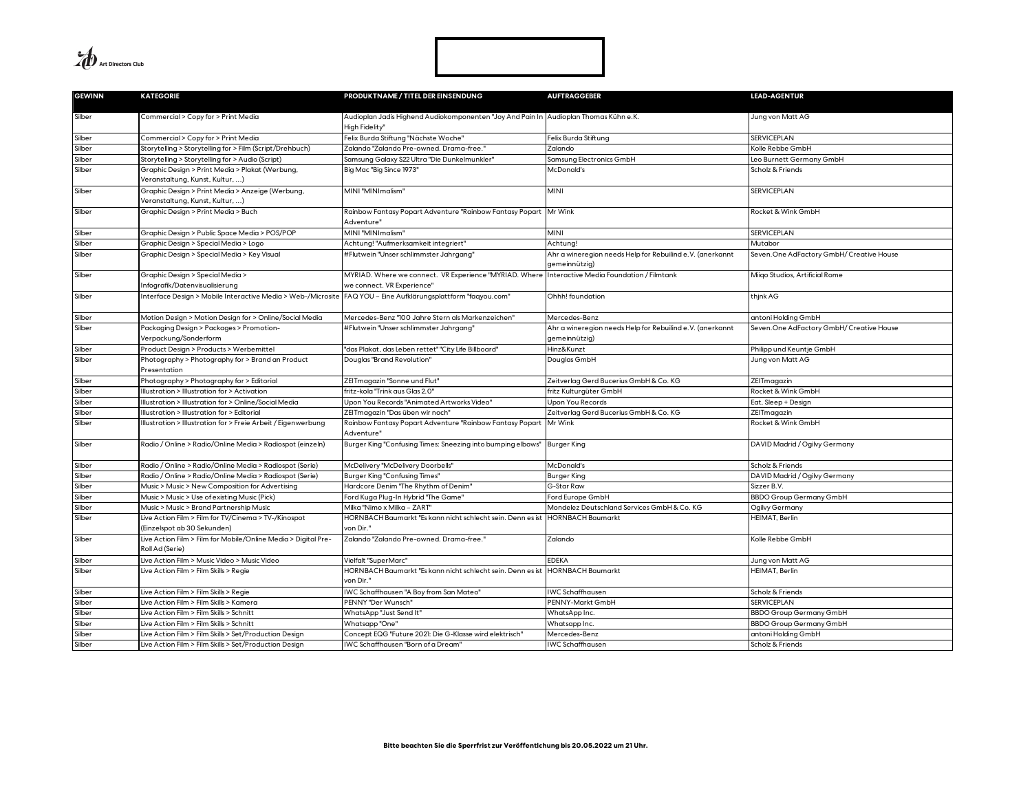| GEWINN | KATEGORIE | PRODUKTNAME / TITEL DER EINSENDUNG | AUFTRAGGEBER | LEAD-AGENTUR |
|---|---|---|---|---|
| Silber | Commercial > Copy for > Print Media | Audioplan Jadis Highend Audiokomponenten "Joy And Pain In High Fidelity" | Audioplan Thomas Kühn e.K. | Jung von Matt AG |
| Silber | Commercial > Copy for > Print Media | Felix Burda Stiftung "Nächste Woche" | Felix Burda Stiftung | SERVICEPLAN |
| Silber | Storytelling > Storytelling for > Film (Script/Drehbuch) | Zalando "Zalando Pre-owned. Drama-free." | Zalando | Kolle Rebbe GmbH |
| Silber | Storytelling > Storytelling for > Audio (Script) | Samsung Galaxy S22 Ultra "Die Dunkelmunkler" | Samsung Electronics GmbH | Leo Burnett Germany GmbH |
| Silber | Graphic Design > Print Media > Plakat (Werbung, Veranstaltung, Kunst, Kultur, ...) | Big Mac "Big Since 1973" | McDonald's | Scholz & Friends |
| Silber | Graphic Design > Print Media > Anzeige (Werbung, Veranstaltung, Kunst, Kultur, ...) | MINI "MINImalism" | MINI | SERVICEPLAN |
| Silber | Graphic Design > Print Media > Buch | Rainbow Fantasy Popart Adventure "Rainbow Fantasy Popart Adventure" | Mr Wink | Rocket & Wink GmbH |
| Silber | Graphic Design > Public Space Media > POS/POP | MINI "MINImalism" | MINI | SERVICEPLAN |
| Silber | Graphic Design > Special Media > Logo | Achtung! "Aufmerksamkeit integriert" | Achtung! | Mutabor |
| Silber | Graphic Design > Special Media > Key Visual | #Flutwein "Unser schlimmster Jahrgang" | Ahr a wineregion needs Help for Rebuilind e.V. (anerkannt gemeinnützig) | Seven.One AdFactory GmbH/ Creative House |
| Silber | Graphic Design > Special Media > Infografik/Datenvisualisierung | MYRIAD. Where we connect. VR Experience "MYRIAD. Where we connect. VR Experience" | Interactive Media Foundation / Filmtank | Miiqo Studios, Artificial Rome |
| Silber | Interface Design > Mobile Interactive Media > Web-/Microsite | FAQ YOU – Eine Aufklärungsplattform "faqyou.com" | Ohhh! foundation | thjnk AG |
| Silber | Motion Design > Motion Design for > Online/Social Media | Mercedes-Benz "100 Jahre Stern als Markenzeichen" | Mercedes-Benz | antoni Holding GmbH |
| Silber | Packaging Design > Packages > Promotion-Verpackung/Sonderform | #Flutwein "Unser schlimmster Jahrgang" | Ahr a wineregion needs Help for Rebuilind e.V. (anerkannt gemeinnützig) | Seven.One AdFactory GmbH/ Creative House |
| Silber | Product Design > Products > Werbemittel | "das Plakat, das Leben rettet" "City Life Billboard" | Hinz&Kunzt | Philipp und Keuntje GmbH |
| Silber | Photography > Photography for > Brand an Product Presentation | Douglas "Brand Revolution" | Douglas GmbH | Jung von Matt AG |
| Silber | Photography > Photography for > Editorial | ZEITmagazin "Sonne und Flut" | Zeitverlag Gerd Bucerius GmbH & Co. KG | ZEITmagazin |
| Silber | Illustration > Illustration for > Activation | fritz-kola "Trink aus Glas 2.0" | fritz Kulturgüter GmbH | Rocket & Wink GmbH |
| Silber | Illustration > Illustration for > Online/Social Media | Upon You Records "Animated Artworks Video" | Upon You Records | Eat, Sleep + Design |
| Silber | Illustration > Illustration for > Editorial | ZEITmagazin "Das üben wir noch" | Zeitverlag Gerd Bucerius GmbH & Co. KG | ZEITmagazin |
| Silber | Illustration > Illustration for > Freie Arbeit / Eigenwerbung | Rainbow Fantasy Popart Adventure "Rainbow Fantasy Popart Adventure" | Mr Wink | Rocket & Wink GmbH |
| Silber | Radio / Online > Radio/Online Media > Radiospot (einzeln) | Burger King "Confusing Times: Sneezing into bumping elbows" | Burger King | DAVID Madrid / Ogilvy Germany |
| Silber | Radio / Online > Radio/Online Media > Radiospot (Serie) | McDelivery "McDelivery Doorbells" | McDonald's | Scholz & Friends |
| Silber | Radio / Online > Radio/Online Media > Radiospot (Serie) | Burger King "Confusing Times" | Burger King | DAVID Madrid / Ogilvy Germany |
| Silber | Music > Music > New Composition for Advertising | Hardcore Denim "The Rhythm of Denim" | G-Star Raw | Sizzer B.V. |
| Silber | Music > Music > Use of existing Music (Pick) | Ford Kuga Plug-In Hybrid "The Game" | Ford Europe GmbH | BBDO Group Germany GmbH |
| Silber | Music > Music > Brand Partnership Music | Milka "Nimo x Milka – ZART" | Mondelez Deutschland Services GmbH & Co. KG | Ogilvy Germany |
| Silber | Live Action Film > Film for TV/Cinema > TV-/Kinospot (Einzelspot ab 30 Sekunden) | HORNBACH Baumarkt "Es kann nicht schlecht sein. Denn es ist von Dir." | HORNBACH Baumarkt | HEIMAT, Berlin |
| Silber | Live Action Film > Film for Mobile/Online Media > Digital Pre-Roll Ad (Serie) | Zalando "Zalando Pre-owned. Drama-free." | Zalando | Kolle Rebbe GmbH |
| Silber | Live Action Film > Music Video > Music Video | Vielfalt "SuperMarc" | EDEKA | Jung von Matt AG |
| Silber | Live Action Film > Film Skills > Regie | HORNBACH Baumarkt "Es kann nicht schlecht sein. Denn es ist von Dir." | HORNBACH Baumarkt | HEIMAT, Berlin |
| Silber | Live Action Film > Film Skills > Regie | IWC Schaffhausen "A Boy from San Mateo" | IWC Schaffhausen | Scholz & Friends |
| Silber | Live Action Film > Film Skills > Kamera | PENNY "Der Wunsch" | PENNY-Markt GmbH | SERVICEPLAN |
| Silber | Live Action Film > Film Skills > Schnitt | WhatsApp "Just Send It" | WhatsApp Inc. | BBDO Group Germany GmbH |
| Silber | Live Action Film > Film Skills > Schnitt | Whatsapp "One" | Whatsapp Inc. | BBDO Group Germany GmbH |
| Silber | Live Action Film > Film Skills > Set/Production Design | Concept EQG "Future 2021: Die G-Klasse wird elektrisch" | Mercedes-Benz | antoni Holding GmbH |
| Silber | Live Action Film > Film Skills > Set/Production Design | IWC Schaffhausen "Born of a Dream" | IWC Schaffhausen | Scholz & Friends |

**Bitte beachten Sie die Sperrfrist zur Veröffentlichung bis 20.05.2022 um 21 Uhr.**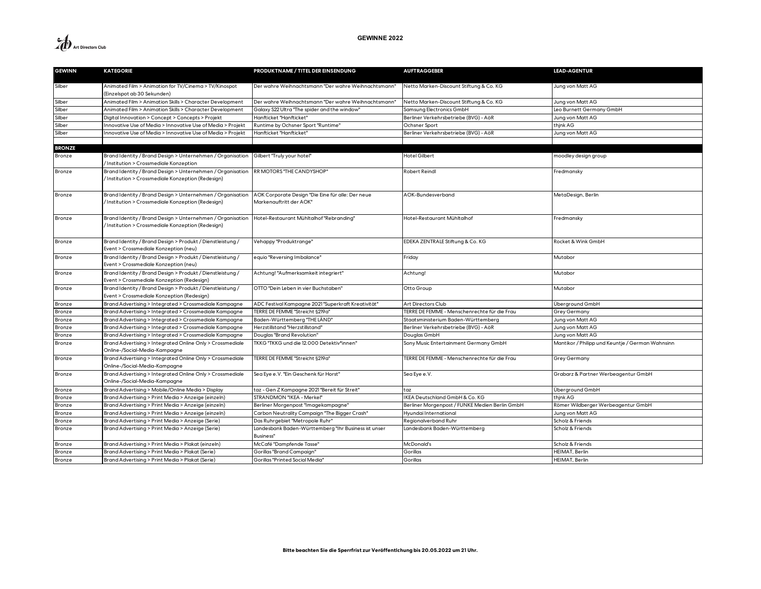## GEWINNE 2022

| GEWINN | KATEGORIE | PRODUKTNAME / TITEL DER EINSENDUNG | AUFTRAGGEBER | LEAD-AGENTUR |
|---|---|---|---|---|
| Silber | Animated Film > Animation for TV/Cinema > TV/Kinospot (Einzelspot ab 30 Sekunden) | Der wahre Weihnachtsmann "Der wahre Weihnachtsmann" | Netto Marken-Discount Stiftung & Co. KG | Jung von Matt AG |
| Silber | Animated Film > Animation Skills > Character Development | Der wahre Weihnachtsmann "Der wahre Weihnachtsmann" | Netto Marken-Discount Stiftung & Co. KG | Jung von Matt AG |
| Silber | Animated Film > Animation Skills > Character Development | Galaxy S22 Ultra "The spider and the window" | Samsung Electronics GmbH | Leo Burnett Germany GmbH |
| Silber | Digital Innovation > Concept > Concepts > Projekt | Hanfticket "Hanfticket" | Berliner Verkehrsbetriebe (BVG) - AöR | Jung von Matt AG |
| Silber | Innovative Use of Media > Innovative Use of Media > Projekt | Runtime by Ochsner Sport "Runtime" | Ochsner Sport | thjnk AG |
| Silber | Innovative Use of Media > Innovative Use of Media > Projekt | Hanfticket "Hanfticket" | Berliner Verkehrsbetriebe (BVG) - AöR | Jung von Matt AG |
| | | | | |
| **BRONZE** | | | | |
| Bronze | Brand Identity / Brand Design > Unternehmen / Organisation / Institution > Crossmediale Konzeption | Gilbert "Truly your hotel" | Hotel Gilbert | moodley design group |
| Bronze | Brand Identity / Brand Design > Unternehmen / Organisation / Institution > Crossmediale Konzeption (Redesign) | RR MOTORS "THE CANDYSHOP" | Robert Reindl | Fredmansky |
| Bronze | Brand Identity / Brand Design > Unternehmen / Organisation / Institution > Crossmediale Konzeption (Redesign) | AOK Corporate Design "Die Eine für alle: Der neue Markenauftritt der AOK" | AOK-Bundesverband | MetaDesign, Berlin |
| Bronze | Brand Identity / Brand Design > Unternehmen / Organisation / Institution > Crossmediale Konzeption (Redesign) | Hotel-Restaurant Mühltalhof "Rebranding" | Hotel-Restaurant Mühltalhof | Fredmansky |
| Bronze | Brand Identity / Brand Design > Produkt / Dienstleistung / Event > Crossmediale Konzeption (neu) | Vehappy "Produktrange" | EDEKA ZENTRALE Stiftung & Co. KG | Rocket & Wink GmbH |
| Bronze | Brand Identity / Brand Design > Produkt / Dienstleistung / Event > Crossmediale Konzeption (neu) | equio "Reversing Imbalance" | Friday | Mutabor |
| Bronze | Brand Identity / Brand Design > Produkt / Dienstleistung / Event > Crossmediale Konzeption (Redesign) | Achtung! "Aufmerksamkeit integriert" | Achtung! | Mutabor |
| Bronze | Brand Identity / Brand Design > Produkt / Dienstleistung / Event > Crossmediale Konzeption (Redesign) | OTTO "Dein Leben in vier Buchstaben" | Otto Group | Mutabor |
| Bronze | Brand Advertising > Integrated > Crossmediale Kampagne | ADC Festival Kampagne 2021 "Superkraft Kreativität" | Art Directors Club | Überground GmbH |
| Bronze | Brand Advertising > Integrated > Crossmediale Kampagne | TERRE DE FEMME "Streicht §219a" | TERRE DE FEMME - Menschenrechte für die Frau | Grey Germany |
| Bronze | Brand Advertising > Integrated > Crossmediale Kampagne | Baden-Württemberg "THE LÄND" | Staatsministerium Baden-Württemberg | Jung von Matt AG |
| Bronze | Brand Advertising > Integrated > Crossmediale Kampagne | Herzstillstand "Herzstillstand" | Berliner Verkehrsbetriebe (BVG) - AöR | Jung von Matt AG |
| Bronze | Brand Advertising > Integrated > Crossmediale Kampagne | Douglas "Brand Revolution" | Douglas GmbH | Jung von Matt AG |
| Bronze | Brand Advertising > Integrated Online Only > Crossmediale Online-/Social-Media-Kampagne | TKKG "TKKG und die 12.000 Detektiv*innen" | Sony Music Entertainment Germany GmbH | Mantikor / Philipp und Keuntje / German Wahnsinn |
| Bronze | Brand Advertising > Integrated Online Only > Crossmediale Online-/Social-Media-Kampagne | TERRE DE FEMME "Streicht §219a" | TERRE DE FEMME - Menschenrechte für die Frau | Grey Germany |
| Bronze | Brand Advertising > Integrated Online Only > Crossmediale Online-/Social-Media-Kampagne | Sea Eye e.V. "Ein Geschenk für Horst" | Sea Eye e.V. | Grabarz & Partner Werbeagentur GmbH |
| Bronze | Brand Advertising > Mobile/Online Media > Display | taz - Gen Z Kampagne 2021 "Bereit für Streit" | taz | Überground GmbH |
| Bronze | Brand Advertising > Print Media > Anzeige (einzeln) | STRANDMON "IKEA - Merkel" | IKEA Deutschland GmbH & Co. KG | thjnk AG |
| Bronze | Brand Advertising > Print Media > Anzeige (einzeln) | Berliner Morgenpost "Imagekampagne" | Berliner Morgenpost / FUNKE Medien Berlin GmbH | Römer Wildberger Werbeagentur GmbH |
| Bronze | Brand Advertising > Print Media > Anzeige (einzeln) | Carbon Neutrality Campaign "The Bigger Crash" | Hyundai International | Jung von Matt AG |
| Bronze | Brand Advertising > Print Media > Anzeige (Serie) | Das Ruhrgebiet "Metropole Ruhr" | Regionalverband Ruhr | Scholz & Friends |
| Bronze | Brand Advertising > Print Media > Anzeige (Serie) | Landesbank Baden-Württemberg "Ihr Business ist unser Business" | Landesbank Baden-Württemberg | Scholz & Friends |
| Bronze | Brand Advertising > Print Media > Plakat (einzeln) | McCafé "Dampfende Tasse" | McDonald's | Scholz & Friends |
| Bronze | Brand Advertising > Print Media > Plakat (Serie) | Gorillas "Brand Campaign" | Gorillas | HEIMAT, Berlin |
| Bronze | Brand Advertising > Print Media > Plakat (Serie) | Gorillas "Printed Social Media" | Gorillas | HEIMAT, Berlin |

**Bitte beachten Sie die Sperrfrist zur Veröffentlichung bis 20.05.2022 um 21 Uhr.**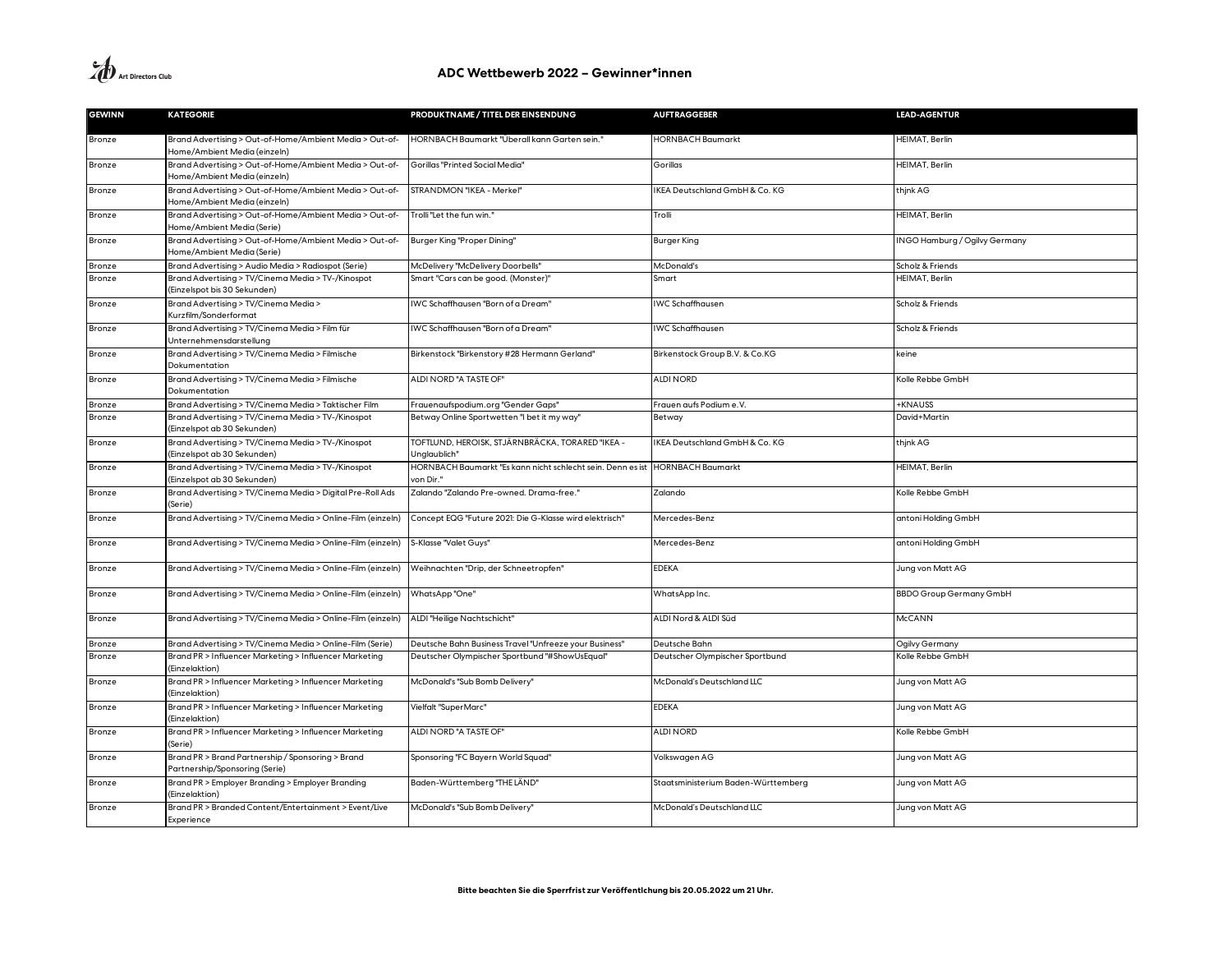# ADC Wettbewerb 2022 – Gewinner*innen

| GEWINN | KATEGORIE | PRODUKTNAME / TITEL DER EINSENDUNG | AUFTRAGGEBER | LEAD-AGENTUR |
|---|---|---|---|---|
| Bronze | Brand Advertising > Out-of-Home/Ambient Media > Out-of-Home/Ambient Media (einzeln) | HORNBACH Baumarkt "Überall kann Garten sein." | HORNBACH Baumarkt | HEIMAT, Berlin |
| Bronze | Brand Advertising > Out-of-Home/Ambient Media > Out-of-Home/Ambient Media (einzeln) | Gorillas "Printed Social Media" | Gorillas | HEIMAT, Berlin |
| Bronze | Brand Advertising > Out-of-Home/Ambient Media > Out-of-Home/Ambient Media (einzeln) | STRANDMON "IKEA - Merkel" | IKEA Deutschland GmbH & Co. KG | thjnk AG |
| Bronze | Brand Advertising > Out-of-Home/Ambient Media > Out-of-Home/Ambient Media (Serie) | Trolli "Let the fun win." | Trolli | HEIMAT, Berlin |
| Bronze | Brand Advertising > Out-of-Home/Ambient Media > Out-of-Home/Ambient Media (Serie) | Burger King "Proper Dining" | Burger King | INGO Hamburg / Ogilvy Germany |
| Bronze | Brand Advertising > Audio Media > Radiospot (Serie) | McDelivery "McDelivery Doorbells" | McDonald's | Scholz & Friends |
| Bronze | Brand Advertising > TV/Cinema Media > TV-/Kinospot (Einzelspot bis 30 Sekunden) | Smart "Cars can be good. (Monster)" | Smart | HEIMAT, Berlin |
| Bronze | Brand Advertising > TV/Cinema Media > Kurzfilm/Sonderformat | IWC Schaffhausen "Born of a Dream" | IWC Schaffhausen | Scholz & Friends |
| Bronze | Brand Advertising > TV/Cinema Media > Film für Unternehmensdarstellung | IWC Schaffhausen "Born of a Dream" | IWC Schaffhausen | Scholz & Friends |
| Bronze | Brand Advertising > TV/Cinema Media > Filmische Dokumentation | Birkenstock "Birkenstory #28 Hermann Gerland" | Birkenstock Group B.V. & Co.KG | keine |
| Bronze | Brand Advertising > TV/Cinema Media > Filmische Dokumentation | ALDI NORD "A TASTE OF" | ALDI NORD | Kolle Rebbe GmbH |
| Bronze | Brand Advertising > TV/Cinema Media > Taktischer Film | Frauenaufspodium.org "Gender Gaps" | Frauen aufs Podium e.V. | +KNAUSS |
| Bronze | Brand Advertising > TV/Cinema Media > TV-/Kinospot (Einzelspot ab 30 Sekunden) | Betway Online Sportwetten "I bet it my way" | Betway | David+Martin |
| Bronze | Brand Advertising > TV/Cinema Media > TV-/Kinospot (Einzelspot ab 30 Sekunden) | TOFTLUND, HEROISK, STJÄRNBRÄCKA, TORARED "IKEA - Unglaublich" | IKEA Deutschland GmbH & Co. KG | thjnk AG |
| Bronze | Brand Advertising > TV/Cinema Media > TV-/Kinospot (Einzelspot ab 30 Sekunden) | HORNBACH Baumarkt "Es kann nicht schlecht sein. Denn es ist von Dir." | HORNBACH Baumarkt | HEIMAT, Berlin |
| Bronze | Brand Advertising > TV/Cinema Media > Digital Pre-Roll Ads (Serie) | Zalando "Zalando Pre-owned. Drama-free." | Zalando | Kolle Rebbe GmbH |
| Bronze | Brand Advertising > TV/Cinema Media > Online-Film (einzeln) | Concept EQG "Future 2021: Die G-Klasse wird elektrisch" | Mercedes-Benz | antoni Holding GmbH |
| Bronze | Brand Advertising > TV/Cinema Media > Online-Film (einzeln) | S-Klasse "Valet Guys" | Mercedes-Benz | antoni Holding GmbH |
| Bronze | Brand Advertising > TV/Cinema Media > Online-Film (einzeln) | Weihnachten "Drip, der Schneetropfen" | EDEKA | Jung von Matt AG |
| Bronze | Brand Advertising > TV/Cinema Media > Online-Film (einzeln) | WhatsApp "One" | WhatsApp Inc. | BBDO Group Germany GmbH |
| Bronze | Brand Advertising > TV/Cinema Media > Online-Film (einzeln) | ALDI "Heilige Nachtschicht" | ALDI Nord & ALDI Süd | McCANN |
| Bronze | Brand Advertising > TV/Cinema Media > Online-Film (Serie) | Deutsche Bahn Business Travel "Unfreeze your Business" | Deutsche Bahn | Ogilvy Germany |
| Bronze | Brand PR > Influencer Marketing > Influencer Marketing (Einzelaktion) | Deutscher Olympischer Sportbund "#ShowUsEqual" | Deutscher Olympischer Sportbund | Kolle Rebbe GmbH |
| Bronze | Brand PR > Influencer Marketing > Influencer Marketing (Einzelaktion) | McDonald's "Sub Bomb Delivery" | McDonald's Deutschland LLC | Jung von Matt AG |
| Bronze | Brand PR > Influencer Marketing > Influencer Marketing (Einzelaktion) | Vielfalt "SuperMarc" | EDEKA | Jung von Matt AG |
| Bronze | Brand PR > Influencer Marketing > Influencer Marketing (Serie) | ALDI NORD "A TASTE OF" | ALDI NORD | Kolle Rebbe GmbH |
| Bronze | Brand PR > Brand Partnership / Sponsoring > Brand Partnership/Sponsoring (Serie) | Sponsoring "FC Bayern World Squad" | Volkswagen AG | Jung von Matt AG |
| Bronze | Brand PR > Employer Branding > Employer Branding (Einzelaktion) | Baden-Württemberg "THE LÄND" | Staatsministerium Baden-Württemberg | Jung von Matt AG |
| Bronze | Brand PR > Branded Content/Entertainment > Event/Live Experience | McDonald's "Sub Bomb Delivery" | McDonald's Deutschland LLC | Jung von Matt AG |

**Bitte beachten Sie die Sperrfrist zur Veröffentlichung bis 20.05.2022 um 21 Uhr.**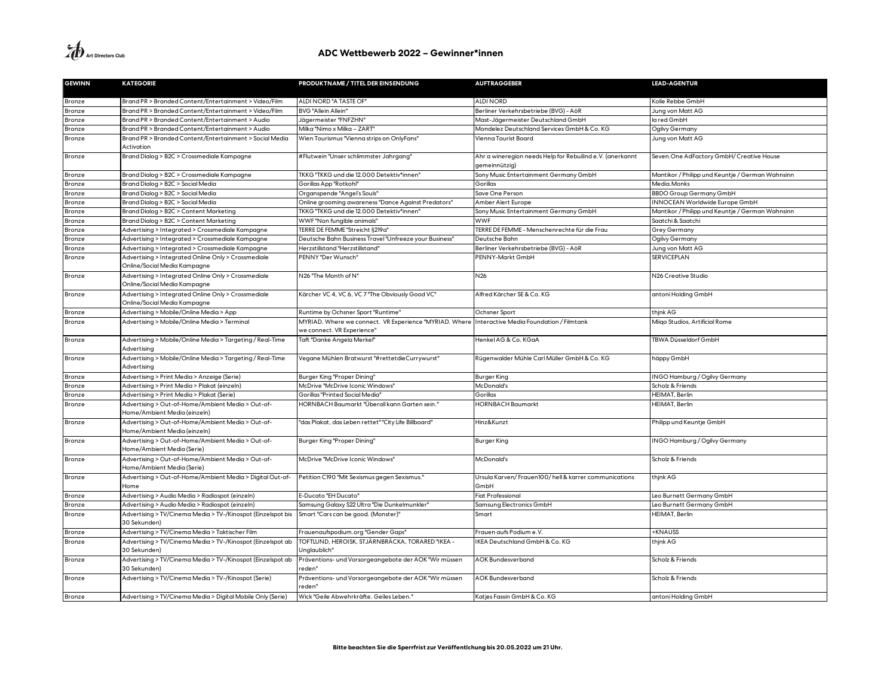## ADC Wettbewerb 2022 – Gewinner*innen

| GEWINN | KATEGORIE | PRODUKTNAME / TITEL DER EINSENDUNG | AUFTRAGGEBER | LEAD-AGENTUR |
|---|---|---|---|---|
| Bronze | Brand PR > Branded Content/Entertainment > Video/Film | ALDI NORD "A TASTE OF" | ALDI NORD | Kolle Rebbe GmbH |
| Bronze | Brand PR > Branded Content/Entertainment > Video/Film | BVG "Allein Allein" | Berliner Verkehrsbetriebe (BVG) - AöR | Jung von Matt AG |
| Bronze | Brand PR > Branded Content/Entertainment > Audio | Jägermeister "FNFZHN" | Mast-Jägermeister Deutschland GmbH | la red GmbH |
| Bronze | Brand PR > Branded Content/Entertainment > Audio | Milka "Nimo x Milka – ZART" | Mondelez Deutschland Services GmbH & Co. KG | Ogilvy Germany |
| Bronze | Brand PR > Branded Content/Entertainment > Social Media Activation | Wien Tourismus "Vienna strips on OnlyFans" | Vienna Tourist Board | Jung von Matt AG |
| Bronze | Brand Dialog > B2C > Crossmediale Kampagne | #Flutwein "Unser schlimmster Jahrgang" | Ahr a wineregion needs Help for Rebuilind e.V. (anerkannt gemeinnützig) | Seven.One AdFactory GmbH/ Creative House |
| Bronze | Brand Dialog > B2C > Crossmediale Kampagne | TKKG "TKKG und die 12.000 Detektiv*innen" | Sony Music Entertainment Germany GmbH | Mantikor / Philipp und Keuntje / German Wahnsinn |
| Bronze | Brand Dialog > B2C > Social Media | Gorillas App "Rotkohl" | Gorillas | Media.Monks |
| Bronze | Brand Dialog > B2C > Social Media | Organspende "Angel's Souls" | Save One Person | BBDO Group Germany GmbH |
| Bronze | Brand Dialog > B2C > Social Media | Online grooming awareness "Dance Against Predators" | Amber Alert Europe | INNOCEAN Worldwide Europe GmbH |
| Bronze | Brand Dialog > B2C > Content Marketing | TKKG "TKKG und die 12.000 Detektiv*innen" | Sony Music Entertainment Germany GmbH | Mantikor / Philipp und Keuntje / German Wahnsinn |
| Bronze | Brand Dialog > B2C > Content Marketing | WWF "Non fungible animals" | WWF | Saatchi & Saatchi |
| Bronze | Advertising > Integrated > Crossmediale Kampagne | TERRE DE FEMME "Streicht §219a" | TERRE DE FEMME - Menschenrechte für die Frau | Grey Germany |
| Bronze | Advertising > Integrated > Crossmediale Kampagne | Deutsche Bahn Business Travel "Unfreeze your Business" | Deutsche Bahn | Ogilvy Germany |
| Bronze | Advertising > Integrated > Crossmediale Kampagne | Herzstillstand "Herzstillstand" | Berliner Verkehrsbetriebe (BVG) - AöR | Jung von Matt AG |
| Bronze | Advertising > Integrated Online Only > Crossmediale Online/Social Media Kampagne | PENNY "Der Wunsch" | PENNY-Markt GmbH | SERVICEPLAN |
| Bronze | Advertising > Integrated Online Only > Crossmediale Online/Social Media Kampagne | N26 "The Month of N" | N26 | N26 Creative Studio |
| Bronze | Advertising > Integrated Online Only > Crossmediale Online/Social Media Kampagne | Kärcher VC 4, VC 6, VC 7 "The Obviously Good VC" | Alfred Kärcher SE & Co. KG | antoni Holding GmbH |
| Bronze | Advertising > Mobile/Online Media > App | Runtime by Ochsner Sport "Runtime" | Ochsner Sport | thjnk AG |
| Bronze | Advertising > Mobile/Online Media > Terminal | MYRIAD. Where we connect. VR Experience "MYRIAD. Where we connect. VR Experience" | Interactive Media Foundation / Filmtank | Miiqo Studios, Artificial Rome |
| Bronze | Advertising > Mobile/Online Media > Targeting / Real-Time Advertising | Taft "Danke Angela Merkel" | Henkel AG & Co. KGaA | TBWA Düsseldorf GmbH |
| Bronze | Advertising > Mobile/Online Media > Targeting / Real-Time Advertising | Vegane Mühlen Bratwurst "#rettetdieCurrywurst" | Rügenwalder Mühle Carl Müller GmbH & Co. KG | häppy GmbH |
| Bronze | Advertising > Print Media > Anzeige (Serie) | Burger King "Proper Dining" | Burger King | INGO Hamburg / Ogilvy Germany |
| Bronze | Advertising > Print Media > Plakat (einzeln) | McDrive "McDrive Iconic Windows" | McDonald's | Scholz & Friends |
| Bronze | Advertising > Print Media > Plakat (Serie) | Gorillas "Printed Social Media" | Gorillas | HEIMAT, Berlin |
| Bronze | Advertising > Out-of-Home/Ambient Media > Out-of-Home/Ambient Media (einzeln) | HORNBACH Baumarkt "Überall kann Garten sein." | HORNBACH Baumarkt | HEIMAT, Berlin |
| Bronze | Advertising > Out-of-Home/Ambient Media > Out-of-Home/Ambient Media (einzeln) | "das Plakat, das Leben rettet" "City Life Billboard" | Hinz&Kunzt | Philipp und Keuntje GmbH |
| Bronze | Advertising > Out-of-Home/Ambient Media > Out-of-Home/Ambient Media (Serie) | Burger King "Proper Dining" | Burger King | INGO Hamburg / Ogilvy Germany |
| Bronze | Advertising > Out-of-Home/Ambient Media > Out-of-Home/Ambient Media (Serie) | McDrive "McDrive Iconic Windows" | McDonald's | Scholz & Friends |
| Bronze | Advertising > Out-of-Home/Ambient Media > Digital Out-of-Home | Petition C190 "Mit Sexismus gegen Sexismus." | Ursula Karven/ Frauen100/ hell & karrer communications GmbH | thjnk AG |
| Bronze | Advertising > Audio Media > Radiospot (einzeln) | E-Ducato "EH Ducato" | Fiat Professional | Leo Burnett Germany GmbH |
| Bronze | Advertising > Audio Media > Radiospot (einzeln) | Samsung Galaxy S22 Ultra "Die Dunkelmunkler" | Samsung Electronics GmbH | Leo Burnett Germany GmbH |
| Bronze | Advertising > TV/Cinema Media > TV-/Kinospot (Einzelspot bis 30 Sekunden) | Smart "Cars can be good. (Monster)" | Smart | HEIMAT, Berlin |
| Bronze | Advertising > TV/Cinema Media > Taktischer Film | Frauenaufspodium.org "Gender Gaps" | Frauen aufs Podium e.V. | +KNAUSS |
| Bronze | Advertising > TV/Cinema Media > TV-/Kinospot (Einzelspot ab 30 Sekunden) | TOFTLUND, HEROISK, STJÄRNBRÄCKA, TORARED "IKEA - Unglaublich" | IKEA Deutschland GmbH & Co. KG | thjnk AG |
| Bronze | Advertising > TV/Cinema Media > TV-/Kinospot (Einzelspot ab 30 Sekunden) | Präventions- und Vorsorgeangebote der AOK "Wir müssen reden" | AOK Bundesverband | Scholz & Friends |
| Bronze | Advertising > TV/Cinema Media > TV-/Kinospot (Serie) | Präventions- und Vorsorgeangebote der AOK "Wir müssen reden" | AOK Bundesverband | Scholz & Friends |
| Bronze | Advertising > TV/Cinema Media > Digital Mobile Only (Serie) | Wick "Geile Abwehrkräfte. Geiles Leben." | Katjes Fassin GmbH & Co. KG | antoni Holding GmbH |

**Bitte beachten Sie die Sperrfrist zur Veröffentlichung bis 20.05.2022 um 21 Uhr.**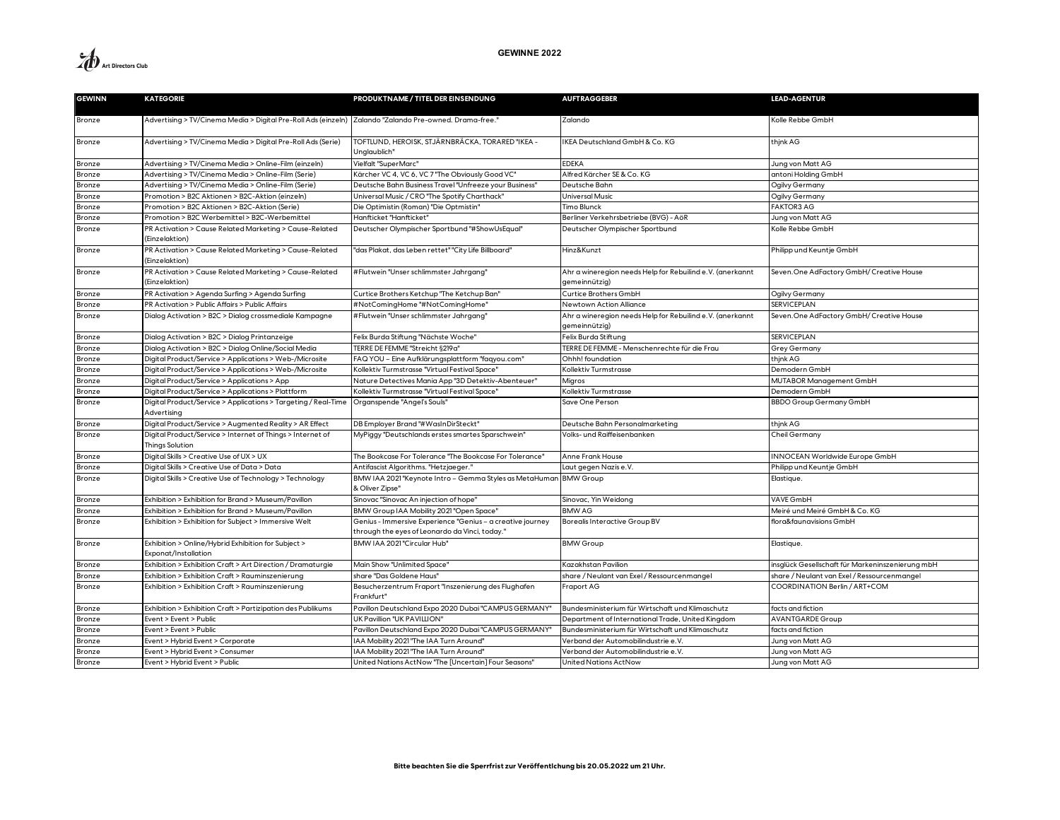## GEWINNE 2022

| GEWINN | KATEGORIE | PRODUKTNAME / TITEL DER EINSENDUNG | AUFTRAGGEBER | LEAD-AGENTUR |
|---|---|---|---|---|
| Bronze | Advertising > TV/Cinema Media > Digital Pre-Roll Ads (einzeln) | Zalando "Zalando Pre-owned. Drama-free." | Zalando | Kolle Rebbe GmbH |
| Bronze | Advertising > TV/Cinema Media > Digital Pre-Roll Ads (Serie) | TOFTLUND, HEROISK, STJÄRNBRÄCKA, TORARED "IKEA - Unglaublich" | IKEA Deutschland GmbH & Co. KG | thjnk AG |
| Bronze | Advertising > TV/Cinema Media > Online-Film (einzeln) | Vielfalt "SuperMarc" | EDEKA | Jung von Matt AG |
| Bronze | Advertising > TV/Cinema Media > Online-Film (Serie) | Kärcher VC 4, VC 6, VC 7 "The Obviously Good VC" | Alfred Kärcher SE & Co. KG | antoni Holding GmbH |
| Bronze | Advertising > TV/Cinema Media > Online-Film (Serie) | Deutsche Bahn Business Travel "Unfreeze your Business" | Deutsche Bahn | Ogilvy Germany |
| Bronze | Promotion > B2C Aktionen > B2C-Aktion (einzeln) | Universal Music / CRO "The Spotify Charthack" | Universal Music | Ogilvy Germany |
| Bronze | Promotion > B2C Aktionen > B2C-Aktion (Serie) | Die Optimistin (Roman) "Die Optmistin" | Timo Blunck | FAKTOR3 AG |
| Bronze | Promotion > B2C Werbemittel > B2C-Werbemittel | Hanfticket "Hanfticket" | Berliner Verkehrsbetriebe (BVG) - AöR | Jung von Matt AG |
| Bronze | PR Activation > Cause Related Marketing > Cause-Related (Einzelaktion) | Deutscher Olympischer Sportbund "#ShowUsEqual" | Deutscher Olympischer Sportbund | Kolle Rebbe GmbH |
| Bronze | PR Activation > Cause Related Marketing > Cause-Related (Einzelaktion) | "das Plakat, das Leben rettet" "City Life Billboard" | Hinz&Kunzt | Philipp und Keuntje GmbH |
| Bronze | PR Activation > Cause Related Marketing > Cause-Related (Einzelaktion) | #Flutwein "Unser schlimmster Jahrgang" | Ahr a wineregion needs Help for Rebuilind e.V. (anerkannt gemeinnützig) | Seven.One AdFactory GmbH/ Creative House |
| Bronze | PR Activation > Agenda Surfing > Agenda Surfing | Curtice Brothers Ketchup "The Ketchup Ban" | Curtice Brothers GmbH | Ogilvy Germany |
| Bronze | PR Activation > Public Affairs > Public Affairs | #NotComingHome "#NotComingHome" | Newtown Action Alliance | SERVICEPLAN |
| Bronze | Dialog Activation > B2C > Dialog crossmediale Kampagne | #Flutwein "Unser schlimmster Jahrgang" | Ahr a wineregion needs Help for Rebuilind e.V. (anerkannt gemeinnützig) | Seven.One AdFactory GmbH/ Creative House |
| Bronze | Dialog Activation > B2C > Dialog Printanzeige | Felix Burda Stiftung "Nächste Woche" | Felix Burda Stiftung | SERVICEPLAN |
| Bronze | Dialog Activation > B2C > Dialog Online/Social Media | TERRE DE FEMME "Streicht §219a" | TERRE DE FEMME - Menschenrechte für die Frau | Grey Germany |
| Bronze | Digital Product/Service > Applications > Web-/Microsite | FAQ YOU – Eine Aufklärungsplattform "faqyou.com" | Ohhh! foundation | thjnk AG |
| Bronze | Digital Product/Service > Applications > Web-/Microsite | Kollektiv Turmstrasse "Virtual Festival Space" | Kollektiv Turmstrasse | Demodern GmbH |
| Bronze | Digital Product/Service > Applications > App | Nature Detectives Mania App "3D Detektiv-Abenteuer" | Migros | MUTABOR Management GmbH |
| Bronze | Digital Product/Service > Applications > Plattform | Kollektiv Turmstrasse "Virtual Festival Space" | Kollektiv Turmstrasse | Demodern GmbH |
| Bronze | Digital Product/Service > Applications > Targeting / Real-Time Advertising | Organspende "Angel's Souls" | Save One Person | BBDO Group Germany GmbH |
| Bronze | Digital Product/Service > Augmented Reality > AR Effect | DB Employer Brand "#WasInDirSteckt" | Deutsche Bahn Personalmarketing | thjnk AG |
| Bronze | Digital Product/Service > Internet of Things > Internet of Things Solution | MyPiggy "Deutschlands erstes smartes Sparschwein" | Volks- und Raiffeisenbanken | Cheil Germany |
| Bronze | Digital Skills > Creative Use of UX > UX | The Bookcase For Tolerance "The Bookcase For Tolerance" | Anne Frank House | INNOCEAN Worldwide Europe GmbH |
| Bronze | Digital Skills > Creative Use of Data > Data | Antifascist Algorithms. "Hetzjaeger." | Laut gegen Nazis e.V. | Philipp und Keuntje GmbH |
| Bronze | Digital Skills > Creative Use of Technology > Technology | BMW IAA 2021 "Keynote Intro – Gemma Styles as MetaHuman & Oliver Zipse" | BMW Group | Elastique. |
| Bronze | Exhibition > Exhibition for Brand > Museum/Pavillon | Sinovac "Sinovac An injection of hope" | Sinovac, Yin Weidong | VAVE GmbH |
| Bronze | Exhibition > Exhibition for Brand > Museum/Pavillon | BMW Group IAA Mobility 2021 "Open Space" | BMW AG | Meiré und Meiré GmbH & Co. KG |
| Bronze | Exhibition > Exhibition for Subject > Immersive Welt | Genius - Immersive Experience "Genius – a creative journey through the eyes of Leonardo da Vinci, today." | Borealis Interactive Group BV | flora&faunavisions GmbH |
| Bronze | Exhibition > Online/Hybrid Exhibition for Subject > Exponat/Installation | BMW IAA 2021 "Circular Hub" | BMW Group | Elastique. |
| Bronze | Exhibition > Exhibition Craft > Art Direction / Dramaturgie | Main Show "Unlimited Space" | Kazakhstan Pavilion | insglück Gesellschaft für Markeninszenierung mbH |
| Bronze | Exhibition > Exhibition Craft > Rauminszenierung | share "Das Goldene Haus" | share / Neulant van Exel / Ressourcenmangel | share / Neulant van Exel / Ressourcenmangel |
| Bronze | Exhibition > Exhibition Craft > Rauminszenierung | Besucherzentrum Fraport "Inszenierung des Flughafen Frankfurt" | Fraport AG | COORDINATION Berlin / ART+COM |
| Bronze | Exhibition > Exhibition Craft > Partizipation des Publikums | Pavillon Deutschland Expo 2020 Dubai "CAMPUS GERMANY" | Bundesministerium für Wirtschaft und Klimaschutz | facts and fiction |
| Bronze | Event > Event > Public | UK Pavillion "UK PAVILLION" | Department of International Trade, United Kingdom | AVANTGARDE Group |
| Bronze | Event > Event > Public | Pavillon Deutschland Expo 2020 Dubai "CAMPUS GERMANY" | Bundesministerium für Wirtschaft und Klimaschutz | facts and fiction |
| Bronze | Event > Hybrid Event > Corporate | IAA Mobility 2021 "The IAA Turn Around" | Verband der Automobilindustrie e.V. | Jung von Matt AG |
| Bronze | Event > Hybrid Event > Consumer | IAA Mobility 2021 "The IAA Turn Around" | Verband der Automobilindustrie e.V. | Jung von Matt AG |
| Bronze | Event > Hybrid Event > Public | United Nations ActNow "The [Uncertain] Four Seasons" | United Nations ActNow | Jung von Matt AG |

**Bitte beachten Sie die Sperrfrist zur Veröffentlichung bis 20.05.2022 um 21 Uhr.**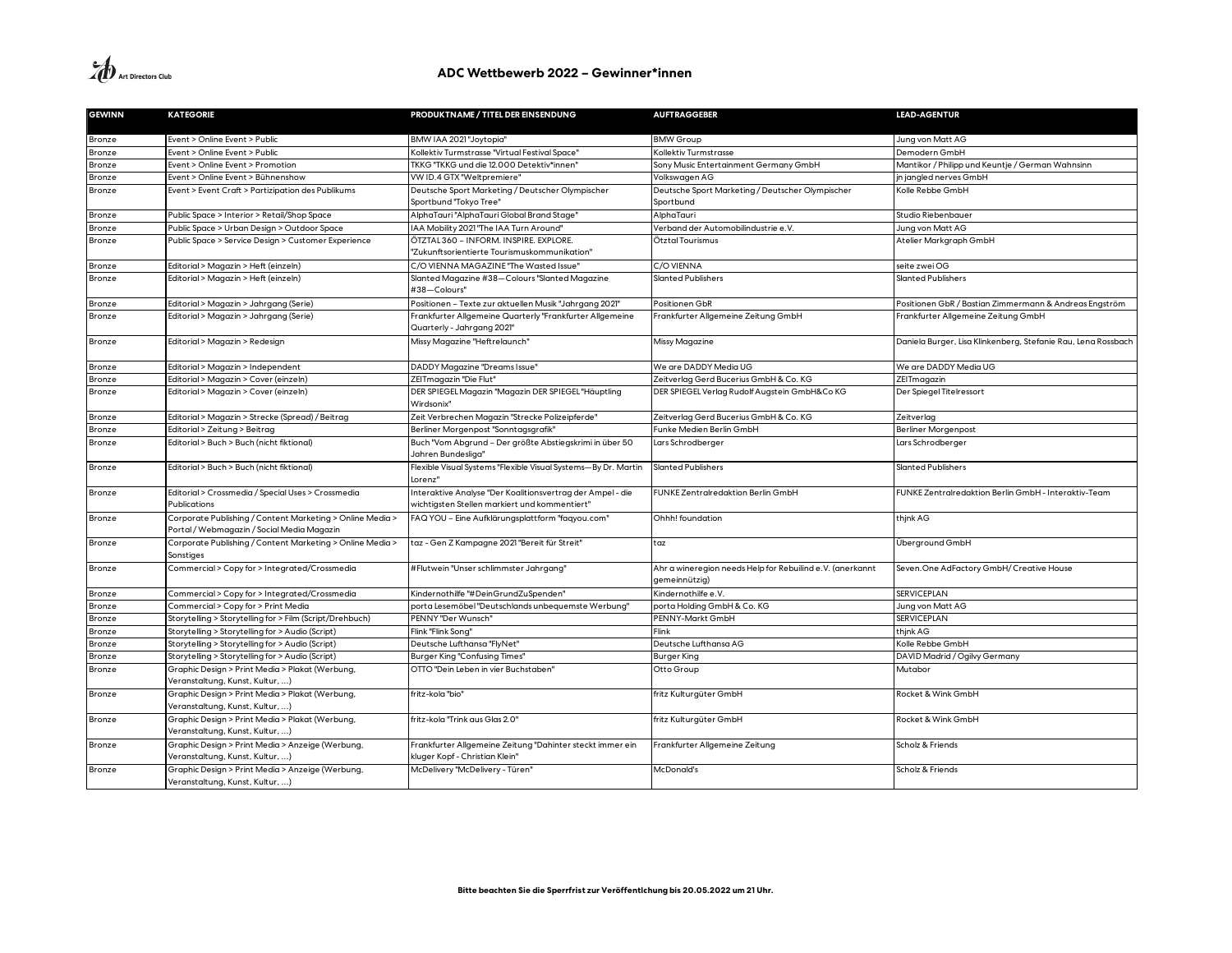## ADC Wettbewerb 2022 – Gewinner*innen

| GEWINN | KATEGORIE | PRODUKTNAME / TITEL DER EINSENDUNG | AUFTRAGGEBER | LEAD-AGENTUR |
|---|---|---|---|---|
| Bronze | Event > Online Event > Public | BMW IAA 2021 "Joytopia" | BMW Group | Jung von Matt AG |
| Bronze | Event > Online Event > Public | Kollektiv Turmstrasse "Virtual Festival Space" | Kollektiv Turmstrasse | Demodern GmbH |
| Bronze | Event > Online Event > Promotion | TKKG "TKKG und die 12.000 Detektiv*innen" | Sony Music Entertainment Germany GmbH | Mantikor / Philipp und Keuntje / German Wahnsinn |
| Bronze | Event > Online Event > Bühnenshow | VW ID.4 GTX "Weltpremiere" | Volkswagen AG | jn jangled nerves GmbH |
| Bronze | Event > Event Craft > Partizipation des Publikums | Deutsche Sport Marketing / Deutscher Olympischer Sportbund "Tokyo Tree" | Deutsche Sport Marketing / Deutscher Olympischer Sportbund | Kolle Rebbe GmbH |
| Bronze | Public Space > Interior > Retail/Shop Space | AlphaTauri "AlphaTauri Global Brand Stage" | AlphaTauri | Studio Riebenbauer |
| Bronze | Public Space > Urban Design > Outdoor Space | IAA Mobility 2021 "The IAA Turn Around" | Verband der Automobilindustrie e.V. | Jung von Matt AG |
| Bronze | Public Space > Service Design > Customer Experience | ÖTZTAL360 – INFORM. INSPIRE. EXPLORE. "Zukunftsorientierte Tourismuskommunikation" | Ötztal Tourismus | Atelier Markgraph GmbH |
| Bronze | Editorial > Magazin > Heft (einzeln) | C/O VIENNA MAGAZINE "The Wasted Issue" | C/O VIENNA | seite zwei OG |
| Bronze | Editorial > Magazin > Heft (einzeln) | Slanted Magazine #38—Colours "Slanted Magazine #38—Colours" | Slanted Publishers | Slanted Publishers |
| Bronze | Editorial > Magazin > Jahrgang (Serie) | Positionen – Texte zur aktuellen Musik "Jahrgang 2021" | Positionen GbR | Positionen GbR / Bastian Zimmermann & Andreas Engström |
| Bronze | Editorial > Magazin > Jahrgang (Serie) | Frankfurter Allgemeine Quarterly "Frankfurter Allgemeine Quarterly - Jahrgang 2021" | Frankfurter Allgemeine Zeitung GmbH | Frankfurter Allgemeine Zeitung GmbH |
| Bronze | Editorial > Magazin > Redesign | Missy Magazine "Heftrelaunch" | Missy Magazine | Daniela Burger, Lisa Klinkenberg, Stefanie Rau, Lena Rossbach |
| Bronze | Editorial > Magazin > Independent | DADDY Magazine "Dreams Issue" | We are DADDY Media UG | We are DADDY Media UG |
| Bronze | Editorial > Magazin > Cover (einzeln) | ZEITmagazin "Die Flut" | Zeitverlag Gerd Bucerius GmbH & Co. KG | ZEITmagazin |
| Bronze | Editorial > Magazin > Cover (einzeln) | DER SPIEGEL Magazin "Magazin DER SPIEGEL "Häuptling Wirdsonix" | DER SPIEGEL Verlag Rudolf Augstein GmbH&Co KG | Der Spiegel Titelressort |
| Bronze | Editorial > Magazin > Strecke (Spread) / Beitrag | Zeit Verbrechen Magazin "Strecke Polizeipferde" | Zeitverlag Gerd Bucerius GmbH & Co. KG | Zeitverlag |
| Bronze | Editorial > Zeitung > Beitrag | Berliner Morgenpost "Sonntagsgrafik" | Funke Medien Berlin GmbH | Berliner Morgenpost |
| Bronze | Editorial > Buch > Buch (nicht fiktional) | Buch "Vom Abgrund – Der größte Abstiegskrimi in über 50 Jahren Bundesliga" | Lars Schrodberger | Lars Schrodberger |
| Bronze | Editorial > Buch > Buch (nicht fiktional) | Flexible Visual Systems "Flexible Visual Systems—By Dr. Martin Lorenz" | Slanted Publishers | Slanted Publishers |
| Bronze | Editorial > Crossmedia / Special Uses > Crossmedia Publications | Interaktive Analyse "Der Koalitionsvertrag der Ampel - die wichtigsten Stellen markiert und kommentiert" | FUNKE Zentralredaktion Berlin GmbH | FUNKE Zentralredaktion Berlin GmbH - Interaktiv-Team |
| Bronze | Corporate Publishing / Content Marketing > Online Media > Portal / Webmagazin / Social Media Magazin | FAQ YOU – Eine Aufklärungsplattform "faqyou.com" | Ohhh! foundation | thjnk AG |
| Bronze | Corporate Publishing / Content Marketing > Online Media > Sonstiges | taz - Gen Z Kampagne 2021 "Bereit für Streit" | taz | Überground GmbH |
| Bronze | Commercial > Copy for > Integrated/Crossmedia | #Flutwein "Unser schlimmster Jahrgang" | Ahr a wineregion needs Help for Rebuilind e.V. (anerkannt gemeinnützig) | Seven.One AdFactory GmbH/ Creative House |
| Bronze | Commercial > Copy for > Integrated/Crossmedia | Kindernothilfe "#DeinGrundZuSpenden" | Kindernothilfe e.V. | SERVICEPLAN |
| Bronze | Commercial > Copy for > Print Media | porta Lesemöbel "Deutschlands unbequemste Werbung" | porta Holding GmbH & Co. KG | Jung von Matt AG |
| Bronze | Storytelling > Storytelling for > Film (Script/Drehbuch) | PENNY "Der Wunsch" | PENNY-Markt GmbH | SERVICEPLAN |
| Bronze | Storytelling > Storytelling for > Audio (Script) | Flink "Flink Song" | Flink | thjnk AG |
| Bronze | Storytelling > Storytelling for > Audio (Script) | Deutsche Lufthansa "FlyNet" | Deutsche Lufthansa AG | Kolle Rebbe GmbH |
| Bronze | Storytelling > Storytelling for > Audio (Script) | Burger King "Confusing Times" | Burger King | DAVID Madrid / Ogilvy Germany |
| Bronze | Graphic Design > Print Media > Plakat (Werbung, Veranstaltung, Kunst, Kultur, ...) | OTTO "Dein Leben in vier Buchstaben" | Otto Group | Mutabor |
| Bronze | Graphic Design > Print Media > Plakat (Werbung, Veranstaltung, Kunst, Kultur, ...) | fritz-kola "bio" | fritz Kulturgüter GmbH | Rocket & Wink GmbH |
| Bronze | Graphic Design > Print Media > Plakat (Werbung, Veranstaltung, Kunst, Kultur, ...) | fritz-kola "Trink aus Glas 2.0" | fritz Kulturgüter GmbH | Rocket & Wink GmbH |
| Bronze | Graphic Design > Print Media > Anzeige (Werbung, Veranstaltung, Kunst, Kultur, ...) | Frankfurter Allgemeine Zeitung "Dahinter steckt immer ein kluger Kopf - Christian Klein" | Frankfurter Allgemeine Zeitung | Scholz & Friends |
| Bronze | Graphic Design > Print Media > Anzeige (Werbung, Veranstaltung, Kunst, Kultur, ...) | McDelivery "McDelivery - Türen" | McDonald's | Scholz & Friends |

**Bitte beachten Sie die Sperrfrist zur Veröffentlichung bis 20.05.2022 um 21 Uhr.**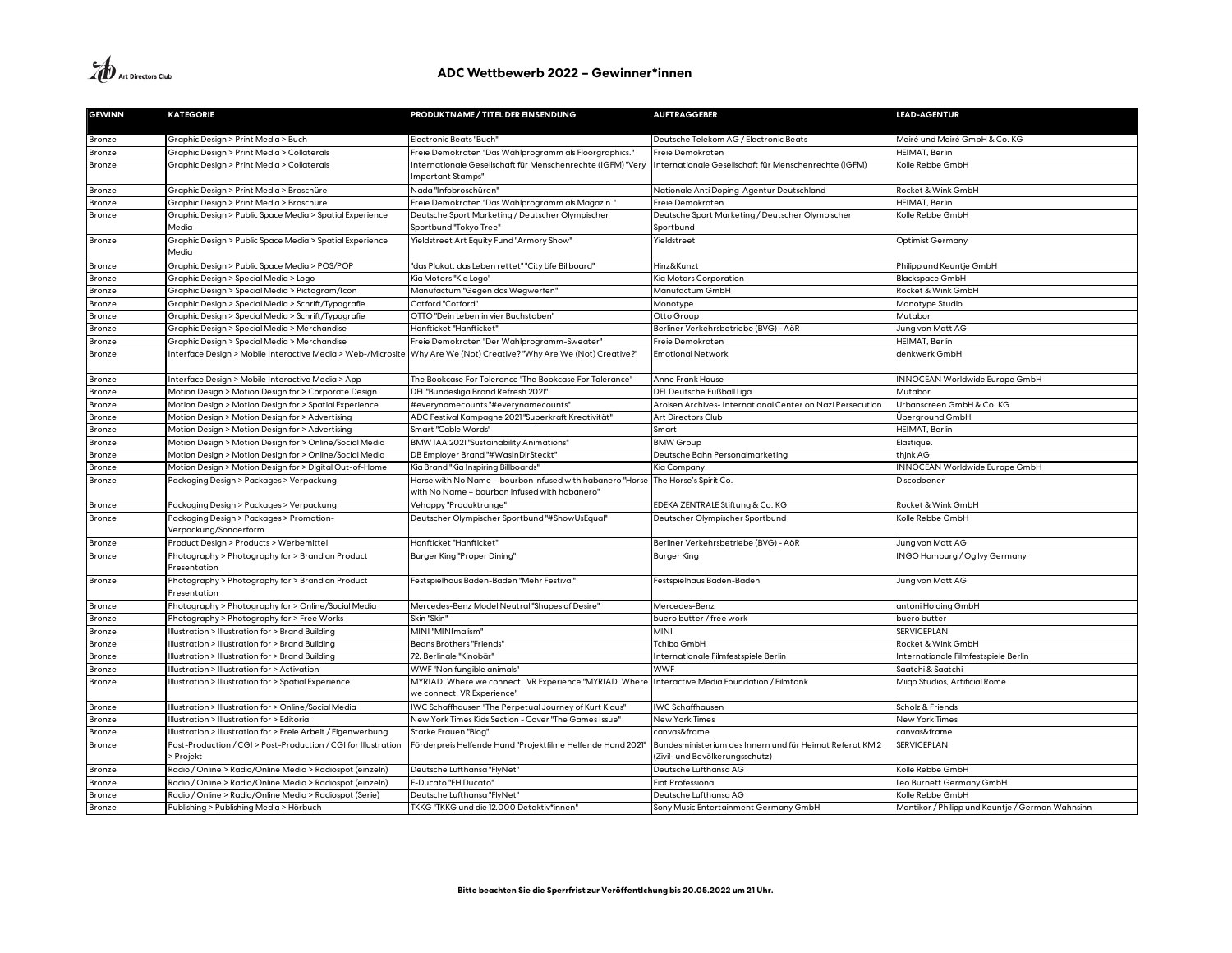# ADC Wettbewerb 2022 – Gewinner*innen

| GEWINN | KATEGORIE | PRODUKTNAME / TITEL DER EINSENDUNG | AUFTRAGGEBER | LEAD-AGENTUR |
|---|---|---|---|---|
| Bronze | Graphic Design > Print Media > Buch | Electronic Beats "Buch" | Deutsche Telekom AG / Electronic Beats | Meiré und Meiré GmbH & Co. KG |
| Bronze | Graphic Design > Print Media > Collaterals | Freie Demokraten "Das Wahlprogramm als Floorgraphics." | Freie Demokraten | HEIMAT, Berlin |
| Bronze | Graphic Design > Print Media > Collaterals | Internationale Gesellschaft für Menschenrechte (IGFM) "Very Important Stamps" | Internationale Gesellschaft für Menschenrechte (IGFM) | Kolle Rebbe GmbH |
| Bronze | Graphic Design > Print Media > Broschüre | Nada "Infobroschüren" | Nationale Anti Doping Agentur Deutschland | Rocket & Wink GmbH |
| Bronze | Graphic Design > Print Media > Broschüre | Freie Demokraten "Das Wahlprogramm als Magazin." | Freie Demokraten | HEIMAT, Berlin |
| Bronze | Graphic Design > Public Space Media > Spatial Experience Media | Deutsche Sport Marketing / Deutscher Olympischer Sportbund "Tokyo Tree" | Deutsche Sport Marketing / Deutscher Olympischer Sportbund | Kolle Rebbe GmbH |
| Bronze | Graphic Design > Public Space Media > Spatial Experience Media | Yieldstreet Art Equity Fund "Armory Show" | Yieldstreet | Optimist Germany |
| Bronze | Graphic Design > Public Space Media > POS/POP | "das Plakat, das Leben rettet" "City Life Billboard" | Hinz&Kunzt | Philipp und Keuntje GmbH |
| Bronze | Graphic Design > Special Media > Logo | Kia Motors "Kia Logo" | Kia Motors Corporation | Blackspace GmbH |
| Bronze | Graphic Design > Special Media > Pictogram/Icon | Manufactum "Gegen das Wegwerfen" | Manufactum GmbH | Rocket & Wink GmbH |
| Bronze | Graphic Design > Special Media > Schrift/Typografie | Cotford "Cotford" | Monotype | Monotype Studio |
| Bronze | Graphic Design > Special Media > Schrift/Typografie | OTTO "Dein Leben in vier Buchstaben" | Otto Group | Mutabor |
| Bronze | Graphic Design > Special Media > Merchandise | Hanfticket "Hanfticket" | Berliner Verkehrsbetriebe (BVG) - AöR | Jung von Matt AG |
| Bronze | Graphic Design > Special Media > Merchandise | Freie Demokraten "Der Wahlprogramm-Sweater" | Freie Demokraten | HEIMAT, Berlin |
| Bronze | Interface Design > Mobile Interactive Media > Web-/Microsite | Why Are We (Not) Creative? "Why Are We (Not) Creative?" | Emotional Network | denkwerk GmbH |
| Bronze | Interface Design > Mobile Interactive Media > App | The Bookcase For Tolerance "The Bookcase For Tolerance" | Anne Frank House | INNOCEAN Worldwide Europe GmbH |
| Bronze | Motion Design > Motion Design for > Corporate Design | DFL "Bundesliga Brand Refresh 2021" | DFL Deutsche Fußball Liga | Mutabor |
| Bronze | Motion Design > Motion Design for > Spatial Experience | #everynamecounts "#everynamecounts" | Arolsen Archives- International Center on Nazi Persecution | Urbanscreen GmbH & Co. KG |
| Bronze | Motion Design > Motion Design for > Advertising | ADC Festival Kampagne 2021 "Superkraft Kreativität" | Art Directors Club | Überground GmbH |
| Bronze | Motion Design > Motion Design for > Advertising | Smart "Cable Words" | Smart | HEIMAT, Berlin |
| Bronze | Motion Design > Motion Design for > Online/Social Media | BMW IAA 2021 "Sustainability Animations" | BMW Group | Elastique. |
| Bronze | Motion Design > Motion Design for > Online/Social Media | DB Employer Brand "#WasInDirSteckt" | Deutsche Bahn Personalmarketing | thjnk AG |
| Bronze | Motion Design > Motion Design for > Digital Out-of-Home | Kia Brand "Kia Inspiring Billboards" | Kia Company | INNOCEAN Worldwide Europe GmbH |
| Bronze | Packaging Design > Packages > Verpackung | Horse with No Name – bourbon infused with habanero "Horse with No Name – bourbon infused with habanero" | The Horse's Spirit Co. | Discodoener |
| Bronze | Packaging Design > Packages > Verpackung | Vehappy "Produktrange" | EDEKA ZENTRALE Stiftung & Co. KG | Rocket & Wink GmbH |
| Bronze | Packaging Design > Packages > Promotion-Verpackung/Sonderform | Deutscher Olympischer Sportbund "#ShowUsEqual" | Deutscher Olympischer Sportbund | Kolle Rebbe GmbH |
| Bronze | Product Design > Products > Werbemittel | Hanfticket "Hanfticket" | Berliner Verkehrsbetriebe (BVG) - AöR | Jung von Matt AG |
| Bronze | Photography > Photography for > Brand an Product Presentation | Burger King "Proper Dining" | Burger King | INGO Hamburg / Ogilvy Germany |
| Bronze | Photography > Photography for > Brand an Product Presentation | Festspielhaus Baden-Baden "Mehr Festival" | Festspielhaus Baden-Baden | Jung von Matt AG |
| Bronze | Photography > Photography for > Online/Social Media | Mercedes-Benz Model Neutral "Shapes of Desire" | Mercedes-Benz | antoni Holding GmbH |
| Bronze | Photography > Photography for > Free Works | Skin "Skin" | buero butter / free work | buero butter |
| Bronze | Illustration > Illustration for > Brand Building | MINI "MINImalism" | MINI | SERVICEPLAN |
| Bronze | Illustration > Illustration for > Brand Building | Beans Brothers "Friends" | Tchibo GmbH | Rocket & Wink GmbH |
| Bronze | Illustration > Illustration for > Brand Building | 72. Berlinale "Kinobär" | Internationale Filmfestspiele Berlin | Internationale Filmfestspiele Berlin |
| Bronze | Illustration > Illustration for > Activation | WWF "Non fungible animals" | WWF | Saatchi & Saatchi |
| Bronze | Illustration > Illustration for > Spatial Experience | MYRIAD. Where we connect. VR Experience "MYRIAD. Where we connect. VR Experience" | Interactive Media Foundation / Filmtank | Miiqo Studios, Artificial Rome |
| Bronze | Illustration > Illustration for > Online/Social Media | IWC Schaffhausen "The Perpetual Journey of Kurt Klaus" | IWC Schaffhausen | Scholz & Friends |
| Bronze | Illustration > Illustration for > Editorial | New York Times Kids Section - Cover "The Games Issue" | New York Times | New York Times |
| Bronze | Illustration > Illustration for > Freie Arbeit / Eigenwerbung | Starke Frauen "Blog" | canvas&frame | canvas&frame |
| Bronze | Post-Production / CGI > Post-Production / CGI for Illustration > Projekt | Förderpreis Helfende Hand "Projektfilme Helfende Hand 2021" | Bundesministerium des Innern und für Heimat Referat KM 2 (Zivil- und Bevölkerungsschutz) | SERVICEPLAN |
| Bronze | Radio / Online > Radio/Online Media > Radiospot (einzeln) | Deutsche Lufthansa "FlyNet" | Deutsche Lufthansa AG | Kolle Rebbe GmbH |
| Bronze | Radio / Online > Radio/Online Media > Radiospot (einzeln) | E-Ducato "EH Ducato" | Fiat Professional | Leo Burnett Germany GmbH |
| Bronze | Radio / Online > Radio/Online Media > Radiospot (Serie) | Deutsche Lufthansa "FlyNet" | Deutsche Lufthansa AG | Kolle Rebbe GmbH |
| Bronze | Publishing > Publishing Media > Hörbuch | TKKG "TKKG und die 12.000 Detektiv*innen" | Sony Music Entertainment Germany GmbH | Mantikor / Philipp und Keuntje / German Wahnsinn |

**Bitte beachten Sie die Sperrfrist zur Veröffentlichung bis 20.05.2022 um 21 Uhr.**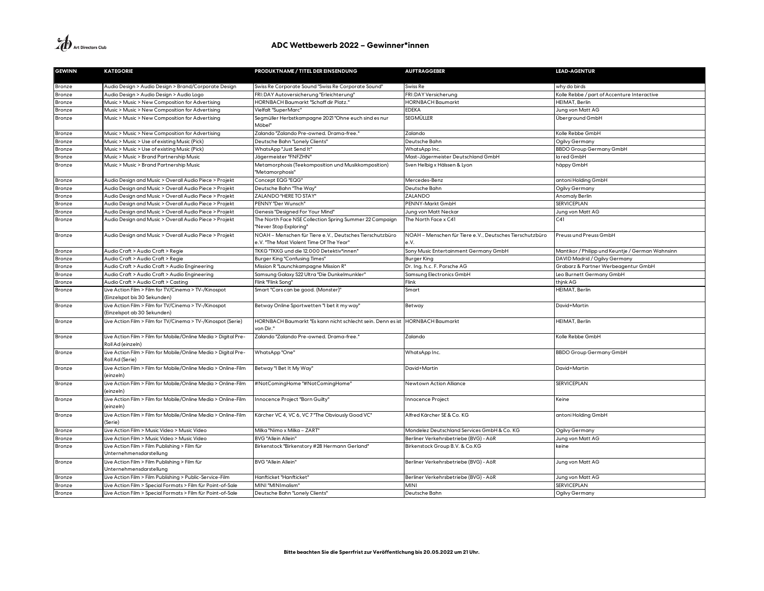# ADC Wettbewerb 2022 – Gewinner*innen

| GEWINN | KATEGORIE | PRODUKTNAME / TITEL DER EINSENDUNG | AUFTRAGGEBER | LEAD-AGENTUR |
|---|---|---|---|---|
| Bronze | Audio Design > Audio Design > Brand/Corporate Design | Swiss Re Corporate Sound "Swiss Re Corporate Sound" | Swiss Re | why do birds |
| Bronze | Audio Design > Audio Design > Audio Logo | FRI:DAY Autoversicherung "Erleichterung" | FRI:DAY Versicherung | Kolle Rebbe / part of Accenture Interactive |
| Bronze | Music > Music > New Composition for Advertising | HORNBACH Baumarkt "Schaff dir Platz." | HORNBACH Baumarkt | HEIMAT, Berlin |
| Bronze | Music > Music > New Composition for Advertising | Vielfalt "SuperMarc" | EDEKA | Jung von Matt AG |
| Bronze | Music > Music > New Composition for Advertising | Segmüller Herbstkampagne 2021 "Ohne euch sind es nur Möbel" | SEGMÜLLER | Überground GmbH |
| Bronze | Music > Music > New Composition for Advertising | Zalando "Zalando Pre-owned. Drama-free." | Zalando | Kolle Rebbe GmbH |
| Bronze | Music > Music > Use of existing Music (Pick) | Deutsche Bahn "Lonely Clients" | Deutsche Bahn | Ogilvy Germany |
| Bronze | Music > Music > Use of existing Music (Pick) | WhatsApp "Just Send It" | WhatsApp Inc. | BBDO Group Germany GmbH |
| Bronze | Music > Music > Brand Partnership Music | Jägermeister "FNFZHN" | Mast-Jägermeister Deutschland GmbH | la red GmbH |
| Bronze | Music > Music > Brand Partnership Music | Metamorphosis (Teekomposition und Musikkomposition) "Metamorphosis" | Sven Helbig x Hälssen & Lyon | häppy GmbH |
| Bronze | Audio Design and Music > Overall Audio Piece > Projekt | Concept EQG "EQG" | Mercedes-Benz | antoni Holding GmbH |
| Bronze | Audio Design and Music > Overall Audio Piece > Projekt | Deutsche Bahn "The Way" | Deutsche Bahn | Ogilvy Germany |
| Bronze | Audio Design and Music > Overall Audio Piece > Projekt | ZALANDO "HERE TO STAY" | ZALANDO | Anomaly Berlin |
| Bronze | Audio Design and Music > Overall Audio Piece > Projekt | PENNY "Der Wunsch" | PENNY-Markt GmbH | SERVICEPLAN |
| Bronze | Audio Design and Music > Overall Audio Piece > Projekt | Genesis "Designed For Your Mind" | Jung von Matt Neckar | Jung von Matt AG |
| Bronze | Audio Design and Music > Overall Audio Piece > Projekt | The North Face NSE Collection Spring Summer 22 Campaign "Never Stop Exploring" | The North Face x C41 | C41 |
| Bronze | Audio Design and Music > Overall Audio Piece > Projekt | NOAH – Menschen für Tiere e.V., Deutsches Tierschutzbüro e.V. "The Most Violent Time Of The Year" | NOAH – Menschen für Tiere e.V., Deutsches Tierschutzbüro e.V. | Preuss und Preuss GmbH |
| Bronze | Audio Craft > Audio Craft > Regie | TKKG "TKKG und die 12.000 Detektiv*innen" | Sony Music Entertainment Germany GmbH | Mantikor / Philipp und Keuntje / German Wahnsinn |
| Bronze | Audio Craft > Audio Craft > Regie | Burger King "Confusing Times" | Burger King | DAVID Madrid / Ogilvy Germany |
| Bronze | Audio Craft > Audio Craft > Audio Engineering | Mission R "Launchkampagne Mission R" | Dr. Ing. h.c. F. Porsche AG | Grabarz & Partner Werbeagentur GmbH |
| Bronze | Audio Craft > Audio Craft > Audio Engineering | Samsung Galaxy S22 Ultra "Die Dunkelmunkler" | Samsung Electronics GmbH | Leo Burnett Germany GmbH |
| Bronze | Audio Craft > Audio Craft > Casting | Flink "Flink Song" | Flink | thjnk AG |
| Bronze | Live Action Film > Film for TV/Cinema > TV-/Kinospot (Einzelspot bis 30 Sekunden) | Smart "Cars can be good. (Monster)" | Smart | HEIMAT, Berlin |
| Bronze | Live Action Film > Film for TV/Cinema > TV-/Kinospot (Einzelspot ab 30 Sekunden) | Betway Online Sportwetten "I bet it my way" | Betway | David+Martin |
| Bronze | Live Action Film > Film for TV/Cinema > TV-/Kinospot (Serie) | HORNBACH Baumarkt "Es kann nicht schlecht sein. Denn es ist von Dir." | HORNBACH Baumarkt | HEIMAT, Berlin |
| Bronze | Live Action Film > Film for Mobile/Online Media > Digital Pre-Roll Ad (einzeln) | Zalando "Zalando Pre-owned. Drama-free." | Zalando | Kolle Rebbe GmbH |
| Bronze | Live Action Film > Film for Mobile/Online Media > Digital Pre-Roll Ad (Serie) | WhatsApp "One" | WhatsApp Inc. | BBDO Group Germany GmbH |
| Bronze | Live Action Film > Film for Mobile/Online Media > Online-Film (einzeln) | Betway "I Bet It My Way" | David+Martin | David+Martin |
| Bronze | Live Action Film > Film for Mobile/Online Media > Online-Film (einzeln) | #NotComingHome "#NotComingHome" | Newtown Action Alliance | SERVICEPLAN |
| Bronze | Live Action Film > Film for Mobile/Online Media > Online-Film (einzeln) | Innocence Project "Born Guilty" | Innocence Project | Keine |
| Bronze | Live Action Film > Film for Mobile/Online Media > Online-Film (Serie) | Kärcher VC 4, VC 6, VC 7 "The Obviously Good VC" | Alfred Kärcher SE & Co. KG | antoni Holding GmbH |
| Bronze | Live Action Film > Music Video > Music Video | Milka "Nimo x Milka – ZART" | Mondelez Deutschland Services GmbH & Co. KG | Ogilvy Germany |
| Bronze | Live Action Film > Music Video > Music Video | BVG "Allein Allein" | Berliner Verkehrsbetriebe (BVG) - AöR | Jung von Matt AG |
| Bronze | Live Action Film > Film Publishing > Film für Unternehmensdarstellung | Birkenstock "Birkenstory #28 Hermann Gerland" | Birkenstock Group B.V. & Co.KG | keine |
| Bronze | Live Action Film > Film Publishing > Film für Unternehmensdarstellung | BVG "Allein Allein" | Berliner Verkehrsbetriebe (BVG) - AöR | Jung von Matt AG |
| Bronze | Live Action Film > Film Publishing > Public-Service-Film | Hanfticket "Hanfticket" | Berliner Verkehrsbetriebe (BVG) - AöR | Jung von Matt AG |
| Bronze | Live Action Film > Special Formats > Film für Point-of-Sale | MINI "MINImalism" | MINI | SERVICEPLAN |
| Bronze | Live Action Film > Special Formats > Film für Point-of-Sale | Deutsche Bahn "Lonely Clients" | Deutsche Bahn | Ogilvy Germany |

**Bitte beachten Sie die Sperrfrist zur Veröffentlichung bis 20.05.2022 um 21 Uhr.**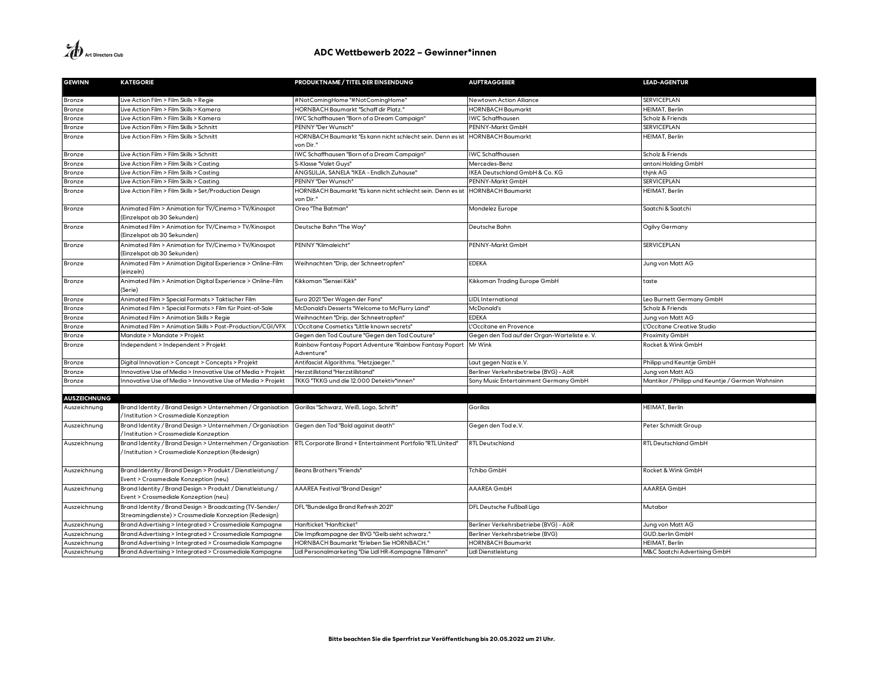## ADC Wettbewerb 2022 – Gewinner*innen

| GEWINN | KATEGORIE | PRODUKTNAME / TITEL DER EINSENDUNG | AUFTRAGGEBER | LEAD-AGENTUR |
|---|---|---|---|---|
| Bronze | Live Action Film > Film Skills > Regie | #NotComingHome "#NotComingHome" | Newtown Action Alliance | SERVICEPLAN |
| Bronze | Live Action Film > Film Skills > Kamera | HORNBACH Baumarkt "Schaff dir Platz." | HORNBACH Baumarkt | HEIMAT, Berlin |
| Bronze | Live Action Film > Film Skills > Kamera | IWC Schaffhausen "Born of a Dream Campaign" | IWC Schaffhausen | Scholz & Friends |
| Bronze | Live Action Film > Film Skills > Schnitt | PENNY "Der Wunsch" | PENNY-Markt GmbH | SERVICEPLAN |
| Bronze | Live Action Film > Film Skills > Schnitt | HORNBACH Baumarkt "Es kann nicht schlecht sein. Denn es ist von Dir." | HORNBACH Baumarkt | HEIMAT, Berlin |
| Bronze | Live Action Film > Film Skills > Schnitt | IWC Schaffhausen "Born of a Dream Campaign" | IWC Schaffhausen | Scholz & Friends |
| Bronze | Live Action Film > Film Skills > Casting | S-Klasse "Valet Guys" | Mercedes-Benz | antoni Holding GmbH |
| Bronze | Live Action Film > Film Skills > Casting | ÄNGSLILJA, SANELA "IKEA - Endlich Zuhause" | IKEA Deutschland GmbH & Co. KG | thjnk AG |
| Bronze | Live Action Film > Film Skills > Casting | PENNY "Der Wunsch" | PENNY-Markt GmbH | SERVICEPLAN |
| Bronze | Live Action Film > Film Skills > Set/Production Design | HORNBACH Baumarkt "Es kann nicht schlecht sein. Denn es ist von Dir." | HORNBACH Baumarkt | HEIMAT, Berlin |
| Bronze | Animated Film > Animation for TV/Cinema > TV/Kinospot (Einzelspot ab 30 Sekunden) | Oreo "The Batman" | Mondelez Europe | Saatchi & Saatchi |
| Bronze | Animated Film > Animation for TV/Cinema > TV/Kinospot (Einzelspot ab 30 Sekunden) | Deutsche Bahn "The Way" | Deutsche Bahn | Ogilvy Germany |
| Bronze | Animated Film > Animation for TV/Cinema > TV/Kinospot (Einzelspot ab 30 Sekunden) | PENNY "Klimaleicht" | PENNY-Markt GmbH | SERVICEPLAN |
| Bronze | Animated Film > Animation Digital Experience > Online-Film (einzeln) | Weihnachten "Drip, der Schneetropfen" | EDEKA | Jung von Matt AG |
| Bronze | Animated Film > Animation Digital Experience > Online-Film (Serie) | Kikkoman "Sensei Kikk" | Kikkoman Trading Europe GmbH | taste |
| Bronze | Animated Film > Special Formats > Taktischer Film | Euro 2021 "Der Wagen der Fans" | LIDL International | Leo Burnett Germany GmbH |
| Bronze | Animated Film > Special Formats > Film für Point-of-Sale | McDonald's Desserts "Welcome to McFlurry Land" | McDonald's | Scholz & Friends |
| Bronze | Animated Film > Animation Skills > Regie | Weihnachten "Drip, der Schneetropfen" | EDEKA | Jung von Matt AG |
| Bronze | Animated Film > Animation Skills > Post-Production/CGI/VFX | L'Occitane Cosmetics "Little known secrets" | L'Occitane en Provence | L'Occitane Creative Studio |
| Bronze | Mandate > Mandate > Projekt | Gegen den Tod Couture "Gegen den Tod Couture" | Gegen den Tod auf der Organ-Warteliste e. V. | Proximity GmbH |
| Bronze | Independent > Independent > Projekt | Rainbow Fantasy Popart Adventure "Rainbow Fantasy Popart Adventure" | Mr Wink | Rocket & Wink GmbH |
| Bronze | Digital Innovation > Concept > Concepts > Projekt | Antifascist Algorithms. "Hetzjaeger." | Laut gegen Nazis e.V. | Philipp und Keuntje GmbH |
| Bronze | Innovative Use of Media > Innovative Use of Media > Projekt | Herzstillstand "Herzstillstand" | Berliner Verkehrsbetriebe (BVG) - AöR | Jung von Matt AG |
| Bronze | Innovative Use of Media > Innovative Use of Media > Projekt | TKKG "TKKG und die 12.000 Detektiv*innen" | Sony Music Entertainment Germany GmbH | Mantikor / Philipp und Keuntje / German Wahnsinn |
| | | | | |
| **AUSZEICHNUNG** | | | | |
| Auszeichnung | Brand Identity / Brand Design > Unternehmen / Organisation / Institution > Crossmediale Konzeption | Gorillas "Schwarz, Weiß, Logo, Schrift" | Gorillas | HEIMAT, Berlin |
| Auszeichnung | Brand Identity / Brand Design > Unternehmen / Organisation / Institution > Crossmediale Konzeption | Gegen den Tod "Bold against death" | Gegen den Tod e.V. | Peter Schmidt Group |
| Auszeichnung | Brand Identity / Brand Design > Unternehmen / Organisation / Institution > Crossmediale Konzeption (Redesign) | RTL Corporate Brand + Entertainment Portfolio "RTL United" | RTL Deutschland | RTL Deutschland GmbH |
| Auszeichnung | Brand Identity / Brand Design > Produkt / Dienstleistung / Event > Crossmediale Konzeption (neu) | Beans Brothers "Friends" | Tchibo GmbH | Rocket & Wink GmbH |
| Auszeichnung | Brand Identity / Brand Design > Produkt / Dienstleistung / Event > Crossmediale Konzeption (neu) | AAAREA Festival "Brand Design" | AAAREA GmbH | AAAREA GmbH |
| Auszeichnung | Brand Identity / Brand Design > Broadcasting (TV-Sender/ Streamingdienste) > Crossmediale Konzeption (Redesign) | DFL "Bundesliga Brand Refresh 2021" | DFL Deutsche Fußball Liga | Mutabor |
| Auszeichnung | Brand Advertising > Integrated > Crossmediale Kampagne | Hanfticket "Hanfticket" | Berliner Verkehrsbetriebe (BVG) - AöR | Jung von Matt AG |
| Auszeichnung | Brand Advertising > Integrated > Crossmediale Kampagne | Die Impfkampagne der BVG "Gelb sieht schwarz." | Berliner Verkehrsbetriebe (BVG) | GUD.berlin GmbH |
| Auszeichnung | Brand Advertising > Integrated > Crossmediale Kampagne | HORNBACH Baumarkt "Erleben Sie HORNBACH." | HORNBACH Baumarkt | HEIMAT, Berlin |
| Auszeichnung | Brand Advertising > Integrated > Crossmediale Kampagne | Lidl Personalmarketing "Die Lidl HR-Kampagne Tillmann" | Lidl Dienstleistung | M&C Saatchi Advertising GmbH |

**Bitte beachten Sie die Sperrfrist zur Veröffentlichung bis 20.05.2022 um 21 Uhr.**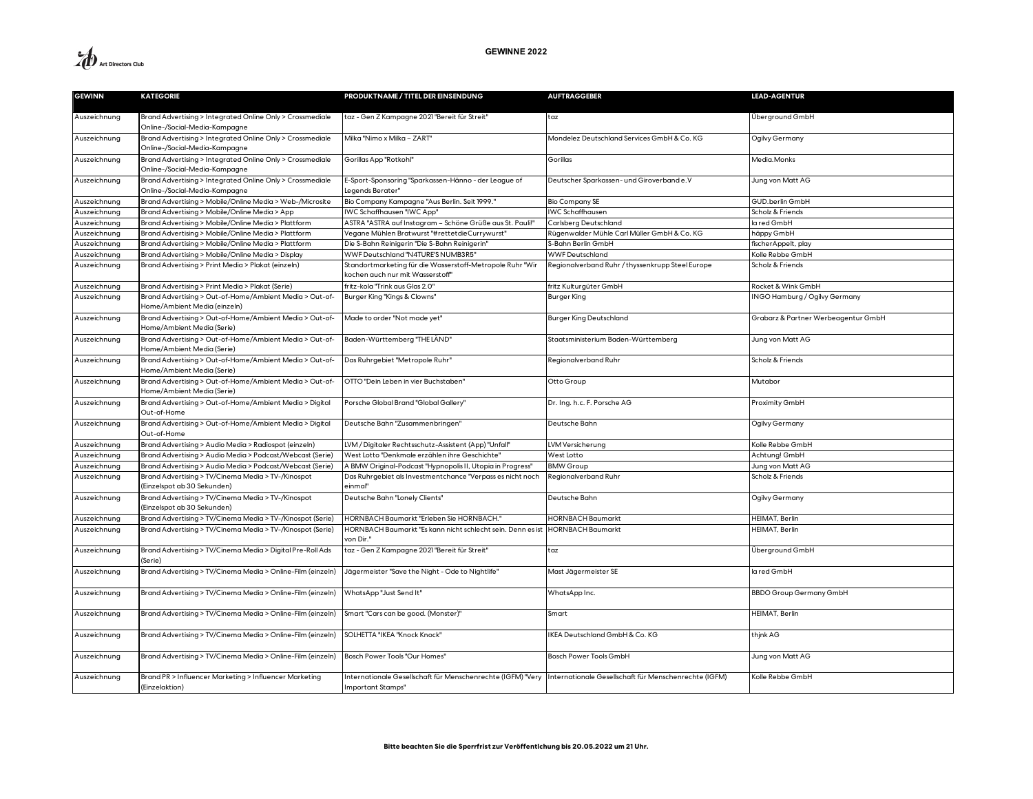# GEWINNE 2022

| GEWINN | KATEGORIE | PRODUKTNAME / TITEL DER EINSENDUNG | AUFTRAGGEBER | LEAD-AGENTUR |
|---|---|---|---|---|
| Auszeichnung | Brand Advertising > Integrated Online Only > Crossmediale Online-/Social-Media-Kampagne | taz - Gen Z Kampagne 2021 "Bereit für Streit" | taz | Überground GmbH |
| Auszeichnung | Brand Advertising > Integrated Online Only > Crossmediale Online-/Social-Media-Kampagne | Milka "Nimo x Milka – ZART" | Mondelez Deutschland Services GmbH & Co. KG | Ogilvy Germany |
| Auszeichnung | Brand Advertising > Integrated Online Only > Crossmediale Online-/Social-Media-Kampagne | Gorillas App "Rotkohl" | Gorillas | Media.Monks |
| Auszeichnung | Brand Advertising > Integrated Online Only > Crossmediale Online-/Social-Media-Kampagne | E-Sport-Sponsoring "Sparkassen-Hänno - der League of Legends Berater" | Deutscher Sparkassen- und Giroverband e.V | Jung von Matt AG |
| Auszeichnung | Brand Advertising > Mobile/Online Media > Web-/Microsite | Bio Company Kampagne "Aus Berlin. Seit 1999." | Bio Company SE | GUD.berlin GmbH |
| Auszeichnung | Brand Advertising > Mobile/Online Media > App | IWC Schaffhausen "IWC App" | IWC Schaffhausen | Scholz & Friends |
| Auszeichnung | Brand Advertising > Mobile/Online Media > Plattform | ASTRA "ASTRA auf Instagram – Schöne Grüße aus St. Pauli!" | Carlsberg Deutschland | la red GmbH |
| Auszeichnung | Brand Advertising > Mobile/Online Media > Plattform | Vegane Mühlen Bratwurst "#rettetdieCurrywurst" | Rügenwalder Mühle Carl Müller GmbH & Co. KG | häppy GmbH |
| Auszeichnung | Brand Advertising > Mobile/Online Media > Plattform | Die S-Bahn Reinigerin "Die S-Bahn Reinigerin" | S-Bahn Berlin GmbH | fischerAppelt, play |
| Auszeichnung | Brand Advertising > Mobile/Online Media > Display | WWF Deutschland "N4TURE'S NUMB3R5" | WWF Deutschland | Kolle Rebbe GmbH |
| Auszeichnung | Brand Advertising > Print Media > Plakat (einzeln) | Standortmarketing für die Wasserstoff-Metropole Ruhr "Wir kochen auch nur mit Wasserstoff" | Regionalverband Ruhr / thyssenkrupp Steel Europe | Scholz & Friends |
| Auszeichnung | Brand Advertising > Print Media > Plakat (Serie) | fritz-kola "Trink aus Glas 2.0" | fritz Kulturgüter GmbH | Rocket & Wink GmbH |
| Auszeichnung | Brand Advertising > Out-of-Home/Ambient Media > Out-of-Home/Ambient Media (einzeln) | Burger King "Kings & Clowns" | Burger King | INGO Hamburg / Ogilvy Germany |
| Auszeichnung | Brand Advertising > Out-of-Home/Ambient Media > Out-of-Home/Ambient Media (Serie) | Made to order "Not made yet" | Burger King Deutschland | Grabarz & Partner Werbeagentur GmbH |
| Auszeichnung | Brand Advertising > Out-of-Home/Ambient Media > Out-of-Home/Ambient Media (Serie) | Baden-Württemberg "THE LÄND" | Staatsministerium Baden-Württemberg | Jung von Matt AG |
| Auszeichnung | Brand Advertising > Out-of-Home/Ambient Media > Out-of-Home/Ambient Media (Serie) | Das Ruhrgebiet "Metropole Ruhr" | Regionalverband Ruhr | Scholz & Friends |
| Auszeichnung | Brand Advertising > Out-of-Home/Ambient Media > Out-of-Home/Ambient Media (Serie) | OTTO "Dein Leben in vier Buchstaben" | Otto Group | Mutabor |
| Auszeichnung | Brand Advertising > Out-of-Home/Ambient Media > Digital Out-of-Home | Porsche Global Brand "Global Gallery" | Dr. Ing. h.c. F. Porsche AG | Proximity GmbH |
| Auszeichnung | Brand Advertising > Out-of-Home/Ambient Media > Digital Out-of-Home | Deutsche Bahn "Zusammenbringen" | Deutsche Bahn | Ogilvy Germany |
| Auszeichnung | Brand Advertising > Audio Media > Radiospot (einzeln) | LVM / Digitaler Rechtsschutz-Assistent (App) "Unfall" | LVM Versicherung | Kolle Rebbe GmbH |
| Auszeichnung | Brand Advertising > Audio Media > Podcast/Webcast (Serie) | West Lotto "Denkmale erzählen ihre Geschichte" | West Lotto | Achtung! GmbH |
| Auszeichnung | Brand Advertising > Audio Media > Podcast/Webcast (Serie) | A BMW Original-Podcast "Hypnopolis II, Utopia in Progress" | BMW Group | Jung von Matt AG |
| Auszeichnung | Brand Advertising > TV/Cinema Media > TV-/Kinospot (Einzelspot ab 30 Sekunden) | Das Ruhrgebiet als Investmentchance "Verpass es nicht noch einmal" | Regionalverband Ruhr | Scholz & Friends |
| Auszeichnung | Brand Advertising > TV/Cinema Media > TV-/Kinospot (Einzelspot ab 30 Sekunden) | Deutsche Bahn "Lonely Clients" | Deutsche Bahn | Ogilvy Germany |
| Auszeichnung | Brand Advertising > TV/Cinema Media > TV-/Kinospot (Serie) | HORNBACH Baumarkt "Erleben Sie HORNBACH." | HORNBACH Baumarkt | HEIMAT, Berlin |
| Auszeichnung | Brand Advertising > TV/Cinema Media > TV-/Kinospot (Serie) | HORNBACH Baumarkt "Es kann nicht schlecht sein. Denn es ist von Dir." | HORNBACH Baumarkt | HEIMAT, Berlin |
| Auszeichnung | Brand Advertising > TV/Cinema Media > Digital Pre-Roll Ads (Serie) | taz - Gen Z Kampagne 2021 "Bereit für Streit" | taz | Überground GmbH |
| Auszeichnung | Brand Advertising > TV/Cinema Media > Online-Film (einzeln) | Jägermeister "Save the Night - Ode to Nightlife" | Mast Jägermeister SE | la red GmbH |
| Auszeichnung | Brand Advertising > TV/Cinema Media > Online-Film (einzeln) | WhatsApp "Just Send It" | WhatsApp Inc. | BBDO Group Germany GmbH |
| Auszeichnung | Brand Advertising > TV/Cinema Media > Online-Film (einzeln) | Smart "Cars can be good. (Monster)" | Smart | HEIMAT, Berlin |
| Auszeichnung | Brand Advertising > TV/Cinema Media > Online-Film (einzeln) | SOLHETTA "IKEA "Knock Knock" | IKEA Deutschland GmbH & Co. KG | thjnk AG |
| Auszeichnung | Brand Advertising > TV/Cinema Media > Online-Film (einzeln) | Bosch Power Tools "Our Homes" | Bosch Power Tools GmbH | Jung von Matt AG |
| Auszeichnung | Brand PR > Influencer Marketing > Influencer Marketing (Einzelaktion) | Internationale Gesellschaft für Menschenrechte (IGFM) "Very Important Stamps" | Internationale Gesellschaft für Menschenrechte (IGFM) | Kolle Rebbe GmbH |

**Bitte beachten Sie die Sperrfrist zur Veröffentlichung bis 20.05.2022 um 21 Uhr.**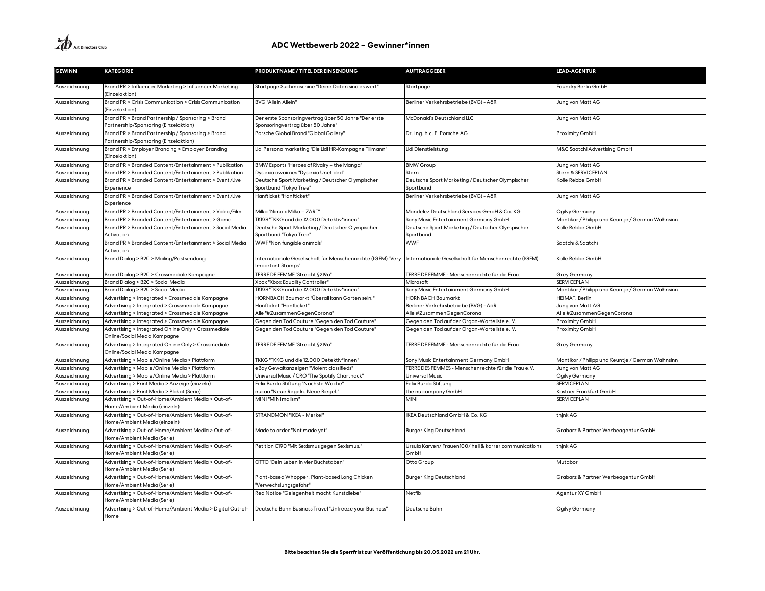# ADC Wettbewerb 2022 – Gewinner*innen

| GEWINN | KATEGORIE | PRODUKTNAME / TITEL DER EINSENDUNG | AUFTRAGGEBER | LEAD-AGENTUR |
|---|---|---|---|---|
| Auszeichnung | Brand PR > Influencer Marketing > Influencer Marketing (Einzelaktion) | Startpage Suchmaschine "Deine Daten sind es wert" | Startpage | Foundry Berlin GmbH |
| Auszeichnung | Brand PR > Crisis Communication > Crisis Communication (Einzelaktion) | BVG "Allein Allein" | Berliner Verkehrsbetriebe (BVG) - AöR | Jung von Matt AG |
| Auszeichnung | Brand PR > Brand Partnership / Sponsoring > Brand Partnership/Sponsoring (Einzelaktion) | Der erste Sponsoringvertrag über 50 Jahre "Der erste Sponsoringvertrag über 50 Jahre" | McDonald's Deutschland LLC | Jung von Matt AG |
| Auszeichnung | Brand PR > Brand Partnership / Sponsoring > Brand Partnership/Sponsoring (Einzelaktion) | Porsche Global Brand "Global Gallery" | Dr. Ing. h.c. F. Porsche AG | Proximity GmbH |
| Auszeichnung | Brand PR > Employer Branding > Employer Branding (Einzelaktion) | Lidl Personalmarketing "Die Lidl HR-Kampagne Tillmann" | Lidl Dienstleistung | M&C Saatchi Advertising GmbH |
| Auszeichnung | Brand PR > Branded Content/Entertainment > Publikation | BMW Esports "Heroes of Rivalry – the Manga" | BMW Group | Jung von Matt AG |
| Auszeichnung | Brand PR > Branded Content/Entertainment > Publikation | Dyslexia awairnes "Dyslexia Unetided" | Stern | Stern & SERVICEPLAN |
| Auszeichnung | Brand PR > Branded Content/Entertainment > Event/Live Experience | Deutsche Sport Marketing / Deutscher Olympischer Sportbund "Tokyo Tree" | Deutsche Sport Marketing / Deutscher Olympischer Sportbund | Kolle Rebbe GmbH |
| Auszeichnung | Brand PR > Branded Content/Entertainment > Event/Live Experience | Hanfticket "Hanfticket" | Berliner Verkehrsbetriebe (BVG) - AöR | Jung von Matt AG |
| Auszeichnung | Brand PR > Branded Content/Entertainment > Video/Film | Milka "Nimo x Milka – ZART" | Mondelez Deutschland Services GmbH & Co. KG | Ogilvy Germany |
| Auszeichnung | Brand PR > Branded Content/Entertainment > Game | TKKG "TKKG und die 12.000 Detektiv*innen" | Sony Music Entertainment Germany GmbH | Mantikor / Philipp und Keuntje / German Wahnsinn |
| Auszeichnung | Brand PR > Branded Content/Entertainment > Social Media Activation | Deutsche Sport Marketing / Deutscher Olympischer Sportbund "Tokyo Tree" | Deutsche Sport Marketing / Deutscher Olympischer Sportbund | Kolle Rebbe GmbH |
| Auszeichnung | Brand PR > Branded Content/Entertainment > Social Media Activation | WWF "Non fungible animals" | WWF | Saatchi & Saatchi |
| Auszeichnung | Brand Dialog > B2C > Mailing/Postsendung | Internationale Gesellschaft für Menschenrechte (IGFM) "Very Important Stamps" | Internationale Gesellschaft für Menschenrechte (IGFM) | Kolle Rebbe GmbH |
| Auszeichnung | Brand Dialog > B2C > Crossmediale Kampagne | TERRE DE FEMME "Streicht §219a" | TERRE DE FEMME - Menschenrechte für die Frau | Grey Germany |
| Auszeichnung | Brand Dialog > B2C > Social Media | Xbox "Xbox Equality Controller" | Microsoft | SERVICEPLAN |
| Auszeichnung | Brand Dialog > B2C > Social Media | TKKG "TKKG und die 12.000 Detektiv*innen" | Sony Music Entertainment Germany GmbH | Mantikor / Philipp und Keuntje / German Wahnsinn |
| Auszeichnung | Advertising > Integrated > Crossmediale Kampagne | HORNBACH Baumarkt "Überall kann Garten sein." | HORNBACH Baumarkt | HEIMAT, Berlin |
| Auszeichnung | Advertising > Integrated > Crossmediale Kampagne | Hanfticket "Hanfticket" | Berliner Verkehrsbetriebe (BVG) - AöR | Jung von Matt AG |
| Auszeichnung | Advertising > Integrated > Crossmediale Kampagne | Alle "#ZusammenGegenCorona" | Alle #ZusammenGegenCorona | Alle #ZusammenGegenCorona |
| Auszeichnung | Advertising > Integrated > Crossmediale Kampagne | Gegen den Tod Couture "Gegen den Tod Couture" | Gegen den Tod auf der Organ-Warteliste e. V. | Proximity GmbH |
| Auszeichnung | Advertising > Integrated Online Only > Crossmediale Online/Social Media Kampagne | Gegen den Tod Couture "Gegen den Tod Couture" | Gegen den Tod auf der Organ-Warteliste e. V. | Proximity GmbH |
| Auszeichnung | Advertising > Integrated Online Only > Crossmediale Online/Social Media Kampagne | TERRE DE FEMME "Streicht §219a" | TERRE DE FEMME - Menschenrechte für die Frau | Grey Germany |
| Auszeichnung | Advertising > Mobile/Online Media > Plattform | TKKG "TKKG und die 12.000 Detektiv*innen" | Sony Music Entertainment Germany GmbH | Mantikor / Philipp und Keuntje / German Wahnsinn |
| Auszeichnung | Advertising > Mobile/Online Media > Plattform | eBay Gewaltanzeigen "Violent classifieds" | TERRE DES FEMMES - Menschenrechte für die Frau e.V. | Jung von Matt AG |
| Auszeichnung | Advertising > Mobile/Online Media > Plattform | Universal Music / CRO "The Spotify Charthack" | Universal Music | Ogilvy Germany |
| Auszeichnung | Advertising > Print Media > Anzeige (einzeln) | Felix Burda Stiftung "Nächste Woche" | Felix Burda Stiftung | SERVICEPLAN |
| Auszeichnung | Advertising > Print Media > Plakat (Serie) | nucao "Neue Regeln. Neue Riegel." | the nu company GmbH | Kastner Frankfurt GmbH |
| Auszeichnung | Advertising > Out-of-Home/Ambient Media > Out-of-Home/Ambient Media (einzeln) | MINI "MINImalism" | MINI | SERVICEPLAN |
| Auszeichnung | Advertising > Out-of-Home/Ambient Media > Out-of-Home/Ambient Media (einzeln) | STRANDMON "IKEA - Merkel" | IKEA Deutschland GmbH & Co. KG | thjnk AG |
| Auszeichnung | Advertising > Out-of-Home/Ambient Media > Out-of-Home/Ambient Media (Serie) | Made to order "Not made yet" | Burger King Deutschland | Grabarz & Partner Werbeagentur GmbH |
| Auszeichnung | Advertising > Out-of-Home/Ambient Media > Out-of-Home/Ambient Media (Serie) | Petition C190 "Mit Sexismus gegen Sexismus." | Ursula Karven/ Frauen100/ hell & karrer communications GmbH | thjnk AG |
| Auszeichnung | Advertising > Out-of-Home/Ambient Media > Out-of-Home/Ambient Media (Serie) | OTTO "Dein Leben in vier Buchstaben" | Otto Group | Mutabor |
| Auszeichnung | Advertising > Out-of-Home/Ambient Media > Out-of-Home/Ambient Media (Serie) | Plant-based Whopper, Plant-based Long Chicken "Verwechslungsgefahr" | Burger King Deutschland | Grabarz & Partner Werbeagentur GmbH |
| Auszeichnung | Advertising > Out-of-Home/Ambient Media > Out-of-Home/Ambient Media (Serie) | Red Notice "Gelegenheit macht Kunstdiebe" | Netflix | Agentur XY GmbH |
| Auszeichnung | Advertising > Out-of-Home/Ambient Media > Digital Out-of-Home | Deutsche Bahn Business Travel "Unfreeze your Business" | Deutsche Bahn | Ogilvy Germany |

**Bitte beachten Sie die Sperrfrist zur Veröffentlichung bis 20.05.2022 um 21 Uhr.**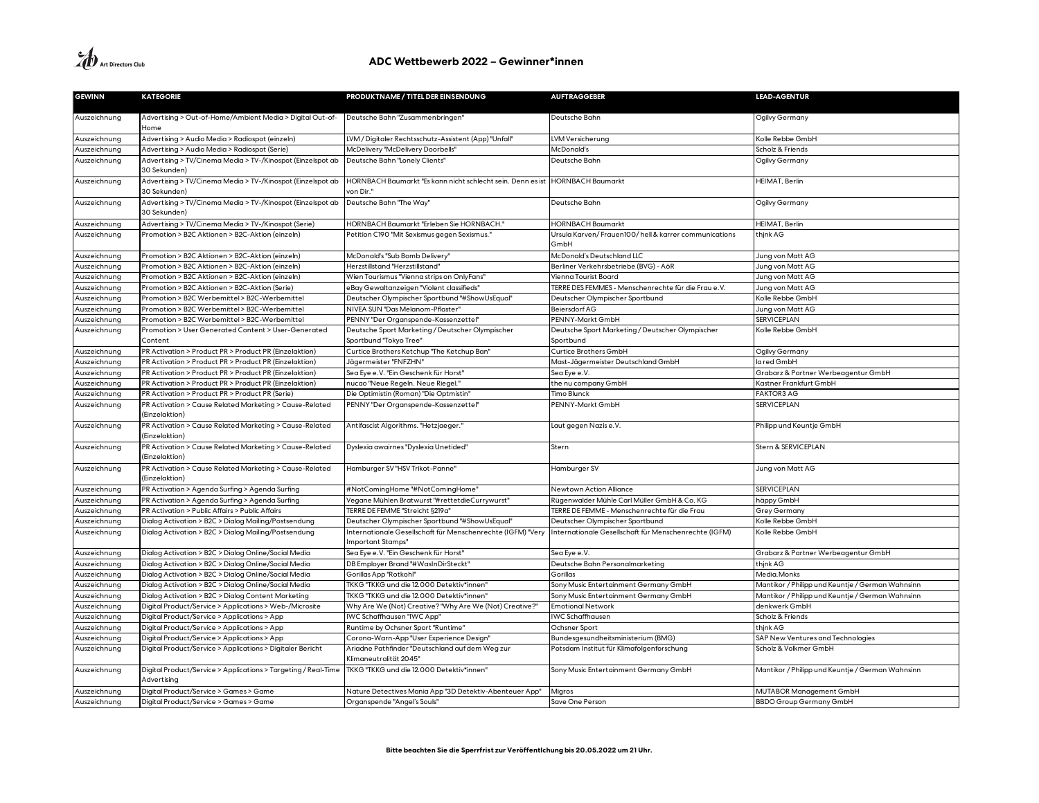# ADC Wettbewerb 2022 – Gewinner*innen

| GEWINN | KATEGORIE | PRODUKTNAME / TITEL DER EINSENDUNG | AUFTRAGGEBER | LEAD-AGENTUR |
|---|---|---|---|---|
| Auszeichnung | Advertising > Out-of-Home/Ambient Media > Digital Out-of-Home | Deutsche Bahn "Zusammenbringen" | Deutsche Bahn | Ogilvy Germany |
| Auszeichnung | Advertising > Audio Media > Radiospot (einzeln) | LVM / Digitaler Rechtsschutz-Assistent (App) "Unfall" | LVM Versicherung | Kolle Rebbe GmbH |
| Auszeichnung | Advertising > Audio Media > Radiospot (Serie) | McDelivery "McDelivery Doorbells" | McDonald's | Scholz & Friends |
| Auszeichnung | Advertising > TV/Cinema Media > TV-/Kinospot (Einzelspot ab 30 Sekunden) | Deutsche Bahn "Lonely Clients" | Deutsche Bahn | Ogilvy Germany |
| Auszeichnung | Advertising > TV/Cinema Media > TV-/Kinospot (Einzelspot ab 30 Sekunden) | HORNBACH Baumarkt "Es kann nicht schlecht sein. Denn es ist von Dir." | HORNBACH Baumarkt | HEIMAT, Berlin |
| Auszeichnung | Advertising > TV/Cinema Media > TV-/Kinospot (Einzelspot ab 30 Sekunden) | Deutsche Bahn "The Way" | Deutsche Bahn | Ogilvy Germany |
| Auszeichnung | Advertising > TV/Cinema Media > TV-/Kinospot (Serie) | HORNBACH Baumarkt "Erleben Sie HORNBACH." | HORNBACH Baumarkt | HEIMAT, Berlin |
| Auszeichnung | Promotion > B2C Aktionen > B2C-Aktion (einzeln) | Petition C190 "Mit Sexismus gegen Sexismus." | Ursula Karven/ Frauen100/ hell & karrer communications GmbH | thjnk AG |
| Auszeichnung | Promotion > B2C Aktionen > B2C-Aktion (einzeln) | McDonald's "Sub Bomb Delivery" | McDonald's Deutschland LLC | Jung von Matt AG |
| Auszeichnung | Promotion > B2C Aktionen > B2C-Aktion (einzeln) | Herzstillstand "Herzstillstand" | Berliner Verkehrsbetriebe (BVG) - AöR | Jung von Matt AG |
| Auszeichnung | Promotion > B2C Aktionen > B2C-Aktion (einzeln) | Wien Tourismus "Vienna strips on OnlyFans" | Vienna Tourist Board | Jung von Matt AG |
| Auszeichnung | Promotion > B2C Aktionen > B2C-Aktion (Serie) | eBay Gewaltanzeigen "Violent classifieds" | TERRE DES FEMMES - Menschenrechte für die Frau e.V. | Jung von Matt AG |
| Auszeichnung | Promotion > B2C Werbemittel > B2C-Werbemittel | Deutscher Olympischer Sportbund "#ShowUsEqual" | Deutscher Olympischer Sportbund | Kolle Rebbe GmbH |
| Auszeichnung | Promotion > B2C Werbemittel > B2C-Werbemittel | NIVEA SUN "Das Melanom-Pflaster" | Beiersdorf AG | Jung von Matt AG |
| Auszeichnung | Promotion > B2C Werbemittel > B2C-Werbemittel | PENNY "Der Organspende-Kassenzettel" | PENNY-Markt GmbH | SERVICEPLAN |
| Auszeichnung | Promotion > User Generated Content > User-Generated Content | Deutsche Sport Marketing / Deutscher Olympischer Sportbund "Tokyo Tree" | Deutsche Sport Marketing / Deutscher Olympischer Sportbund | Kolle Rebbe GmbH |
| Auszeichnung | PR Activation > Product PR > Product PR (Einzelaktion) | Curtice Brothers Ketchup "The Ketchup Ban" | Curtice Brothers GmbH | Ogilvy Germany |
| Auszeichnung | PR Activation > Product PR > Product PR (Einzelaktion) | Jägermeister "FNFZHN" | Mast-Jägermeister Deutschland GmbH | la red GmbH |
| Auszeichnung | PR Activation > Product PR > Product PR (Einzelaktion) | Sea Eye e.V. "Ein Geschenk für Horst" | Sea Eye e.V. | Grabarz & Partner Werbeagentur GmbH |
| Auszeichnung | PR Activation > Product PR > Product PR (Einzelaktion) | nucao "Neue Regeln. Neue Riegel." | the nu company GmbH | Kastner Frankfurt GmbH |
| Auszeichnung | PR Activation > Product PR > Product PR (Serie) | Die Optimistin (Roman) "Die Optmistin" | Timo Blunck | FAKTOR3 AG |
| Auszeichnung | PR Activation > Cause Related Marketing > Cause-Related (Einzelaktion) | PENNY "Der Organspende-Kassenzettel" | PENNY-Markt GmbH | SERVICEPLAN |
| Auszeichnung | PR Activation > Cause Related Marketing > Cause-Related (Einzelaktion) | Antifascist Algorithms. "Hetzjaeger." | Laut gegen Nazis e.V. | Philipp und Keuntje GmbH |
| Auszeichnung | PR Activation > Cause Related Marketing > Cause-Related (Einzelaktion) | Dyslexia awairnes "Dyslexia Unetided" | Stern | Stern & SERVICEPLAN |
| Auszeichnung | PR Activation > Cause Related Marketing > Cause-Related (Einzelaktion) | Hamburger SV "HSV Trikot-Panne" | Hamburger SV | Jung von Matt AG |
| Auszeichnung | PR Activation > Agenda Surfing > Agenda Surfing | #NotComingHome "#NotComingHome" | Newtown Action Alliance | SERVICEPLAN |
| Auszeichnung | PR Activation > Agenda Surfing > Agenda Surfing | Vegane Mühlen Bratwurst "#rettetdieCurrywurst" | Rügenwalder Mühle Carl Müller GmbH & Co. KG | häppy GmbH |
| Auszeichnung | PR Activation > Public Affairs > Public Affairs | TERRE DE FEMME "Streicht §219a" | TERRE DE FEMME - Menschenrechte für die Frau | Grey Germany |
| Auszeichnung | Dialog Activation > B2C > Dialog Mailing/Postsendung | Deutscher Olympischer Sportbund "#ShowUsEqual" | Deutscher Olympischer Sportbund | Kolle Rebbe GmbH |
| Auszeichnung | Dialog Activation > B2C > Dialog Mailing/Postsendung | Internationale Gesellschaft für Menschenrechte (IGFM) "Very Important Stamps" | Internationale Gesellschaft für Menschenrechte (IGFM) | Kolle Rebbe GmbH |
| Auszeichnung | Dialog Activation > B2C > Dialog Online/Social Media | Sea Eye e.V. "Ein Geschenk für Horst" | Sea Eye e.V. | Grabarz & Partner Werbeagentur GmbH |
| Auszeichnung | Dialog Activation > B2C > Dialog Online/Social Media | DB Employer Brand "#WasInDirSteckt" | Deutsche Bahn Personalmarketing | thjnk AG |
| Auszeichnung | Dialog Activation > B2C > Dialog Online/Social Media | Gorillas App "Rotkohl" | Gorillas | Media.Monks |
| Auszeichnung | Dialog Activation > B2C > Dialog Online/Social Media | TKKG "TKKG und die 12.000 Detektiv*innen" | Sony Music Entertainment Germany GmbH | Mantikor / Philipp und Keuntje / German Wahnsinn |
| Auszeichnung | Dialog Activation > B2C > Dialog Content Marketing | TKKG "TKKG und die 12.000 Detektiv*innen" | Sony Music Entertainment Germany GmbH | Mantikor / Philipp und Keuntje / German Wahnsinn |
| Auszeichnung | Digital Product/Service > Applications > Web-/Microsite | Why Are We (Not) Creative? "Why Are We (Not) Creative?" | Emotional Network | denkwerk GmbH |
| Auszeichnung | Digital Product/Service > Applications > App | IWC Schaffhausen "IWC App" | IWC Schaffhausen | Scholz & Friends |
| Auszeichnung | Digital Product/Service > Applications > App | Runtime by Ochsner Sport "Runtime" | Ochsner Sport | thjnk AG |
| Auszeichnung | Digital Product/Service > Applications > App | Corona-Warn-App "User Experience Design" | Bundesgesundheitsministerium (BMG) | SAP New Ventures and Technologies |
| Auszeichnung | Digital Product/Service > Applications > Digitaler Bericht | Ariadne Pathfinder "Deutschland auf dem Weg zur Klimaneutralität 2045" | Potsdam Institut für Klimafolgenforschung | Scholz & Volkmer GmbH |
| Auszeichnung | Digital Product/Service > Applications > Targeting / Real-Time Advertising | TKKG "TKKG und die 12.000 Detektiv*innen" | Sony Music Entertainment Germany GmbH | Mantikor / Philipp und Keuntje / German Wahnsinn |
| Auszeichnung | Digital Product/Service > Games > Game | Nature Detectives Mania App "3D Detektiv-Abenteuer App" | Migros | MUTABOR Management GmbH |
| Auszeichnung | Digital Product/Service > Games > Game | Organspende "Angel's Souls" | Save One Person | BBDO Group Germany GmbH |

**Bitte beachten Sie die Sperrfrist zur Veröffentlichung bis 20.05.2022 um 21 Uhr.**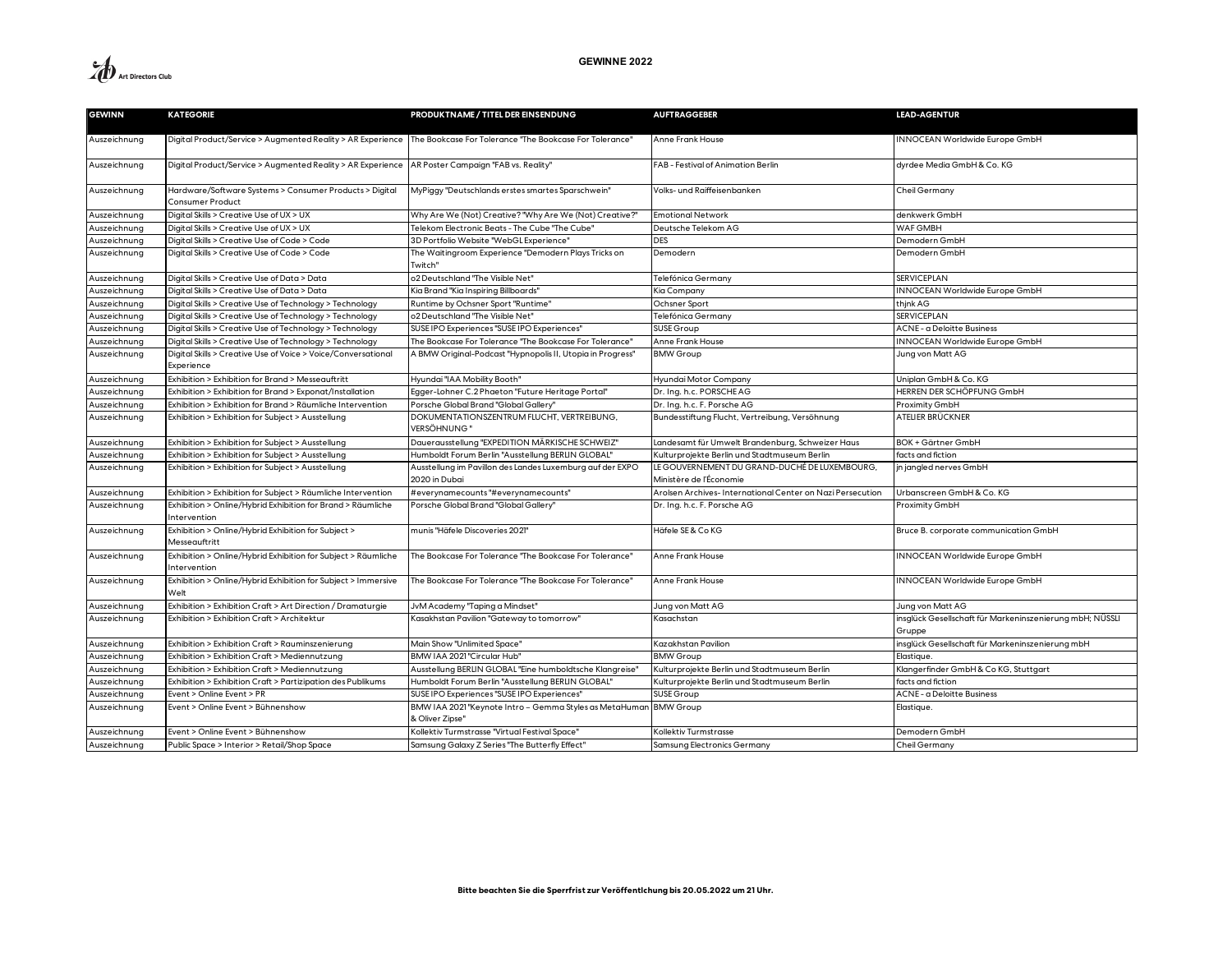## GEWINNE 2022

| GEWINN | KATEGORIE | PRODUKTNAME / TITEL DER EINSENDUNG | AUFTRAGGEBER | LEAD-AGENTUR |
|---|---|---|---|---|
| Auszeichnung | Digital Product/Service > Augmented Reality > AR Experience | The Bookcase For Tolerance "The Bookcase For Tolerance" | Anne Frank House | INNOCEAN Worldwide Europe GmbH |
| Auszeichnung | Digital Product/Service > Augmented Reality > AR Experience | AR Poster Campaign "FAB vs. Reality" | FAB - Festival of Animation Berlin | dyrdee Media GmbH & Co. KG |
| Auszeichnung | Hardware/Software Systems > Consumer Products > Digital Consumer Product | MyPiggy "Deutschlands erstes smartes Sparschwein" | Volks- und Raiffeisenbanken | Cheil Germany |
| Auszeichnung | Digital Skills > Creative Use of UX > UX | Why Are We (Not) Creative? "Why Are We (Not) Creative?" | Emotional Network | denkwerk GmbH |
| Auszeichnung | Digital Skills > Creative Use of UX > UX | Telekom Electronic Beats - The Cube "The Cube" | Deutsche Telekom AG | WAF GMBH |
| Auszeichnung | Digital Skills > Creative Use of Code > Code | 3D Portfolio Website "WebGL Experience" | DES | Demodern GmbH |
| Auszeichnung | Digital Skills > Creative Use of Code > Code | The Waitingroom Experience "Demodern Plays Tricks on Twitch" | Demodern | Demodern GmbH |
| Auszeichnung | Digital Skills > Creative Use of Data > Data | o2 Deutschland "The Visible Net" | Telefónica Germany | SERVICEPLAN |
| Auszeichnung | Digital Skills > Creative Use of Data > Data | Kia Brand "Kia Inspiring Billboards" | Kia Company | INNOCEAN Worldwide Europe GmbH |
| Auszeichnung | Digital Skills > Creative Use of Technology > Technology | Runtime by Ochsner Sport "Runtime" | Ochsner Sport | thjnk AG |
| Auszeichnung | Digital Skills > Creative Use of Technology > Technology | o2 Deutschland "The Visible Net" | Telefónica Germany | SERVICEPLAN |
| Auszeichnung | Digital Skills > Creative Use of Technology > Technology | SUSE IPO Experiences "SUSE IPO Experiences" | SUSE Group | ACNE - a Deloitte Business |
| Auszeichnung | Digital Skills > Creative Use of Technology > Technology | The Bookcase For Tolerance "The Bookcase For Tolerance" | Anne Frank House | INNOCEAN Worldwide Europe GmbH |
| Auszeichnung | Digital Skills > Creative Use of Voice > Voice/Conversational Experience | A BMW Original-Podcast "Hypnopolis II, Utopia in Progress" | BMW Group | Jung von Matt AG |
| Auszeichnung | Exhibition > Exhibition for Brand > Messeauftritt | Hyundai "IAA Mobility Booth" | Hyundai Motor Company | Uniplan GmbH & Co. KG |
| Auszeichnung | Exhibition > Exhibition for Brand > Exponat/Installation | Egger-Lohner C.2 Phaeton "Future Heritage Portal" | Dr. Ing. h.c. PORSCHE AG | HERREN DER SCHÖPFUNG GmbH |
| Auszeichnung | Exhibition > Exhibition for Brand > Räumliche Intervention | Porsche Global Brand "Global Gallery" | Dr. Ing. h.c. F. Porsche AG | Proximity GmbH |
| Auszeichnung | Exhibition > Exhibition for Subject > Ausstellung | DOKUMENTATIONSZENTRUM FLUCHT, VERTREIBUNG, VERSÖHNUNG " | Bundesstiftung Flucht, Vertreibung, Versöhnung | ATELIER BRÜCKNER |
| Auszeichnung | Exhibition > Exhibition for Subject > Ausstellung | Dauerausstellung "EXPEDITION MÄRKISCHE SCHWEIZ" | Landesamt für Umwelt Brandenburg, Schweizer Haus | BOK + Gärtner GmbH |
| Auszeichnung | Exhibition > Exhibition for Subject > Ausstellung | Humboldt Forum Berlin "Ausstellung BERLIN GLOBAL" | Kulturprojekte Berlin und Stadtmuseum Berlin | facts and fiction |
| Auszeichnung | Exhibition > Exhibition for Subject > Ausstellung | Ausstellung im Pavillon des Landes Luxemburg auf der EXPO 2020 in Dubai | LE GOUVERNEMENT DU GRAND-DUCHÉ DE LUXEMBOURG, Ministère de l'Économie | jn jangled nerves GmbH |
| Auszeichnung | Exhibition > Exhibition for Subject > Räumliche Intervention | #everynamecounts "#everynamecounts" | Arolsen Archives- International Center on Nazi Persecution | Urbanscreen GmbH & Co. KG |
| Auszeichnung | Exhibition > Online/Hybrid Exhibition for Brand > Räumliche Intervention | Porsche Global Brand "Global Gallery" | Dr. Ing. h.c. F. Porsche AG | Proximity GmbH |
| Auszeichnung | Exhibition > Online/Hybrid Exhibition for Subject > Messeauftritt | munis "Häfele Discoveries 2021" | Häfele SE & Co KG | Bruce B. corporate communication GmbH |
| Auszeichnung | Exhibition > Online/Hybrid Exhibition for Subject > Räumliche Intervention | The Bookcase For Tolerance "The Bookcase For Tolerance" | Anne Frank House | INNOCEAN Worldwide Europe GmbH |
| Auszeichnung | Exhibition > Online/Hybrid Exhibition for Subject > Immersive Welt | The Bookcase For Tolerance "The Bookcase For Tolerance" | Anne Frank House | INNOCEAN Worldwide Europe GmbH |
| Auszeichnung | Exhibition > Exhibition Craft > Art Direction / Dramaturgie | JvM Academy "Taping a Mindset" | Jung von Matt AG | Jung von Matt AG |
| Auszeichnung | Exhibition > Exhibition Craft > Architektur | Kasakhstan Pavilion "Gateway to tomorrow" | Kasachstan | insglück Gesellschaft für Markeninszenierung mbH; NÜSSLI Gruppe |
| Auszeichnung | Exhibition > Exhibition Craft > Rauminszenierung | Main Show "Unlimited Space" | Kazakhstan Pavilion | insglück Gesellschaft für Markeninszenierung mbH |
| Auszeichnung | Exhibition > Exhibition Craft > Mediennutzung | BMW IAA 2021 "Circular Hub" | BMW Group | Elastique. |
| Auszeichnung | Exhibition > Exhibition Craft > Mediennutzung | Ausstellung BERLIN GLOBAL "Eine humboldtsche Klangreise" | Kulturprojekte Berlin und Stadtmuseum Berlin | Klangerfinder GmbH & Co KG, Stuttgart |
| Auszeichnung | Exhibition > Exhibition Craft > Partizipation des Publikums | Humboldt Forum Berlin "Ausstellung BERLIN GLOBAL" | Kulturprojekte Berlin und Stadtmuseum Berlin | facts and fiction |
| Auszeichnung | Event > Online Event > PR | SUSE IPO Experiences "SUSE IPO Experiences" | SUSE Group | ACNE - a Deloitte Business |
| Auszeichnung | Event > Online Event > Bühnenshow | BMW IAA 2021 "Keynote Intro – Gemma Styles as MetaHuman & Oliver Zipse" | BMW Group | Elastique. |
| Auszeichnung | Event > Online Event > Bühnenshow | Kollektiv Turmstrasse "Virtual Festival Space" | Kollektiv Turmstrasse | Demodern GmbH |
| Auszeichnung | Public Space > Interior > Retail/Shop Space | Samsung Galaxy Z Series "The Butterfly Effect" | Samsung Electronics Germany | Cheil Germany |

**Bitte beachten Sie die Sperrfrist zur Veröffentlichung bis 20.05.2022 um 21 Uhr.**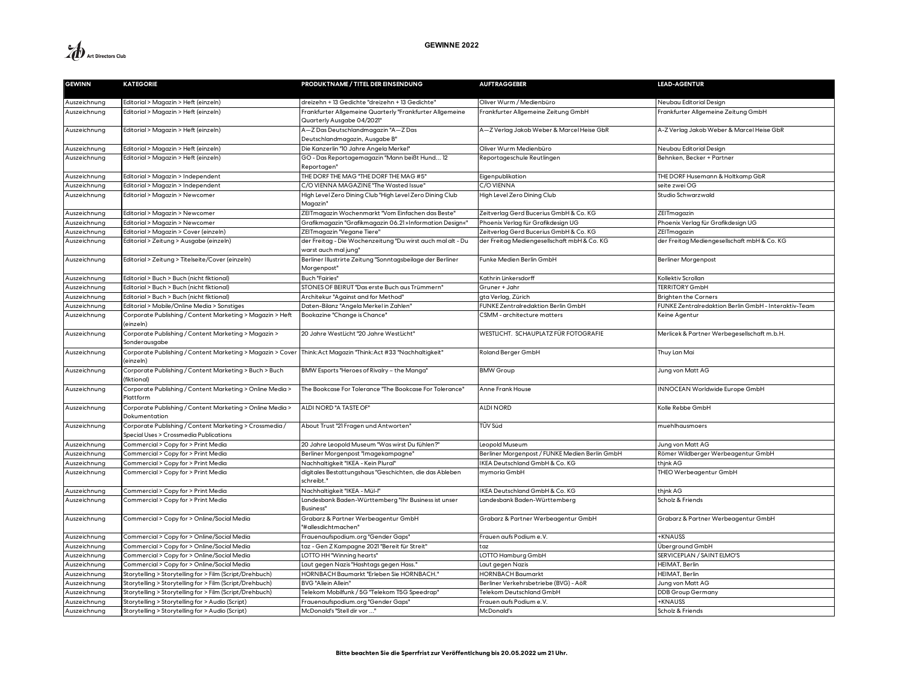# GEWINNE 2022

| GEWINN | KATEGORIE | PRODUKTNAME / TITEL DER EINSENDUNG | AUFTRAGGEBER | LEAD-AGENTUR |
|---|---|---|---|---|
| Auszeichnung | Editorial > Magazin > Heft (einzeln) | dreizehn + 13 Gedichte "dreizehn + 13 Gedichte" | Oliver Wurm / Medienbüro | Neubau Editorial Design |
| Auszeichnung | Editorial > Magazin > Heft (einzeln) | Frankfurter Allgemeine Quarterly "Frankfurter Allgemeine Quarterly Ausgabe 04/2021" | Frankfurter Allgemeine Zeitung GmbH | Frankfurter Allgemeine Zeitung GmbH |
| Auszeichnung | Editorial > Magazin > Heft (einzeln) | A—Z Das Deutschlandmagazin "A—Z Das Deutschlandmagazin, Ausgabe B" | A—Z Verlag Jakob Weber & Marcel Heise GbR | A-Z Verlag Jakob Weber & Marcel Heise GbR |
| Auszeichnung | Editorial > Magazin > Heft (einzeln) | Die Kanzerlin "10 Jahre Angela Merkel" | Oliver Wurm Medienbüro | Neubau Editorial Design |
| Auszeichnung | Editorial > Magazin > Heft (einzeln) | GO - Das Reportagemagazin "Mann beißt Hund… 12 Reportagen" | Reportageschule Reutlingen | Behnken, Becker + Partner |
| Auszeichnung | Editorial > Magazin > Independent | THE DORF THE MAG "THE DORF THE MAG #5" | Eigenpublikation | THE DORF Husemann & Holtkamp GbR |
| Auszeichnung | Editorial > Magazin > Independent | C/O VIENNA MAGAZINE "The Wasted Issue" | C/O VIENNA | seite zwei OG |
| Auszeichnung | Editorial > Magazin > Newcomer | High Level Zero Dining Club "High Level Zero Dining Club Magazin" | High Level Zero Dining Club | Studio Schwarzwald |
| Auszeichnung | Editorial > Magazin > Newcomer | ZEITmagazin Wochenmarkt "Vom Einfachen das Beste" | Zeitverlag Gerd Bucerius GmbH & Co. KG | ZEITmagazin |
| Auszeichnung | Editorial > Magazin > Newcomer | Grafikmagazin "Grafikmagazin 06.21 »Information Design«" | Phoenix Verlag für Grafikdesign UG | Phoenix Verlag für Grafikdesign UG |
| Auszeichnung | Editorial > Magazin > Cover (einzeln) | ZEITmagazin "Vegane Tiere" | Zeitverlag Gerd Bucerius GmbH & Co. KG | ZEITmagazin |
| Auszeichnung | Editorial > Zeitung > Ausgabe (einzeln) | der Freitag - Die Wochenzeitung "Du wirst auch mal alt - Du warst auch mal jung" | der Freitag Mediengesellschaft mbH & Co. KG | der Freitag Mediengesellschaft mbH & Co. KG |
| Auszeichnung | Editorial > Zeitung > Titelseite/Cover (einzeln) | Berliner Illustrirte Zeitung "Sonntagsbeilage der Berliner Morgenpost" | Funke Medien Berlin GmbH | Berliner Morgenpost |
| Auszeichnung | Editorial > Buch > Buch (nicht fiktional) | Buch "Fairies" | Kathrin Linkersdorff | Kollektiv Scrollan |
| Auszeichnung | Editorial > Buch > Buch (nicht fiktional) | STONES OF BEIRUT "Das erste Buch aus Trümmern" | Gruner + Jahr | TERRITORY GmbH |
| Auszeichnung | Editorial > Buch > Buch (nicht fiktional) | Architekur "Against and for Method" | gta Verlag, Zürich | Brighten the Corners |
| Auszeichnung | Editorial > Mobile/Online Media > Sonstiges | Daten-Bilanz "Angela Merkel in Zahlen" | FUNKE Zentralredaktion Berlin GmbH | FUNKE Zentralredaktion Berlin GmbH - Interaktiv-Team |
| Auszeichnung | Corporate Publishing / Content Marketing > Magazin > Heft (einzeln) | Bookazine "Change is Chance" | CSMM - architecture matters | Keine Agentur |
| Auszeichnung | Corporate Publishing / Content Marketing > Magazin > Sonderausgabe | 20 Jahre WestLicht "20 Jahre WestLicht" | WESTLICHT. SCHAUPLATZ FÜR FOTOGRAFIE | Merlicek & Partner Werbegesellschaft m.b.H. |
| Auszeichnung | Corporate Publishing / Content Marketing > Magazin > Cover (einzeln) | Think:Act Magazin "Think:Act #33 "Nachhaltigkeit" | Roland Berger GmbH | Thuy Lan Mai |
| Auszeichnung | Corporate Publishing / Content Marketing > Buch > Buch (fiktional) | BMW Esports "Heroes of Rivalry – the Manga" | BMW Group | Jung von Matt AG |
| Auszeichnung | Corporate Publishing / Content Marketing > Online Media > Plattform | The Bookcase For Tolerance "The Bookcase For Tolerance" | Anne Frank House | INNOCEAN Worldwide Europe GmbH |
| Auszeichnung | Corporate Publishing / Content Marketing > Online Media > Dokumentation | ALDI NORD "A TASTE OF" | ALDI NORD | Kolle Rebbe GmbH |
| Auszeichnung | Corporate Publishing / Content Marketing > Crossmedia / Special Uses > Crossmedia Publications | About Trust "21 Fragen und Antworten" | TÜV Süd | muehlhausmoers |
| Auszeichnung | Commercial > Copy for > Print Media | 20 Jahre Leopold Museum "Was wirst Du fühlen?" | Leopold Museum | Jung von Matt AG |
| Auszeichnung | Commercial > Copy for > Print Media | Berliner Morgenpost "Imagekampagne" | Berliner Morgenpost / FUNKE Medien Berlin GmbH | Römer Wildberger Werbeagentur GmbH |
| Auszeichnung | Commercial > Copy for > Print Media | Nachhaltigkeit "IKEA - Kein Plural" | IKEA Deutschland GmbH & Co. KG | thjnk AG |
| Auszeichnung | Commercial > Copy for > Print Media | digitales Bestattungshaus "Geschichten, die das Ableben schreibt." | mymoria GmbH | THEO Werbeagentur GmbH |
| Auszeichnung | Commercial > Copy for > Print Media | Nachhaltigkeit "IKEA - Mül-l" | IKEA Deutschland GmbH & Co. KG | thjnk AG |
| Auszeichnung | Commercial > Copy for > Print Media | Landesbank Baden-Württemberg "Ihr Business ist unser Business" | Landesbank Baden-Württemberg | Scholz & Friends |
| Auszeichnung | Commercial > Copy for > Online/Social Media | Grabarz & Partner Werbeagentur GmbH "#allesdichtmachen" | Grabarz & Partner Werbeagentur GmbH | Grabarz & Partner Werbeagentur GmbH |
| Auszeichnung | Commercial > Copy for > Online/Social Media | Frauenaufspodium.org "Gender Gaps" | Frauen aufs Podium e.V. | +KNAUSS |
| Auszeichnung | Commercial > Copy for > Online/Social Media | taz - Gen Z Kampagne 2021 "Bereit für Streit" | taz | Überground GmbH |
| Auszeichnung | Commercial > Copy for > Online/Social Media | LOTTO HH "Winning hearts" | LOTTO Hamburg GmbH | SERVICEPLAN / SAINT ELMO'S |
| Auszeichnung | Commercial > Copy for > Online/Social Media | Laut gegen Nazis "Hashtags gegen Hass." | Laut gegen Nazis | HEIMAT, Berlin |
| Auszeichnung | Storytelling > Storytelling for > Film (Script/Drehbuch) | HORNBACH Baumarkt "Erleben Sie HORNBACH." | HORNBACH Baumarkt | HEIMAT, Berlin |
| Auszeichnung | Storytelling > Storytelling for > Film (Script/Drehbuch) | BVG "Allein Allein" | Berliner Verkehrsbetriebe (BVG) - AöR | Jung von Matt AG |
| Auszeichnung | Storytelling > Storytelling for > Film (Script/Drehbuch) | Telekom Mobilfunk / 5G "Telekom T5G Speedrap" | Telekom Deutschland GmbH | DDB Group Germany |
| Auszeichnung | Storytelling > Storytelling for > Audio (Script) | Frauenaufspodium.org "Gender Gaps" | Frauen aufs Podium e.V. | +KNAUSS |
| Auszeichnung | Storytelling > Storytelling for > Audio (Script) | McDonald's "Stell dir vor …" | McDonald's | Scholz & Friends |

**Bitte beachten Sie die Sperrfrist zur Veröffentlichung bis 20.05.2022 um 21 Uhr.**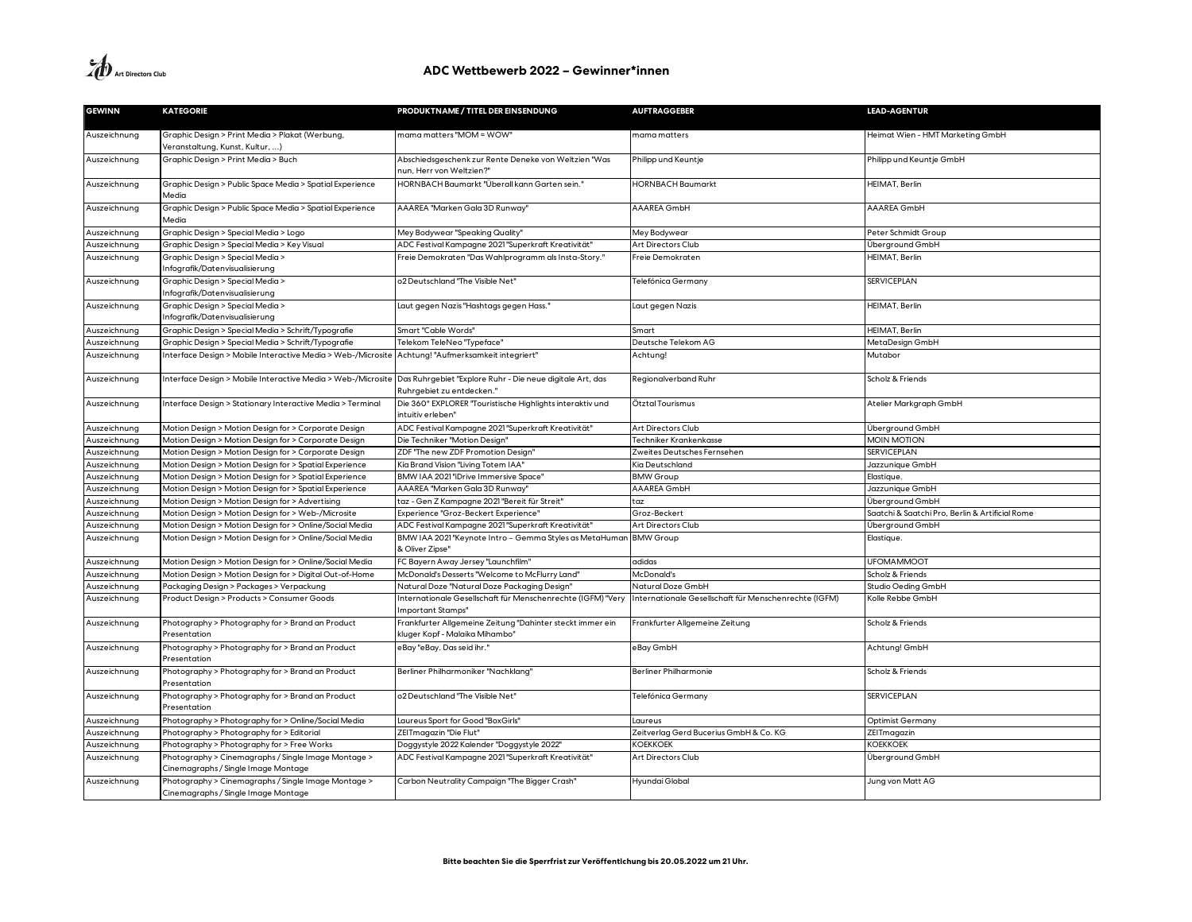## ADC Wettbewerb 2022 – Gewinner*innen

| GEWINN | KATEGORIE | PRODUKTNAME / TITEL DER EINSENDUNG | AUFTRAGGEBER | LEAD-AGENTUR |
|---|---|---|---|---|
| Auszeichnung | Graphic Design > Print Media > Plakat (Werbung, Veranstaltung, Kunst, Kultur, ...) | mama matters "MOM = WOW" | mama matters | Heimat Wien - HMT Marketing GmbH |
| Auszeichnung | Graphic Design > Print Media > Buch | Abschiedsgeschenk zur Rente Deneke von Weltzien "Was nun, Herr von Weltzien?" | Philipp und Keuntje | Philipp und Keuntje GmbH |
| Auszeichnung | Graphic Design > Public Space Media > Spatial Experience Media | HORNBACH Baumarkt "Überall kann Garten sein." | HORNBACH Baumarkt | HEIMAT, Berlin |
| Auszeichnung | Graphic Design > Public Space Media > Spatial Experience Media | AAAREA "Marken Gala 3D Runway" | AAAREA GmbH | AAAREA GmbH |
| Auszeichnung | Graphic Design > Special Media > Logo | Mey Bodywear "Speaking Quality" | Mey Bodywear | Peter Schmidt Group |
| Auszeichnung | Graphic Design > Special Media > Key Visual | ADC Festival Kampagne 2021 "Superkraft Kreativität" | Art Directors Club | Überground GmbH |
| Auszeichnung | Graphic Design > Special Media > Infografik/Datenvisualisierung | Freie Demokraten "Das Wahlprogramm als Insta-Story." | Freie Demokraten | HEIMAT, Berlin |
| Auszeichnung | Graphic Design > Special Media > Infografik/Datenvisualisierung | o2 Deutschland "The Visible Net" | Telefónica Germany | SERVICEPLAN |
| Auszeichnung | Graphic Design > Special Media > Infografik/Datenvisualisierung | Laut gegen Nazis "Hashtags gegen Hass." | Laut gegen Nazis | HEIMAT, Berlin |
| Auszeichnung | Graphic Design > Special Media > Schrift/Typografie | Smart "Cable Words" | Smart | HEIMAT, Berlin |
| Auszeichnung | Graphic Design > Special Media > Schrift/Typografie | Telekom TeleNeo "Typeface" | Deutsche Telekom AG | MetaDesign GmbH |
| Auszeichnung | Interface Design > Mobile Interactive Media > Web-/Microsite | Achtung! "Aufmerksamkeit integriert" | Achtung! | Mutabor |
| Auszeichnung | Interface Design > Mobile Interactive Media > Web-/Microsite | Das Ruhrgebiet "Explore Ruhr - Die neue digitale Art, das Ruhrgebiet zu entdecken." | Regionalverband Ruhr | Scholz & Friends |
| Auszeichnung | Interface Design > Stationary Interactive Media > Terminal | Die 360° EXPLORER "Touristische Highlights interaktiv und intuitiv erleben" | Ötztal Tourismus | Atelier Markgraph GmbH |
| Auszeichnung | Motion Design > Motion Design for > Corporate Design | ADC Festival Kampagne 2021 "Superkraft Kreativität" | Art Directors Club | Überground GmbH |
| Auszeichnung | Motion Design > Motion Design for > Corporate Design | Die Techniker "Motion Design" | Techniker Krankenkasse | MOIN MOTION |
| Auszeichnung | Motion Design > Motion Design for > Corporate Design | ZDF "The new ZDF Promotion Design" | Zweites Deutsches Fernsehen | SERVICEPLAN |
| Auszeichnung | Motion Design > Motion Design for > Spatial Experience | Kia Brand Vision "Living Totem IAA" | Kia Deutschland | Jazzunique GmbH |
| Auszeichnung | Motion Design > Motion Design for > Spatial Experience | BMW IAA 2021 "iDrive Immersive Space" | BMW Group | Elastique. |
| Auszeichnung | Motion Design > Motion Design for > Spatial Experience | AAAREA "Marken Gala 3D Runway" | AAAREA GmbH | Jazzunique GmbH |
| Auszeichnung | Motion Design > Motion Design for > Advertising | taz - Gen Z Kampagne 2021 "Bereit für Streit" | taz | Überground GmbH |
| Auszeichnung | Motion Design > Motion Design for > Web-/Microsite | Experience "Groz-Beckert Experience" | Groz-Beckert | Saatchi & Saatchi Pro, Berlin & Artificial Rome |
| Auszeichnung | Motion Design > Motion Design for > Online/Social Media | ADC Festival Kampagne 2021 "Superkraft Kreativität" | Art Directors Club | Überground GmbH |
| Auszeichnung | Motion Design > Motion Design for > Online/Social Media | BMW IAA 2021 "Keynote Intro – Gemma Styles as MetaHuman & Oliver Zipse" | BMW Group | Elastique. |
| Auszeichnung | Motion Design > Motion Design for > Online/Social Media | FC Bayern Away Jersey "Launchfilm" | adidas | UFOMAMMOOT |
| Auszeichnung | Motion Design > Motion Design for > Digital Out-of-Home | McDonald's Desserts "Welcome to McFlurry Land" | McDonald's | Scholz & Friends |
| Auszeichnung | Packaging Design > Packages > Verpackung | Natural Doze "Natural Doze Packaging Design" | Natural Doze GmbH | Studio Oeding GmbH |
| Auszeichnung | Product Design > Products > Consumer Goods | Internationale Gesellschaft für Menschenrechte (IGFM) "Very Important Stamps" | Internationale Gesellschaft für Menschenrechte (IGFM) | Kolle Rebbe GmbH |
| Auszeichnung | Photography > Photography for > Brand an Product Presentation | Frankfurter Allgemeine Zeitung "Dahinter steckt immer ein kluger Kopf - Malaika Mihambo" | Frankfurter Allgemeine Zeitung | Scholz & Friends |
| Auszeichnung | Photography > Photography for > Brand an Product Presentation | eBay "eBay. Das seid ihr." | eBay GmbH | Achtung! GmbH |
| Auszeichnung | Photography > Photography for > Brand an Product Presentation | Berliner Philharmoniker "Nachklang" | Berliner Philharmonie | Scholz & Friends |
| Auszeichnung | Photography > Photography for > Brand an Product Presentation | o2 Deutschland "The Visible Net" | Telefónica Germany | SERVICEPLAN |
| Auszeichnung | Photography > Photography for > Online/Social Media | Laureus Sport for Good "BoxGirls" | Laureus | Optimist Germany |
| Auszeichnung | Photography > Photography for > Editorial | ZEITmagazin "Die Flut" | Zeitverlag Gerd Bucerius GmbH & Co. KG | ZEITmagazin |
| Auszeichnung | Photography > Photography for > Free Works | Doggystyle 2022 Kalender "Doggystyle 2022" | KOEKKOEK | KOEKKOEK |
| Auszeichnung | Photography > Cinemagraphs / Single Image Montage > Cinemagraphs / Single Image Montage | ADC Festival Kampagne 2021 "Superkraft Kreativität" | Art Directors Club | Überground GmbH |
| Auszeichnung | Photography > Cinemagraphs / Single Image Montage > Cinemagraphs / Single Image Montage | Carbon Neutrality Campaign "The Bigger Crash" | Hyundai Global | Jung von Matt AG |

**Bitte beachten Sie die Sperrfrist zur Veröffentlichung bis 20.05.2022 um 21 Uhr.**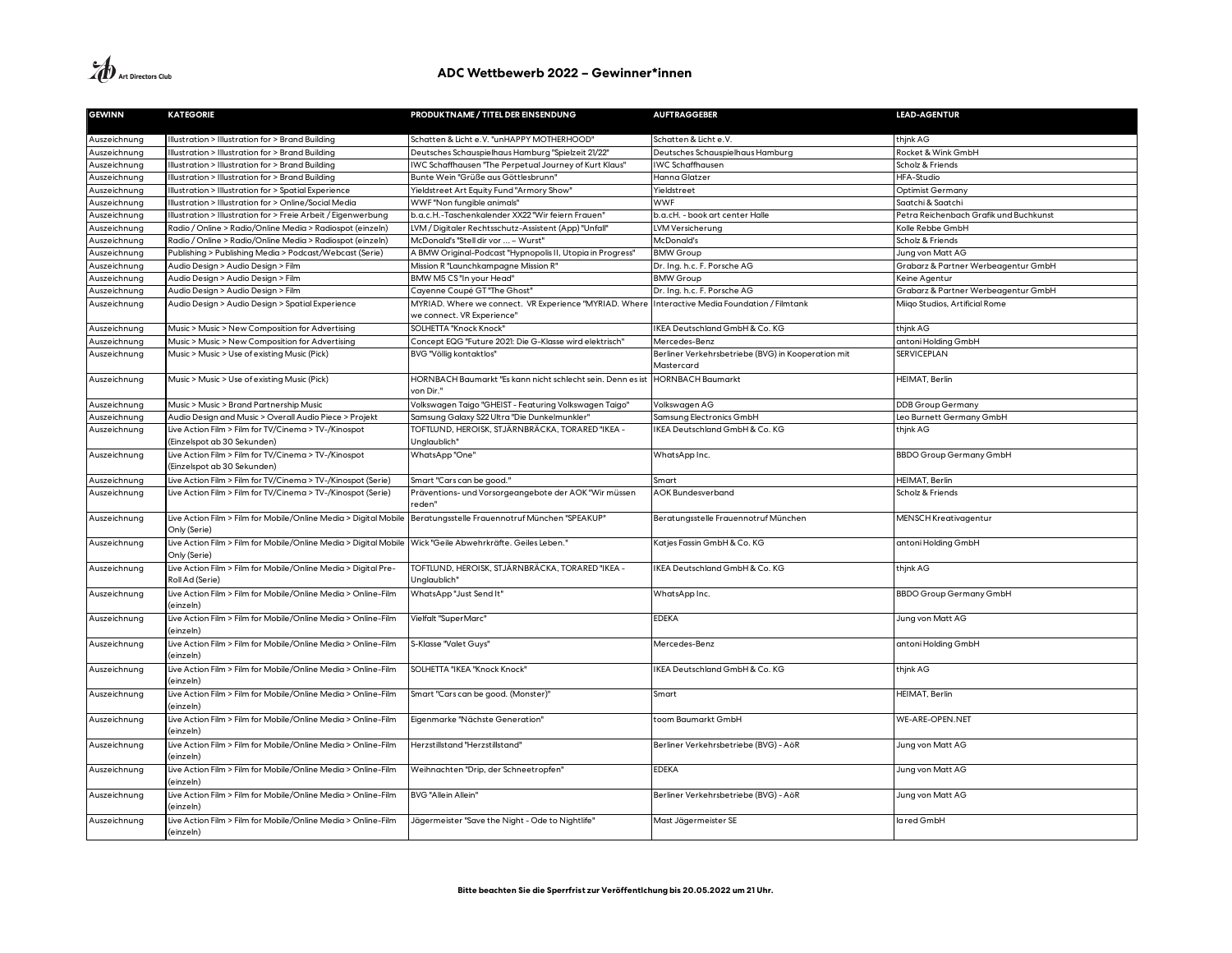## ADC Wettbewerb 2022 – Gewinner*innen

| GEWINN | KATEGORIE | PRODUKTNAME / TITEL DER EINSENDUNG | AUFTRAGGEBER | LEAD-AGENTUR |
|---|---|---|---|---|
| Auszeichnung | Illustration > Illustration for > Brand Building | Schatten & Licht e.V. "unHAPPY MOTHERHOOD" | Schatten & Licht e.V. | thjnk AG |
| Auszeichnung | Illustration > Illustration for > Brand Building | Deutsches Schauspielhaus Hamburg "Spielzeit 21/22" | Deutsches Schauspielhaus Hamburg | Rocket & Wink GmbH |
| Auszeichnung | Illustration > Illustration for > Brand Building | IWC Schaffhausen "The Perpetual Journey of Kurt Klaus" | IWC Schaffhausen | Scholz & Friends |
| Auszeichnung | Illustration > Illustration for > Brand Building | Bunte Wein "Grüße aus Göttlesbrunn" | Hanna Glatzer | HFA-Studio |
| Auszeichnung | Illustration > Illustration for > Spatial Experience | Yieldstreet Art Equity Fund "Armory Show" | Yieldstreet | Optimist Germany |
| Auszeichnung | Illustration > Illustration for > Online/Social Media | WWF "Non fungible animals" | WWF | Saatchi & Saatchi |
| Auszeichnung | Illustration > Illustration for > Freie Arbeit / Eigenwerbung | b.a.c.H.-Taschenkalender XX22 "Wir feiern Frauen" | b.a.cH. - book art center Halle | Petra Reichenbach Grafik und Buchkunst |
| Auszeichnung | Radio / Online > Radio/Online Media > Radiospot (einzeln) | LVM / Digitaler Rechtsschutz-Assistent (App) "Unfall" | LVM Versicherung | Kolle Rebbe GmbH |
| Auszeichnung | Radio / Online > Radio/Online Media > Radiospot (einzeln) | McDonald's "Stell dir vor ... – Wurst" | McDonald's | Scholz & Friends |
| Auszeichnung | Publishing > Publishing Media > Podcast/Webcast (Serie) | A BMW Original-Podcast "Hypnopolis II, Utopia in Progress" | BMW Group | Jung von Matt AG |
| Auszeichnung | Audio Design > Audio Design > Film | Mission R "Launchkampagne Mission R" | Dr. Ing. h.c. F. Porsche AG | Grabarz & Partner Werbeagentur GmbH |
| Auszeichnung | Audio Design > Audio Design > Film | BMW M5 CS "In your Head" | BMW Group | Keine Agentur |
| Auszeichnung | Audio Design > Audio Design > Film | Cayenne Coupé GT "The Ghost" | Dr. Ing. h.c. F. Porsche AG | Grabarz & Partner Werbeagentur GmbH |
| Auszeichnung | Audio Design > Audio Design > Spatial Experience | MYRIAD. Where we connect. VR Experience "MYRIAD. Where we connect. VR Experience" | Interactive Media Foundation / Filmtank | Miiqo Studios, Artificial Rome |
| Auszeichnung | Music > Music > New Composition for Advertising | SOLHETTA "Knock Knock" | IKEA Deutschland GmbH & Co. KG | thjnk AG |
| Auszeichnung | Music > Music > New Composition for Advertising | Concept EQG "Future 2021: Die G-Klasse wird elektrisch" | Mercedes-Benz | antoni Holding GmbH |
| Auszeichnung | Music > Music > Use of existing Music (Pick) | BVG "Völlig kontaktlos" | Berliner Verkehrsbetriebe (BVG) in Kooperation mit Mastercard | SERVICEPLAN |
| Auszeichnung | Music > Music > Use of existing Music (Pick) | HORNBACH Baumarkt "Es kann nicht schlecht sein. Denn es ist von Dir." | HORNBACH Baumarkt | HEIMAT, Berlin |
| Auszeichnung | Music > Music > Brand Partnership Music | Volkswagen Taigo "GHEIST - Featuring Volkswagen Taigo" | Volkswagen AG | DDB Group Germany |
| Auszeichnung | Audio Design and Music > Overall Audio Piece > Projekt | Samsung Galaxy S22 Ultra "Die Dunkelmunkler" | Samsung Electronics GmbH | Leo Burnett Germany GmbH |
| Auszeichnung | Live Action Film > Film for TV/Cinema > TV-/Kinospot (Einzelspot ab 30 Sekunden) | TOFTLUND, HEROISK, STJÄRNBRÄCKA, TORARED "IKEA - Unglaublich" | IKEA Deutschland GmbH & Co. KG | thjnk AG |
| Auszeichnung | Live Action Film > Film for TV/Cinema > TV-/Kinospot (Einzelspot ab 30 Sekunden) | WhatsApp "One" | WhatsApp Inc. | BBDO Group Germany GmbH |
| Auszeichnung | Live Action Film > Film for TV/Cinema > TV-/Kinospot (Serie) | Smart "Cars can be good." | Smart | HEIMAT, Berlin |
| Auszeichnung | Live Action Film > Film for TV/Cinema > TV-/Kinospot (Serie) | Präventions- und Vorsorgeangebote der AOK "Wir müssen reden" | AOK Bundesverband | Scholz & Friends |
| Auszeichnung | Live Action Film > Film for Mobile/Online Media > Digital Mobile Only (Serie) | Beratungsstelle Frauennotruf München "SPEAKUP" | Beratungsstelle Frauennotruf München | MENSCH Kreativagentur |
| Auszeichnung | Live Action Film > Film for Mobile/Online Media > Digital Mobile Only (Serie) | Wick "Geile Abwehrkräfte. Geiles Leben." | Katjes Fassin GmbH & Co. KG | antoni Holding GmbH |
| Auszeichnung | Live Action Film > Film for Mobile/Online Media > Digital Pre-Roll Ad (Serie) | TOFTLUND, HEROISK, STJÄRNBRÄCKA, TORARED "IKEA - Unglaublich" | IKEA Deutschland GmbH & Co. KG | thjnk AG |
| Auszeichnung | Live Action Film > Film for Mobile/Online Media > Online-Film (einzeln) | WhatsApp "Just Send It" | WhatsApp Inc. | BBDO Group Germany GmbH |
| Auszeichnung | Live Action Film > Film for Mobile/Online Media > Online-Film (einzeln) | Vielfalt "SuperMarc" | EDEKA | Jung von Matt AG |
| Auszeichnung | Live Action Film > Film for Mobile/Online Media > Online-Film (einzeln) | S-Klasse "Valet Guys" | Mercedes-Benz | antoni Holding GmbH |
| Auszeichnung | Live Action Film > Film for Mobile/Online Media > Online-Film (einzeln) | SOLHETTA "IKEA "Knock Knock" | IKEA Deutschland GmbH & Co. KG | thjnk AG |
| Auszeichnung | Live Action Film > Film for Mobile/Online Media > Online-Film (einzeln) | Smart "Cars can be good. (Monster)" | Smart | HEIMAT, Berlin |
| Auszeichnung | Live Action Film > Film for Mobile/Online Media > Online-Film (einzeln) | Eigenmarke "Nächste Generation" | toom Baumarkt GmbH | WE-ARE-OPEN.NET |
| Auszeichnung | Live Action Film > Film for Mobile/Online Media > Online-Film (einzeln) | Herzstillstand "Herzstillstand" | Berliner Verkehrsbetriebe (BVG) - AöR | Jung von Matt AG |
| Auszeichnung | Live Action Film > Film for Mobile/Online Media > Online-Film (einzeln) | Weihnachten "Drip, der Schneetropfen" | EDEKA | Jung von Matt AG |
| Auszeichnung | Live Action Film > Film for Mobile/Online Media > Online-Film (einzeln) | BVG "Allein Allein" | Berliner Verkehrsbetriebe (BVG) - AöR | Jung von Matt AG |
| Auszeichnung | Live Action Film > Film for Mobile/Online Media > Online-Film (einzeln) | Jägermeister "Save the Night - Ode to Nightlife" | Mast Jägermeister SE | la red GmbH |

**Bitte beachten Sie die Sperrfrist zur Veröffentlichung bis 20.05.2022 um 21 Uhr.**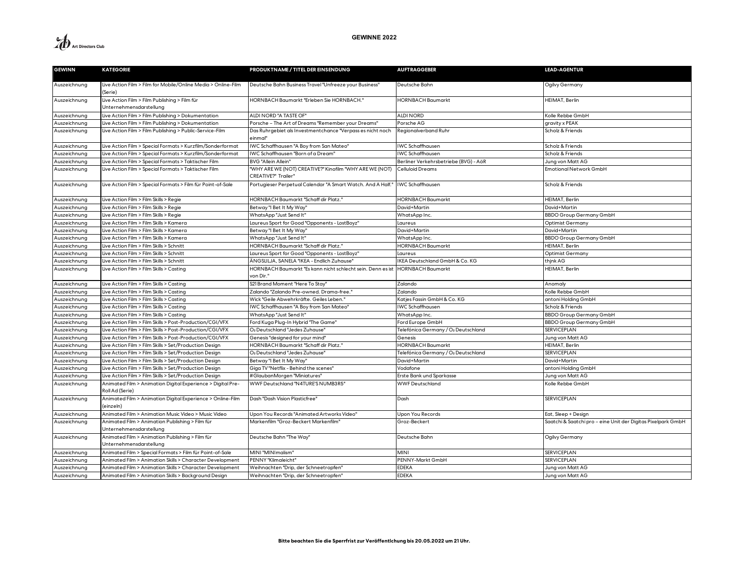# GEWINNE 2022

| GEWINN | KATEGORIE | PRODUKTNAME / TITEL DER EINSENDUNG | AUFTRAGGEBER | LEAD-AGENTUR |
|---|---|---|---|---|
| Auszeichnung | Live Action Film > Film for Mobile/Online Media > Online-Film (Serie) | Deutsche Bahn Business Travel "Unfreeze your Business" | Deutsche Bahn | Ogilvy Germany |
| Auszeichnung | Live Action Film > Film Publishing > Film für Unternehmensdarstellung | HORNBACH Baumarkt "Erleben Sie HORNBACH." | HORNBACH Baumarkt | HEIMAT, Berlin |
| Auszeichnung | Live Action Film > Film Publishing > Dokumentation | ALDI NORD "A TASTE OF" | ALDI NORD | Kolle Rebbe GmbH |
| Auszeichnung | Live Action Film > Film Publishing > Dokumentation | Porsche – The Art of Dreams "Remember your Dreams" | Porsche AG | gravity x PEAK |
| Auszeichnung | Live Action Film > Film Publishing > Public-Service-Film | Das Ruhrgebiet als Investmentchance "Verpass es nicht noch einmal" | Regionalverband Ruhr | Scholz & Friends |
| Auszeichnung | Live Action Film > Special Formats > Kurzfilm/Sonderformat | IWC Schaffhausen "A Boy from San Mateo" | IWC Schaffhausen | Scholz & Friends |
| Auszeichnung | Live Action Film > Special Formats > Kurzfilm/Sonderformat | IWC Schaffhausen "Born of a Dream" | IWC Schaffhausen | Scholz & Friends |
| Auszeichnung | Live Action Film > Special Formats > Taktischer Film | BVG "Allein Allein" | Berliner Verkehrsbetriebe (BVG) - AöR | Jung von Matt AG |
| Auszeichnung | Live Action Film > Special Formats > Taktischer Film | "WHY ARE WE (NOT) CREATIVE?" Kinofilm "WHY ARE WE (NOT) CREATIVE?" Trailer" | Celluloid Dreams | Emotional Network GmbH |
| Auszeichnung | Live Action Film > Special Formats > Film für Point-of-Sale | Portugieser Perpetual Calendar "A Smart Watch. And A Half." | IWC Schaffhausen | Scholz & Friends |
| Auszeichnung | Live Action Film > Film Skills > Regie | HORNBACH Baumarkt "Schaff dir Platz." | HORNBACH Baumarkt | HEIMAT, Berlin |
| Auszeichnung | Live Action Film > Film Skills > Regie | Betway "I Bet It My Way" | David+Martin | David+Martin |
| Auszeichnung | Live Action Film > Film Skills > Regie | WhatsApp "Just Send It" | WhatsApp Inc. | BBDO Group Germany GmbH |
| Auszeichnung | Live Action Film > Film Skills > Kamera | Laureus Sport for Good "Opponents - LostBoyz" | Laureus | Optimist Germany |
| Auszeichnung | Live Action Film > Film Skills > Kamera | Betway "I Bet It My Way" | David+Martin | David+Martin |
| Auszeichnung | Live Action Film > Film Skills > Kamera | WhatsApp "Just Send It" | WhatsApp Inc. | BBDO Group Germany GmbH |
| Auszeichnung | Live Action Film > Film Skills > Schnitt | HORNBACH Baumarkt "Schaff dir Platz." | HORNBACH Baumarkt | HEIMAT, Berlin |
| Auszeichnung | Live Action Film > Film Skills > Schnitt | Laureus Sport for Good "Opponents - LostBoyz" | Laureus | Optimist Germany |
| Auszeichnung | Live Action Film > Film Skills > Schnitt | ÄNGSLILJA, SANELA "IKEA - Endlich Zuhause" | IKEA Deutschland GmbH & Co. KG | thjnk AG |
| Auszeichnung | Live Action Film > Film Skills > Casting | HORNBACH Baumarkt "Es kann nicht schlecht sein. Denn es ist von Dir." | HORNBACH Baumarkt | HEIMAT, Berlin |
| Auszeichnung | Live Action Film > Film Skills > Casting | S21 Brand Moment "Here To Stay" | Zalando | Anomaly |
| Auszeichnung | Live Action Film > Film Skills > Casting | Zalando "Zalando Pre-owned. Drama-free." | Zalando | Kolle Rebbe GmbH |
| Auszeichnung | Live Action Film > Film Skills > Casting | Wick "Geile Abwehrkräfte. Geiles Leben." | Katjes Fassin GmbH & Co. KG | antoni Holding GmbH |
| Auszeichnung | Live Action Film > Film Skills > Casting | IWC Schaffhausen "A Boy from San Mateo" | IWC Schaffhausen | Scholz & Friends |
| Auszeichnung | Live Action Film > Film Skills > Casting | WhatsApp "Just Send It" | WhatsApp Inc. | BBDO Group Germany GmbH |
| Auszeichnung | Live Action Film > Film Skills > Post-Production/CGI/VFX | Ford Kuga Plug-In Hybrid "The Game" | Ford Europe GmbH | BBDO Group Germany GmbH |
| Auszeichnung | Live Action Film > Film Skills > Post-Production/CGI/VFX | O2 Deutschland "Jedes Zuhause" | Telefónica Germany / O2 Deutschland | SERVICEPLAN |
| Auszeichnung | Live Action Film > Film Skills > Post-Production/CGI/VFX | Genesis "designed for your mind" | Genesis | Jung von Matt AG |
| Auszeichnung | Live Action Film > Film Skills > Set/Production Design | HORNBACH Baumarkt "Schaff dir Platz." | HORNBACH Baumarkt | HEIMAT, Berlin |
| Auszeichnung | Live Action Film > Film Skills > Set/Production Design | O2 Deutschland "Jedes Zuhause" | Telefónica Germany / O2 Deutschland | SERVICEPLAN |
| Auszeichnung | Live Action Film > Film Skills > Set/Production Design | Betway "I Bet It My Way" | David+Martin | David+Martin |
| Auszeichnung | Live Action Film > Film Skills > Set/Production Design | Giga TV "Netflix - Behind the scenes" | Vodafone | antoni Holding GmbH |
| Auszeichnung | Live Action Film > Film Skills > Set/Production Design | #GlaubanMorgen "Miniatures" | Erste Bank und Sparkasse | Jung von Matt AG |
| Auszeichnung | Animated Film > Animation Digital Experience > Digital Pre-Roll Ad (Serie) | WWF Deutschland "N4TURE'S NUMB3R5" | WWF Deutschland | Kolle Rebbe GmbH |
| Auszeichnung | Animated Film > Animation Digital Experience > Online-Film (einzeln) | Dash "Dash Vision Plasticfree" | Dash | SERVICEPLAN |
| Auszeichnung | Animated Film > Animation Music Video > Music Video | Upon You Records "Animated Artworks Video" | Upon You Records | Eat, Sleep + Design |
| Auszeichnung | Animated Film > Animation Publishing > Film für Unternehmensdarstellung | Markenfilm "Groz-Beckert Markenfilm" | Groz-Beckert | Saatchi & Saatchi pro – eine Unit der Digitas Pixelpark GmbH |
| Auszeichnung | Animated Film > Animation Publishing > Film für Unternehmensdarstellung | Deutsche Bahn "The Way" | Deutsche Bahn | Ogilvy Germany |
| Auszeichnung | Animated Film > Special Formats > Film für Point-of-Sale | MINI "MINImalism" | MINI | SERVICEPLAN |
| Auszeichnung | Animated Film > Animation Skills > Character Development | PENNY "Klimaleicht" | PENNY-Markt GmbH | SERVICEPLAN |
| Auszeichnung | Animated Film > Animation Skills > Character Development | Weihnachten "Drip, der Schneetropfen" | EDEKA | Jung von Matt AG |
| Auszeichnung | Animated Film > Animation Skills > Background Design | Weihnachten "Drip, der Schneetropfen" | EDEKA | Jung von Matt AG |

**Bitte beachten Sie die Sperrfrist zur Veröffentlichung bis 20.05.2022 um 21 Uhr.**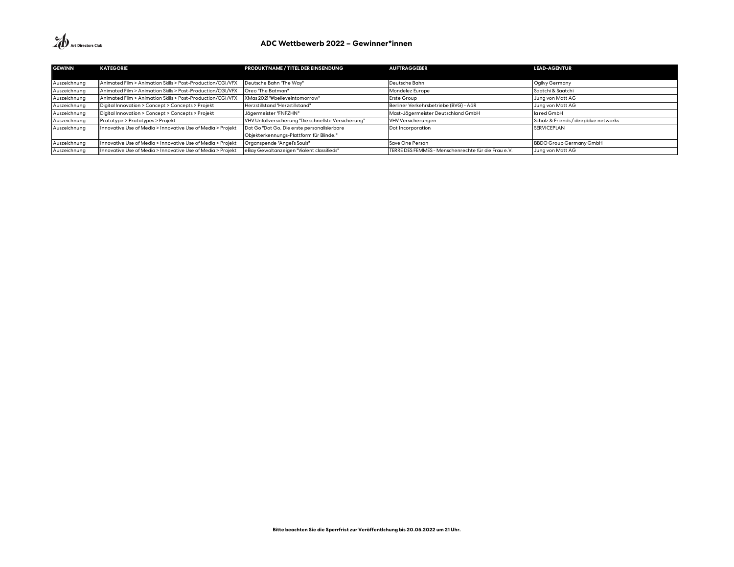# ADC Wettbewerb 2022 – Gewinner*innen

| GEWINN | KATEGORIE | PRODUKTNAME / TITEL DER EINSENDUNG | AUFTRAGGEBER | LEAD-AGENTUR |
|---|---|---|---|---|
| Auszeichnung | Animated Film > Animation Skills > Post-Production/CGI/VFX | Deutsche Bahn "The Way" | Deutsche Bahn | Ogilvy Germany |
| Auszeichnung | Animated Film > Animation Skills > Post-Production/CGI/VFX | Oreo "The Batman" | Mondelez Europe | Saatchi & Saatchi |
| Auszeichnung | Animated Film > Animation Skills > Post-Production/CGI/VFX | XMas 2021 "#believeintomorrow" | Erste Group | Jung von Matt AG |
| Auszeichnung | Digital Innovation > Concept > Concepts > Projekt | Herzstillstand "Herzstillstand" | Berliner Verkehrsbetriebe (BVG) - AöR | Jung von Matt AG |
| Auszeichnung | Digital Innovation > Concept > Concepts > Projekt | Jägermeister "FNFZHN" | Mast-Jägermeister Deutschland GmbH | la red GmbH |
| Auszeichnung | Prototype > Prototypes > Projekt | VHV Unfallversicherung "Die schnellste Versicherung" | VHV Versicherungen | Scholz & Friends / deepblue networks |
| Auszeichnung | Innovative Use of Media > Innovative Use of Media > Projekt | Dot Go "Dot Go. Die erste personalisierbare Objekterkennungs-Plattform für Blinde." | Dot Incorporation | SERVICEPLAN |
| Auszeichnung | Innovative Use of Media > Innovative Use of Media > Projekt | Organspende "Angel's Souls" | Save One Person | BBDO Group Germany GmbH |
| Auszeichnung | Innovative Use of Media > Innovative Use of Media > Projekt | eBay Gewaltanzeigen "Violent classifieds" | TERRE DES FEMMES - Menschenrechte für die Frau e.V. | Jung von Matt AG |

**Bitte beachten Sie die Sperrfrist zur Veröffentlichung bis 20.05.2022 um 21 Uhr.**